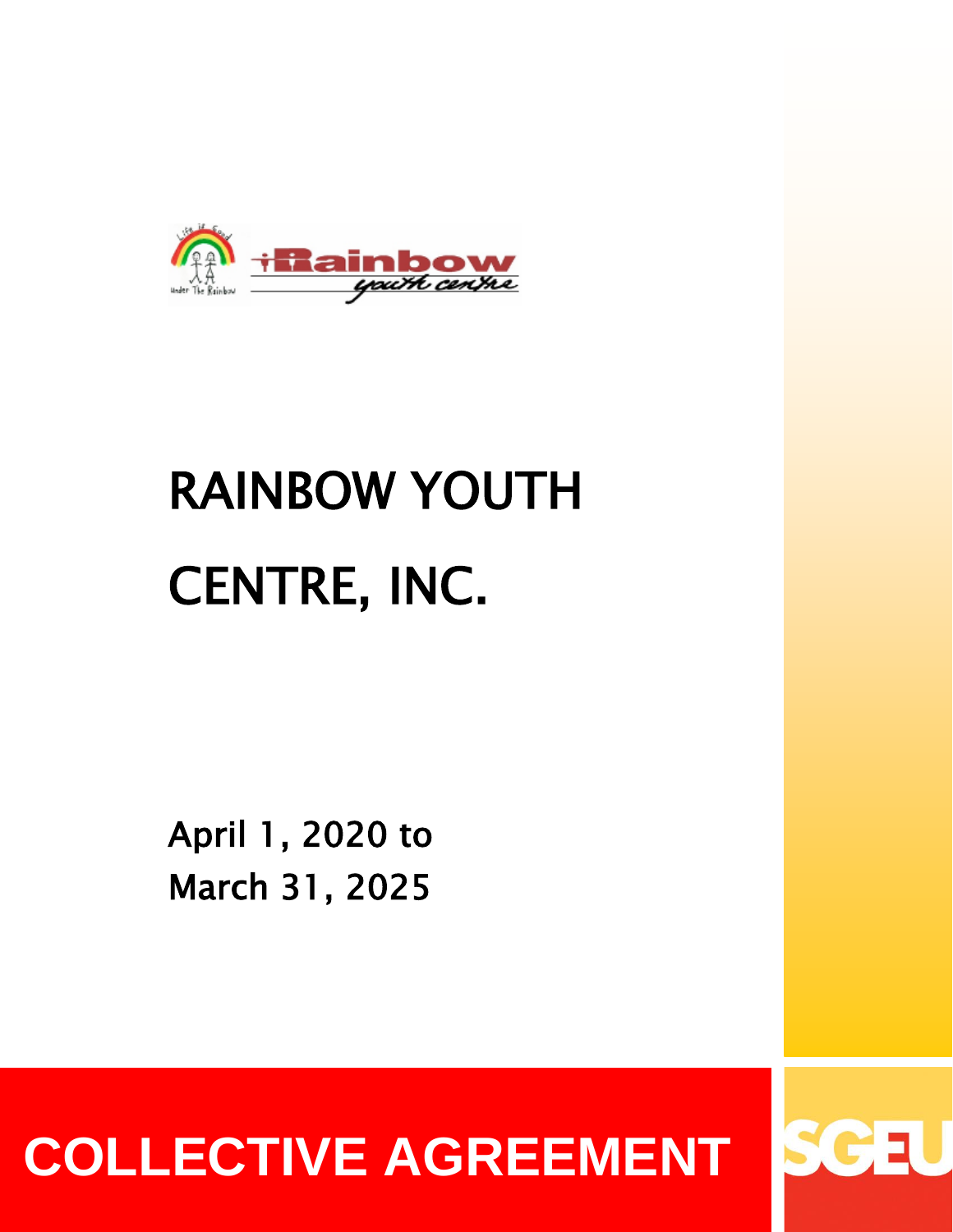# RAINBOW YOUTH CENTRE, INC.

April 1, 2020 to
March 31, 2025

**COLLECTIVE AGREEMENT**

SGEU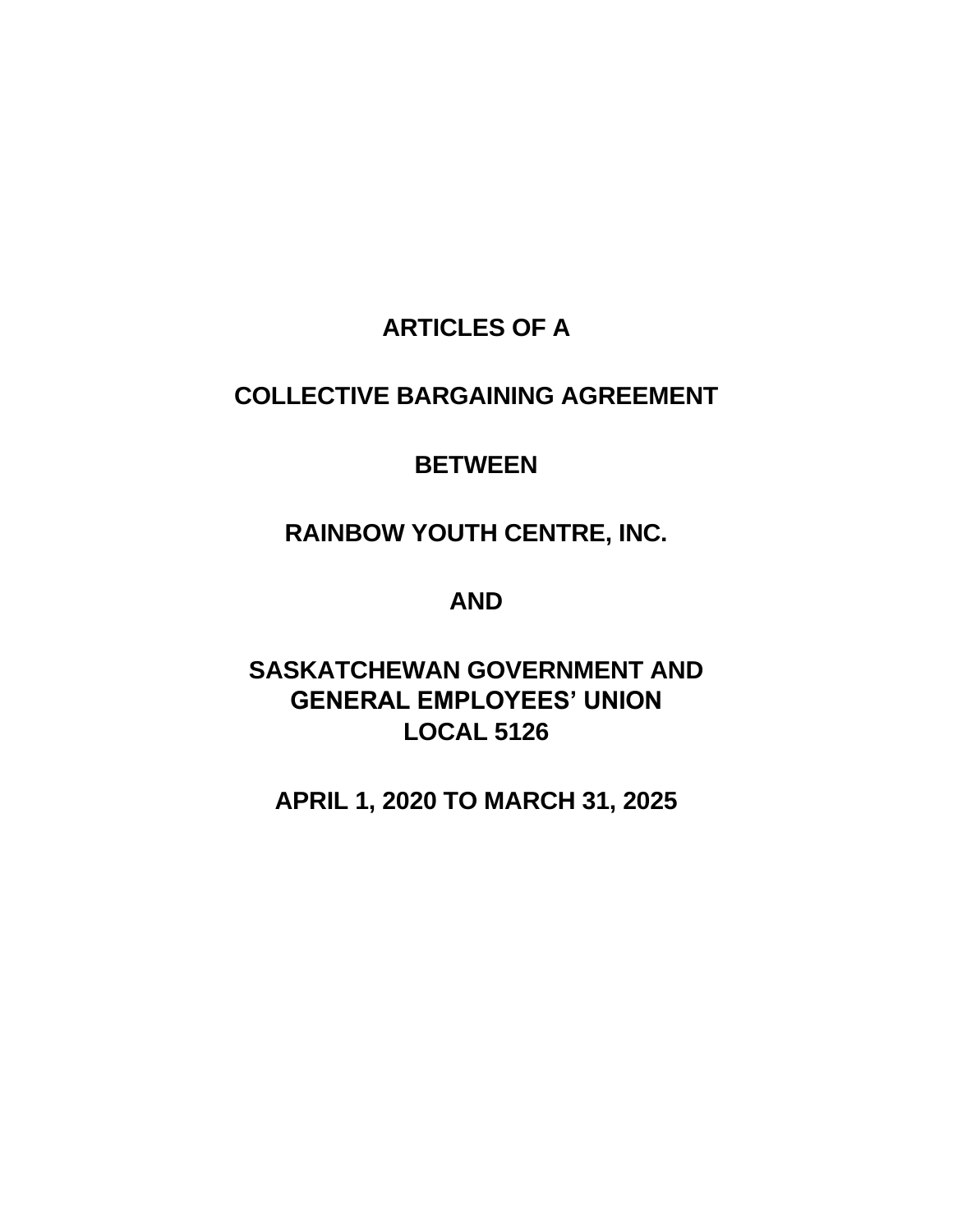# ARTICLES OF A

# COLLECTIVE BARGAINING AGREEMENT

# BETWEEN

# RAINBOW YOUTH CENTRE, INC.

# AND

# SASKATCHEWAN GOVERNMENT AND GENERAL EMPLOYEES' UNION LOCAL 5126

# APRIL 1, 2020 TO MARCH 31, 2025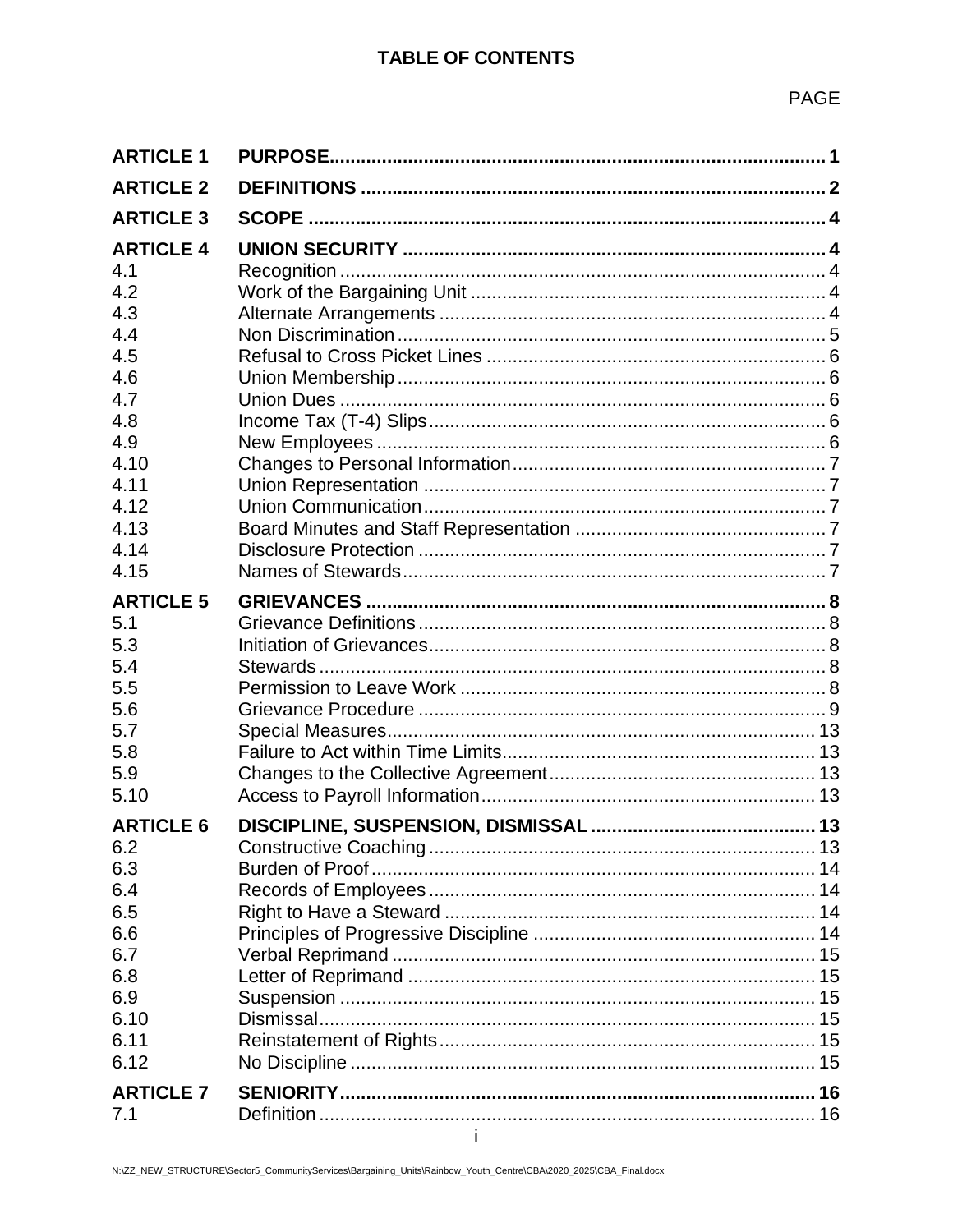# TABLE OF CONTENTS

| | | PAGE |
|---|---|---|
| **ARTICLE 1** | **PURPOSE** | **1** |
| **ARTICLE 2** | **DEFINITIONS** | **2** |
| **ARTICLE 3** | **SCOPE** | **4** |
| **ARTICLE 4** | **UNION SECURITY** | **4** |
| 4.1 | Recognition | 4 |
| 4.2 | Work of the Bargaining Unit | 4 |
| 4.3 | Alternate Arrangements | 4 |
| 4.4 | Non Discrimination | 5 |
| 4.5 | Refusal to Cross Picket Lines | 6 |
| 4.6 | Union Membership | 6 |
| 4.7 | Union Dues | 6 |
| 4.8 | Income Tax (T-4) Slips | 6 |
| 4.9 | New Employees | 6 |
| 4.10 | Changes to Personal Information | 7 |
| 4.11 | Union Representation | 7 |
| 4.12 | Union Communication | 7 |
| 4.13 | Board Minutes and Staff Representation | 7 |
| 4.14 | Disclosure Protection | 7 |
| 4.15 | Names of Stewards | 7 |
| **ARTICLE 5** | **GRIEVANCES** | **8** |
| 5.1 | Grievance Definitions | 8 |
| 5.3 | Initiation of Grievances | 8 |
| 5.4 | Stewards | 8 |
| 5.5 | Permission to Leave Work | 8 |
| 5.6 | Grievance Procedure | 9 |
| 5.7 | Special Measures | 13 |
| 5.8 | Failure to Act within Time Limits | 13 |
| 5.9 | Changes to the Collective Agreement | 13 |
| 5.10 | Access to Payroll Information | 13 |
| **ARTICLE 6** | **DISCIPLINE, SUSPENSION, DISMISSAL** | **13** |
| 6.2 | Constructive Coaching | 13 |
| 6.3 | Burden of Proof | 14 |
| 6.4 | Records of Employees | 14 |
| 6.5 | Right to Have a Steward | 14 |
| 6.6 | Principles of Progressive Discipline | 14 |
| 6.7 | Verbal Reprimand | 15 |
| 6.8 | Letter of Reprimand | 15 |
| 6.9 | Suspension | 15 |
| 6.10 | Dismissal | 15 |
| 6.11 | Reinstatement of Rights | 15 |
| 6.12 | No Discipline | 15 |
| **ARTICLE 7** | **SENIORITY** | **16** |
| 7.1 | Definition | 16 |

N:\ZZ_NEW_STRUCTURE\Sector5_CommunityServices\Bargaining_Units\Rainbow_Youth_Centre\CBA\2020_2025\CBA_Final.docx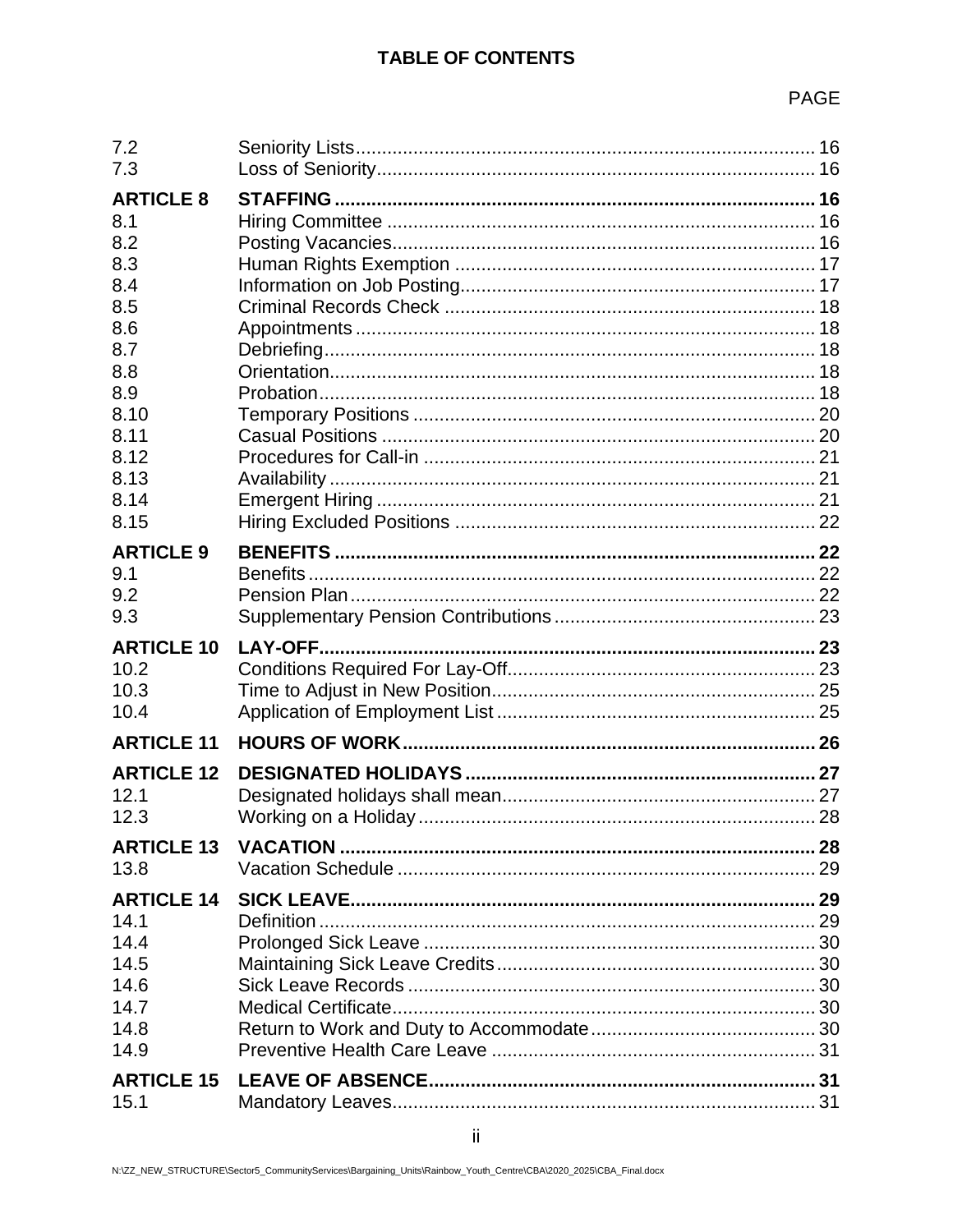# TABLE OF CONTENTS

| | | PAGE |
|---|---|---|
| 7.2 | Seniority Lists | 16 |
| 7.3 | Loss of Seniority | 16 |
| **ARTICLE 8** | **STAFFING** | **16** |
| 8.1 | Hiring Committee | 16 |
| 8.2 | Posting Vacancies | 16 |
| 8.3 | Human Rights Exemption | 17 |
| 8.4 | Information on Job Posting | 17 |
| 8.5 | Criminal Records Check | 18 |
| 8.6 | Appointments | 18 |
| 8.7 | Debriefing | 18 |
| 8.8 | Orientation | 18 |
| 8.9 | Probation | 18 |
| 8.10 | Temporary Positions | 20 |
| 8.11 | Casual Positions | 20 |
| 8.12 | Procedures for Call-in | 21 |
| 8.13 | Availability | 21 |
| 8.14 | Emergent Hiring | 21 |
| 8.15 | Hiring Excluded Positions | 22 |
| **ARTICLE 9** | **BENEFITS** | **22** |
| 9.1 | Benefits | 22 |
| 9.2 | Pension Plan | 22 |
| 9.3 | Supplementary Pension Contributions | 23 |
| **ARTICLE 10** | **LAY-OFF** | **23** |
| 10.2 | Conditions Required For Lay-Off | 23 |
| 10.3 | Time to Adjust in New Position | 25 |
| 10.4 | Application of Employment List | 25 |
| **ARTICLE 11** | **HOURS OF WORK** | **26** |
| **ARTICLE 12** | **DESIGNATED HOLIDAYS** | **27** |
| 12.1 | Designated holidays shall mean | 27 |
| 12.3 | Working on a Holiday | 28 |
| **ARTICLE 13** | **VACATION** | **28** |
| 13.8 | Vacation Schedule | 29 |
| **ARTICLE 14** | **SICK LEAVE** | **29** |
| 14.1 | Definition | 29 |
| 14.4 | Prolonged Sick Leave | 30 |
| 14.5 | Maintaining Sick Leave Credits | 30 |
| 14.6 | Sick Leave Records | 30 |
| 14.7 | Medical Certificate | 30 |
| 14.8 | Return to Work and Duty to Accommodate | 30 |
| 14.9 | Preventive Health Care Leave | 31 |
| **ARTICLE 15** | **LEAVE OF ABSENCE** | **31** |
| 15.1 | Mandatory Leaves | 31 |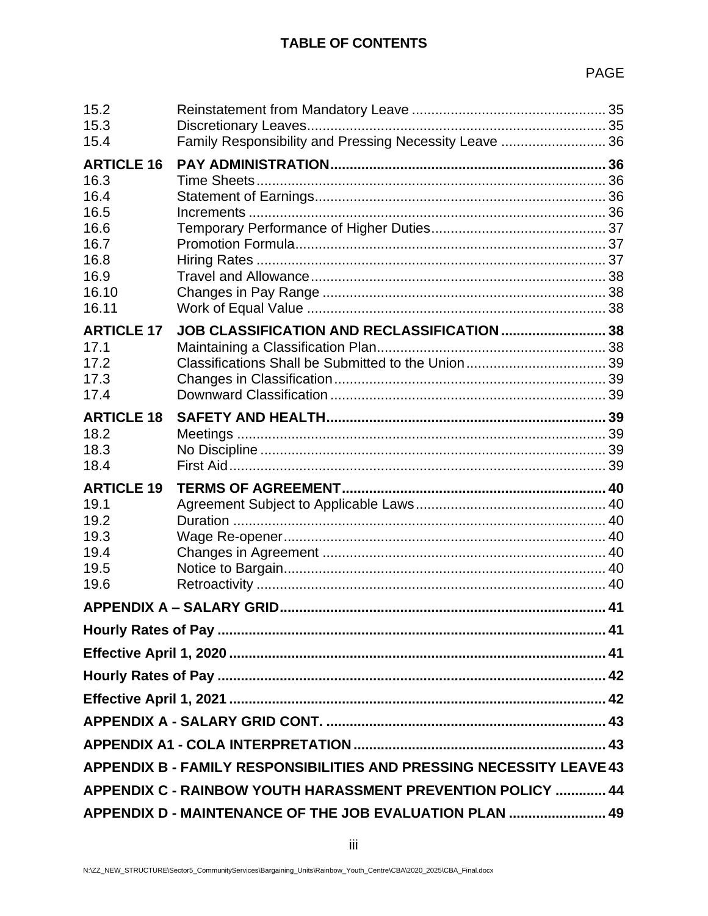**TABLE OF CONTENTS**

PAGE

| | | |
|---|---|---|
| 15.2 | Reinstatement from Mandatory Leave | 35 |
| 15.3 | Discretionary Leaves | 35 |
| 15.4 | Family Responsibility and Pressing Necessity Leave | 36 |
| **ARTICLE 16** | **PAY ADMINISTRATION** | **36** |
| 16.3 | Time Sheets | 36 |
| 16.4 | Statement of Earnings | 36 |
| 16.5 | Increments | 36 |
| 16.6 | Temporary Performance of Higher Duties | 37 |
| 16.7 | Promotion Formula | 37 |
| 16.8 | Hiring Rates | 37 |
| 16.9 | Travel and Allowance | 38 |
| 16.10 | Changes in Pay Range | 38 |
| 16.11 | Work of Equal Value | 38 |
| **ARTICLE 17** | **JOB CLASSIFICATION AND RECLASSIFICATION** | **38** |
| 17.1 | Maintaining a Classification Plan | 38 |
| 17.2 | Classifications Shall be Submitted to the Union | 39 |
| 17.3 | Changes in Classification | 39 |
| 17.4 | Downward Classification | 39 |
| **ARTICLE 18** | **SAFETY AND HEALTH** | **39** |
| 18.2 | Meetings | 39 |
| 18.3 | No Discipline | 39 |
| 18.4 | First Aid | 39 |
| **ARTICLE 19** | **TERMS OF AGREEMENT** | **40** |
| 19.1 | Agreement Subject to Applicable Laws | 40 |
| 19.2 | Duration | 40 |
| 19.3 | Wage Re-opener | 40 |
| 19.4 | Changes in Agreement | 40 |
| 19.5 | Notice to Bargain | 40 |
| 19.6 | Retroactivity | 40 |
| **APPENDIX A – SALARY GRID** | | **41** |
| **Hourly Rates of Pay** | | **41** |
| **Effective April 1, 2020** | | **41** |
| **Hourly Rates of Pay** | | **42** |
| **Effective April 1, 2021** | | **42** |
| **APPENDIX A - SALARY GRID CONT.** | | **43** |
| **APPENDIX A1 - COLA INTERPRETATION** | | **43** |
| **APPENDIX B - FAMILY RESPONSIBILITIES AND PRESSING NECESSITY LEAVE** | | **43** |
| **APPENDIX C - RAINBOW YOUTH HARASSMENT PREVENTION POLICY** | | **44** |
| **APPENDIX D - MAINTENANCE OF THE JOB EVALUATION PLAN** | | **49** |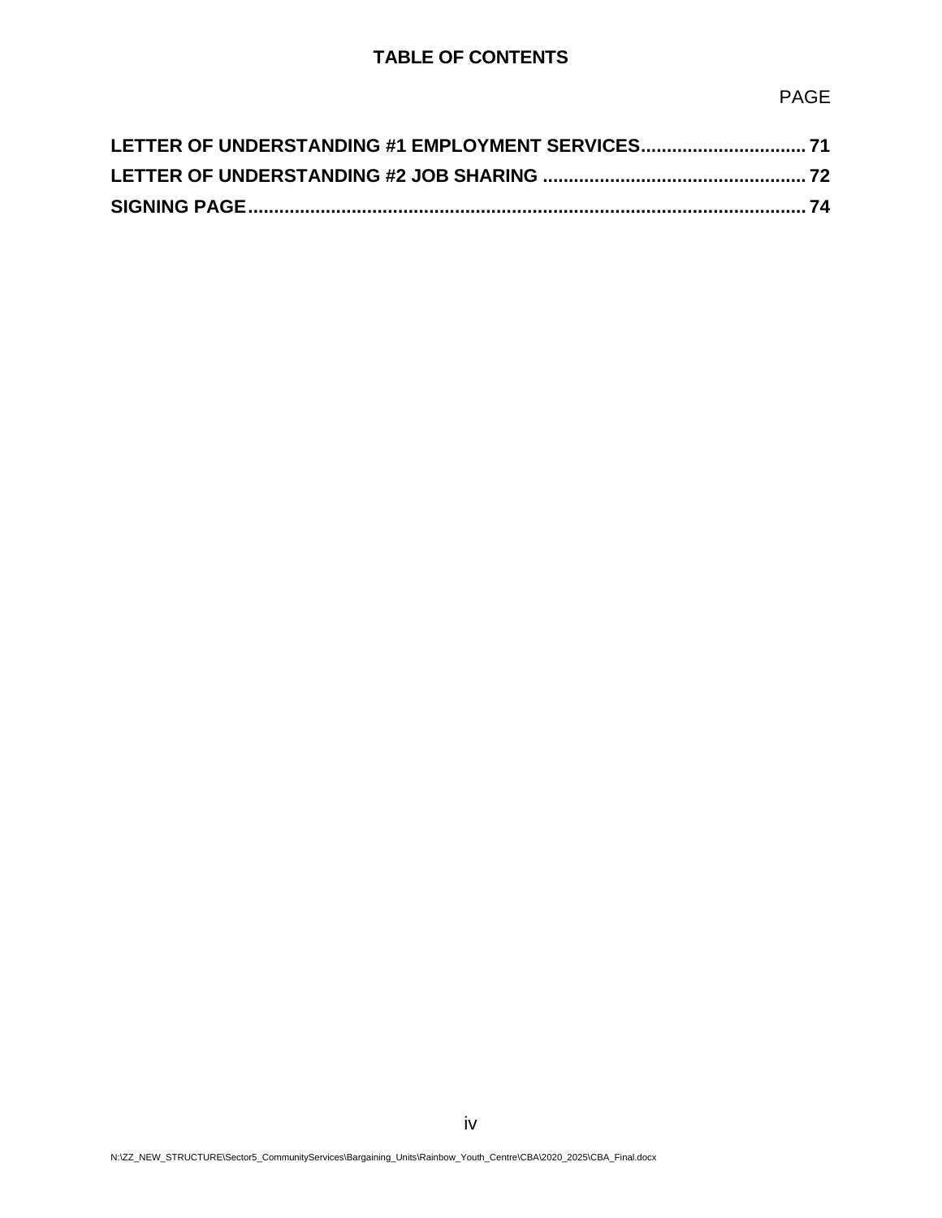# TABLE OF CONTENTS

PAGE

**LETTER OF UNDERSTANDING #1 EMPLOYMENT SERVICES ................................ 71**
**LETTER OF UNDERSTANDING #2 JOB SHARING ................................................... 72**
**SIGNING PAGE ............................................................................................................. 74**

N:\ZZ_NEW_STRUCTURE\Sector5_CommunityServices\Bargaining_Units\Rainbow_Youth_Centre\CBA\2020_2025\CBA_Final.docx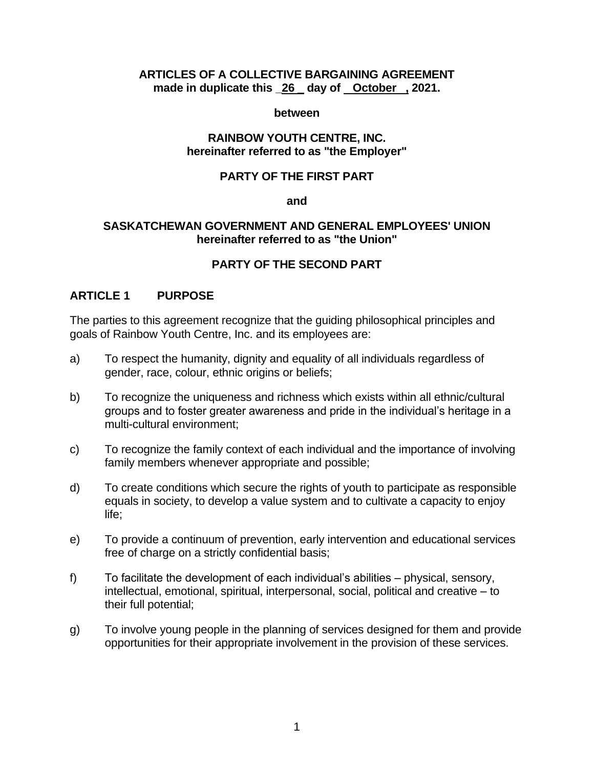**ARTICLES OF A COLLECTIVE BARGAINING AGREEMENT**
**made in duplicate this _26_ day of _October_, 2021.**

**between**

**RAINBOW YOUTH CENTRE, INC.**
**hereinafter referred to as "the Employer"**

**PARTY OF THE FIRST PART**

**and**

**SASKATCHEWAN GOVERNMENT AND GENERAL EMPLOYEES' UNION**
**hereinafter referred to as "the Union"**

**PARTY OF THE SECOND PART**

## ARTICLE 1 PURPOSE

The parties to this agreement recognize that the guiding philosophical principles and goals of Rainbow Youth Centre, Inc. and its employees are:

a) To respect the humanity, dignity and equality of all individuals regardless of gender, race, colour, ethnic origins or beliefs;

b) To recognize the uniqueness and richness which exists within all ethnic/cultural groups and to foster greater awareness and pride in the individual's heritage in a multi-cultural environment;

c) To recognize the family context of each individual and the importance of involving family members whenever appropriate and possible;

d) To create conditions which secure the rights of youth to participate as responsible equals in society, to develop a value system and to cultivate a capacity to enjoy life;

e) To provide a continuum of prevention, early intervention and educational services free of charge on a strictly confidential basis;

f) To facilitate the development of each individual's abilities – physical, sensory, intellectual, emotional, spiritual, interpersonal, social, political and creative – to their full potential;

g) To involve young people in the planning of services designed for them and provide opportunities for their appropriate involvement in the provision of these services.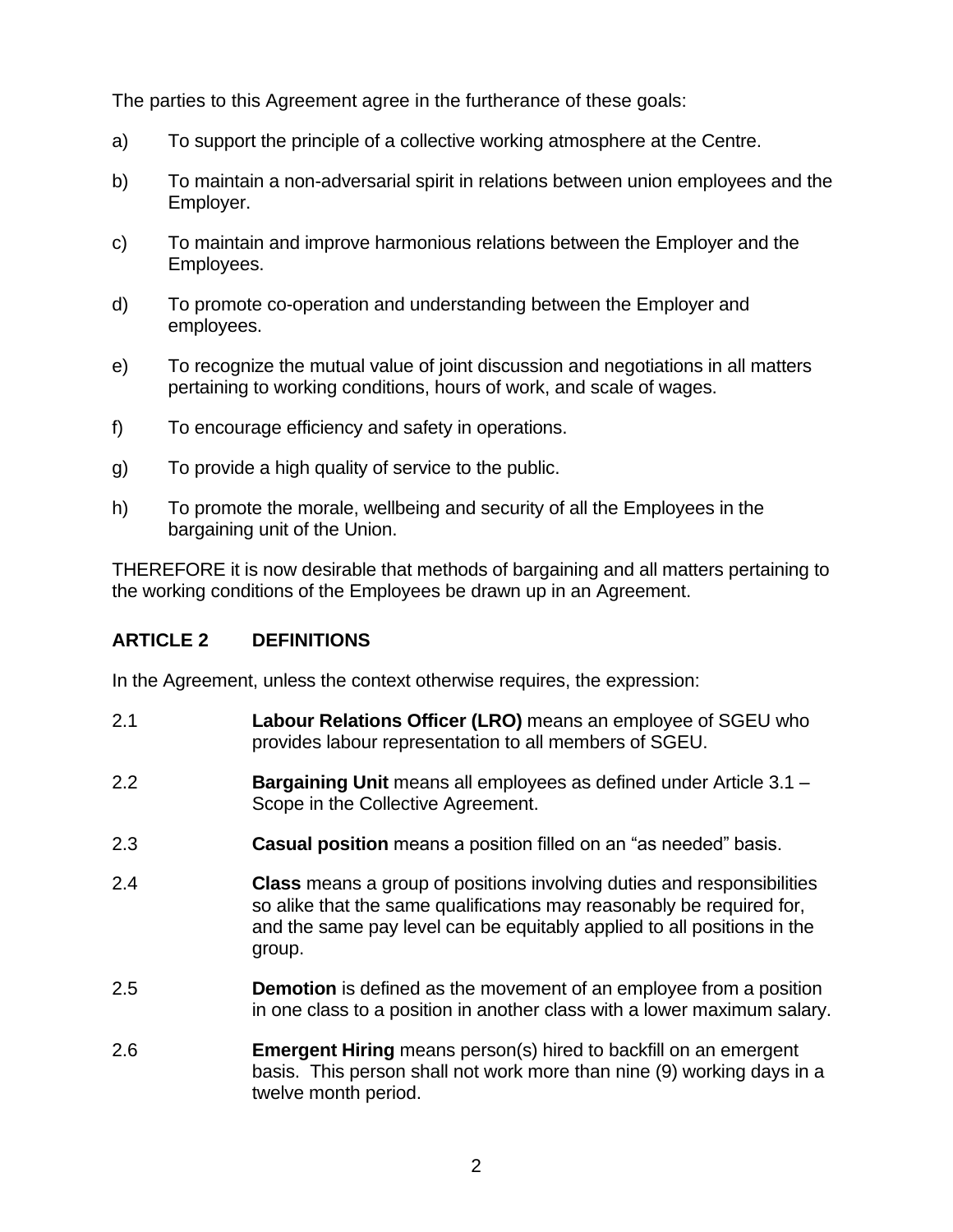The parties to this Agreement agree in the furtherance of these goals:

a) To support the principle of a collective working atmosphere at the Centre.

b) To maintain a non-adversarial spirit in relations between union employees and the Employer.

c) To maintain and improve harmonious relations between the Employer and the Employees.

d) To promote co-operation and understanding between the Employer and employees.

e) To recognize the mutual value of joint discussion and negotiations in all matters pertaining to working conditions, hours of work, and scale of wages.

f) To encourage efficiency and safety in operations.

g) To provide a high quality of service to the public.

h) To promote the morale, wellbeing and security of all the Employees in the bargaining unit of the Union.

THEREFORE it is now desirable that methods of bargaining and all matters pertaining to the working conditions of the Employees be drawn up in an Agreement.

## ARTICLE 2 DEFINITIONS

In the Agreement, unless the context otherwise requires, the expression:

2.1 **Labour Relations Officer (LRO)** means an employee of SGEU who provides labour representation to all members of SGEU.

2.2 **Bargaining Unit** means all employees as defined under Article 3.1 – Scope in the Collective Agreement.

2.3 **Casual position** means a position filled on an "as needed" basis.

2.4 **Class** means a group of positions involving duties and responsibilities so alike that the same qualifications may reasonably be required for, and the same pay level can be equitably applied to all positions in the group.

2.5 **Demotion** is defined as the movement of an employee from a position in one class to a position in another class with a lower maximum salary.

2.6 **Emergent Hiring** means person(s) hired to backfill on an emergent basis. This person shall not work more than nine (9) working days in a twelve month period.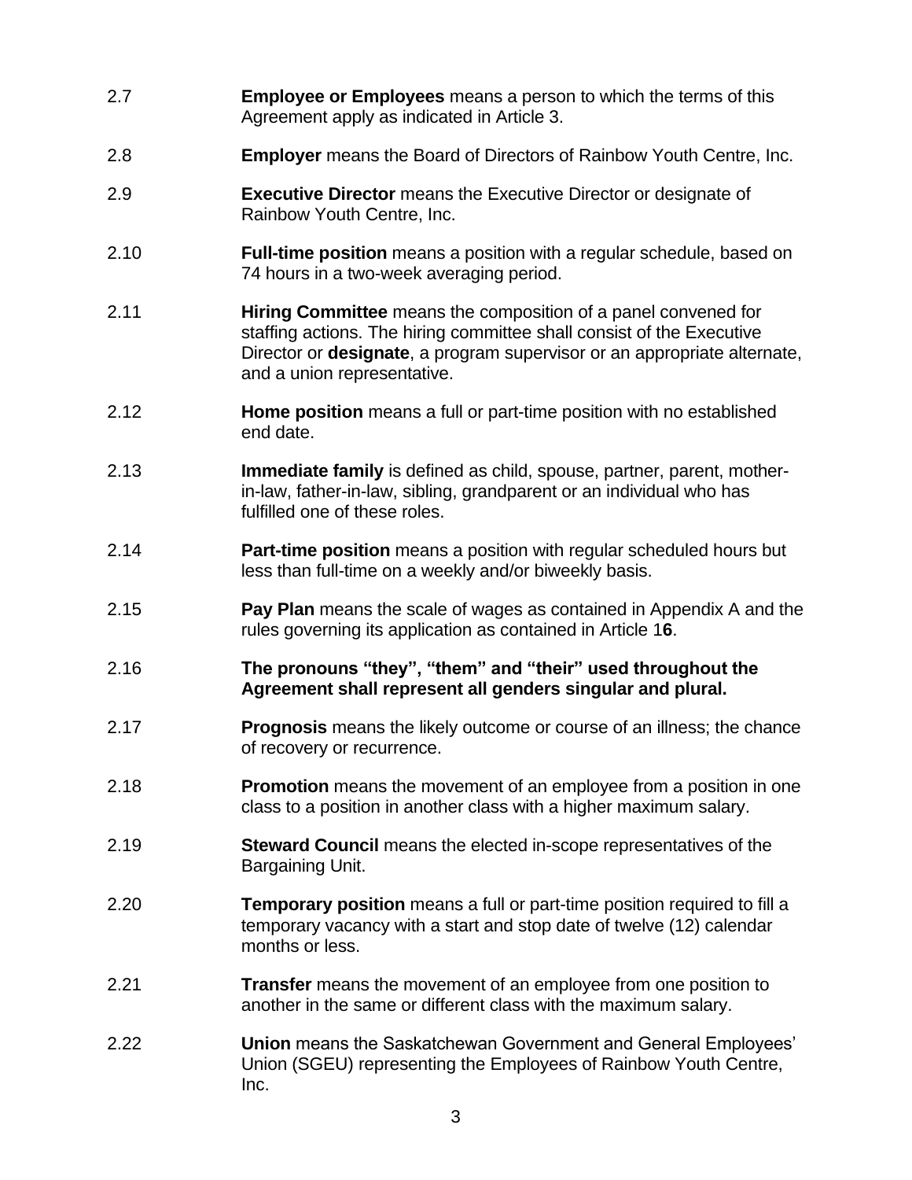2.7 **Employee or Employees** means a person to which the terms of this Agreement apply as indicated in Article 3.

2.8 **Employer** means the Board of Directors of Rainbow Youth Centre, Inc.

2.9 **Executive Director** means the Executive Director or designate of Rainbow Youth Centre, Inc.

2.10 **Full-time position** means a position with a regular schedule, based on 74 hours in a two-week averaging period.

2.11 **Hiring Committee** means the composition of a panel convened for staffing actions. The hiring committee shall consist of the Executive Director or **designate**, a program supervisor or an appropriate alternate, and a union representative.

2.12 **Home position** means a full or part-time position with no established end date.

2.13 **Immediate family** is defined as child, spouse, partner, parent, mother-in-law, father-in-law, sibling, grandparent or an individual who has fulfilled one of these roles.

2.14 **Part-time position** means a position with regular scheduled hours but less than full-time on a weekly and/or biweekly basis.

2.15 **Pay Plan** means the scale of wages as contained in Appendix A and the rules governing its application as contained in Article 1**6**.

2.16 **The pronouns "they", "them" and "their" used throughout the Agreement shall represent all genders singular and plural.**

2.17 **Prognosis** means the likely outcome or course of an illness; the chance of recovery or recurrence.

2.18 **Promotion** means the movement of an employee from a position in one class to a position in another class with a higher maximum salary.

2.19 **Steward Council** means the elected in-scope representatives of the Bargaining Unit.

2.20 **Temporary position** means a full or part-time position required to fill a temporary vacancy with a start and stop date of twelve (12) calendar months or less.

2.21 **Transfer** means the movement of an employee from one position to another in the same or different class with the maximum salary.

2.22 **Union** means the Saskatchewan Government and General Employees' Union (SGEU) representing the Employees of Rainbow Youth Centre, Inc.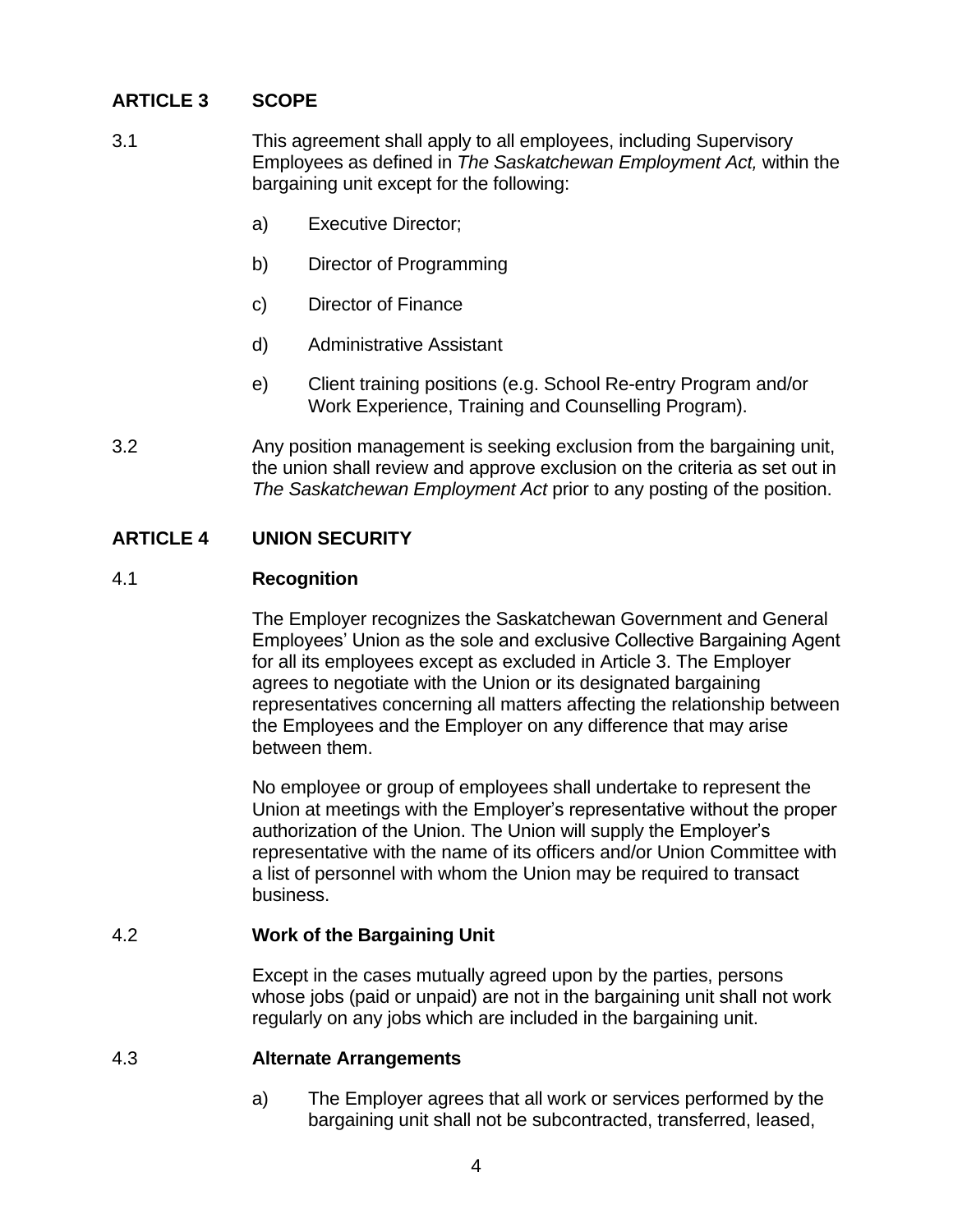## ARTICLE 3 SCOPE

3.1 This agreement shall apply to all employees, including Supervisory Employees as defined in *The Saskatchewan Employment Act,* within the bargaining unit except for the following:

a) Executive Director;

b) Director of Programming

c) Director of Finance

d) Administrative Assistant

e) Client training positions (e.g. School Re-entry Program and/or Work Experience, Training and Counselling Program).

3.2 Any position management is seeking exclusion from the bargaining unit, the union shall review and approve exclusion on the criteria as set out in *The Saskatchewan Employment Act* prior to any posting of the position.

## ARTICLE 4 UNION SECURITY

### 4.1 Recognition

The Employer recognizes the Saskatchewan Government and General Employees' Union as the sole and exclusive Collective Bargaining Agent for all its employees except as excluded in Article 3. The Employer agrees to negotiate with the Union or its designated bargaining representatives concerning all matters affecting the relationship between the Employees and the Employer on any difference that may arise between them.

No employee or group of employees shall undertake to represent the Union at meetings with the Employer's representative without the proper authorization of the Union. The Union will supply the Employer's representative with the name of its officers and/or Union Committee with a list of personnel with whom the Union may be required to transact business.

### 4.2 Work of the Bargaining Unit

Except in the cases mutually agreed upon by the parties, persons whose jobs (paid or unpaid) are not in the bargaining unit shall not work regularly on any jobs which are included in the bargaining unit.

### 4.3 Alternate Arrangements

a) The Employer agrees that all work or services performed by the bargaining unit shall not be subcontracted, transferred, leased,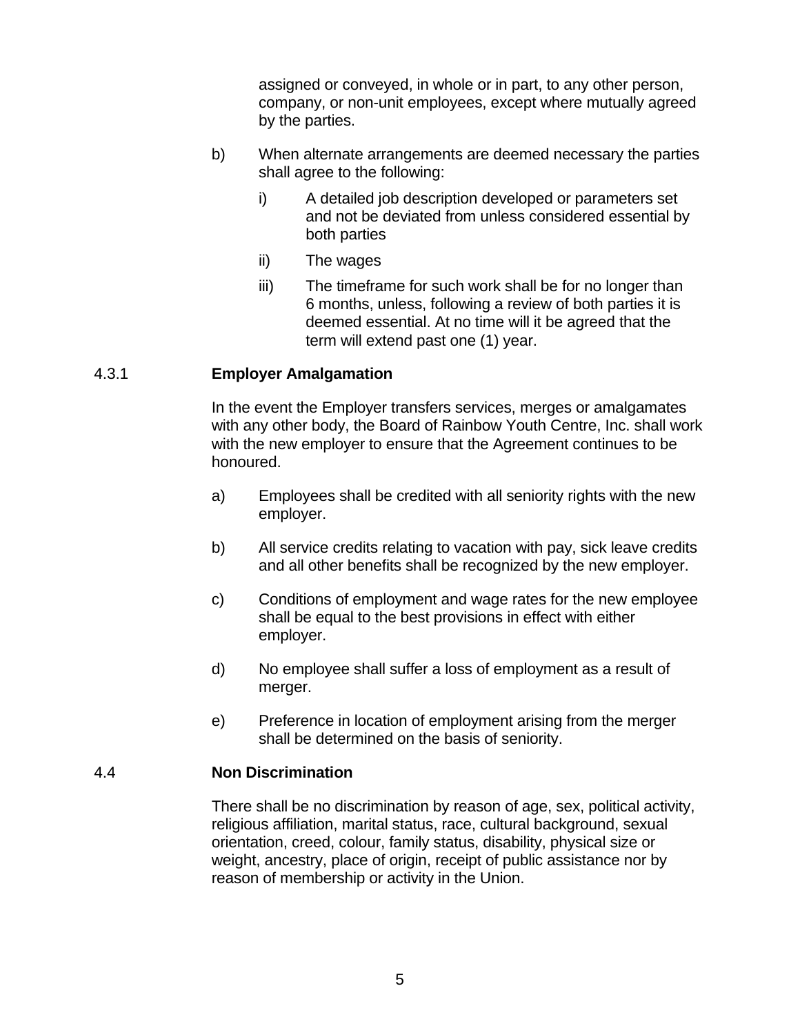assigned or conveyed, in whole or in part, to any other person, company, or non-unit employees, except where mutually agreed by the parties.

b) When alternate arrangements are deemed necessary the parties shall agree to the following:

   i) A detailed job description developed or parameters set and not be deviated from unless considered essential by both parties

   ii) The wages

   iii) The timeframe for such work shall be for no longer than 6 months, unless, following a review of both parties it is deemed essential. At no time will it be agreed that the term will extend past one (1) year.

### 4.3.1 Employer Amalgamation

In the event the Employer transfers services, merges or amalgamates with any other body, the Board of Rainbow Youth Centre, Inc. shall work with the new employer to ensure that the Agreement continues to be honoured.

a) Employees shall be credited with all seniority rights with the new employer.

b) All service credits relating to vacation with pay, sick leave credits and all other benefits shall be recognized by the new employer.

c) Conditions of employment and wage rates for the new employee shall be equal to the best provisions in effect with either employer.

d) No employee shall suffer a loss of employment as a result of merger.

e) Preference in location of employment arising from the merger shall be determined on the basis of seniority.

### 4.4 Non Discrimination

There shall be no discrimination by reason of age, sex, political activity, religious affiliation, marital status, race, cultural background, sexual orientation, creed, colour, family status, disability, physical size or weight, ancestry, place of origin, receipt of public assistance nor by reason of membership or activity in the Union.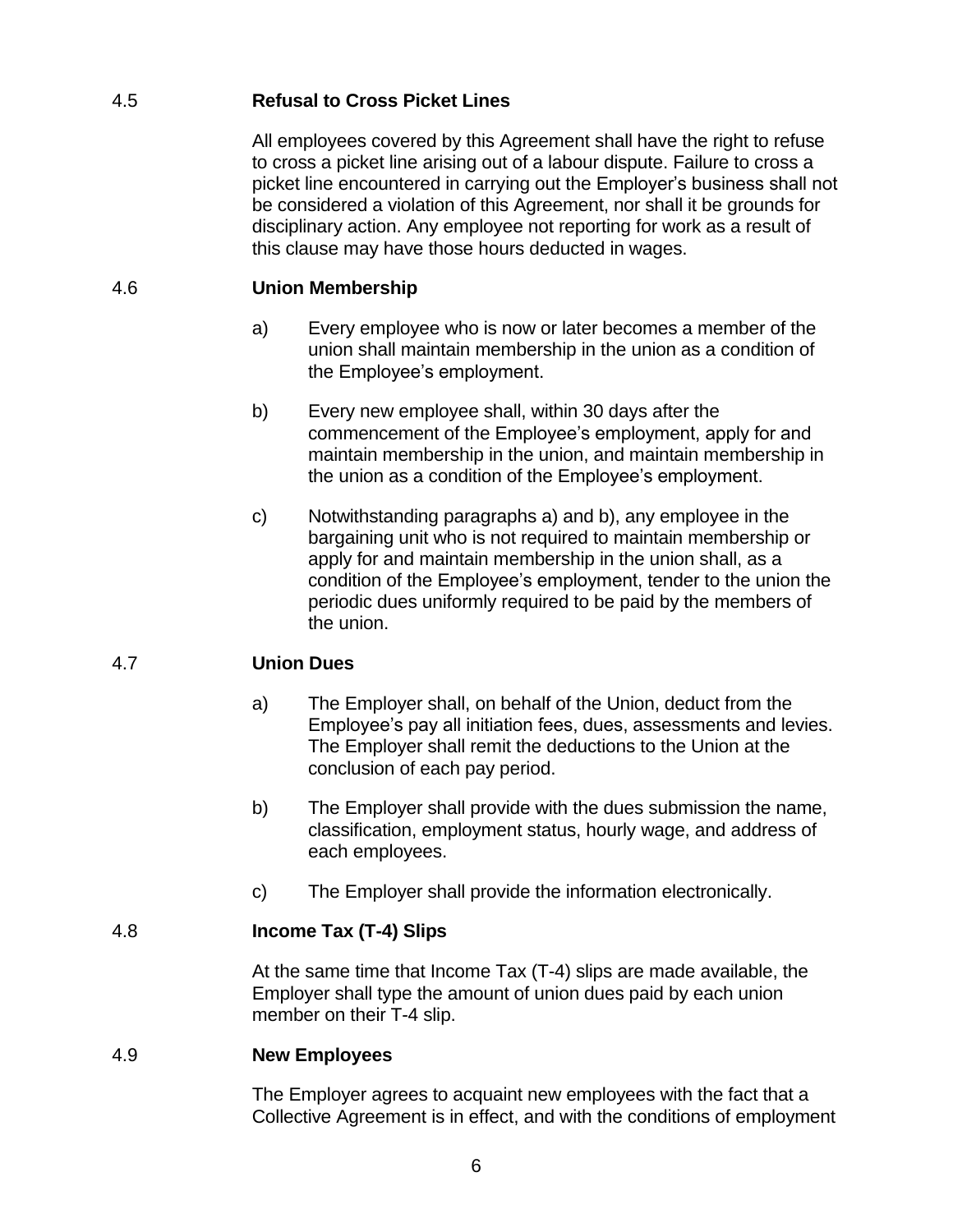### 4.5 Refusal to Cross Picket Lines

All employees covered by this Agreement shall have the right to refuse to cross a picket line arising out of a labour dispute. Failure to cross a picket line encountered in carrying out the Employer's business shall not be considered a violation of this Agreement, nor shall it be grounds for disciplinary action. Any employee not reporting for work as a result of this clause may have those hours deducted in wages.

### 4.6 Union Membership

a) Every employee who is now or later becomes a member of the union shall maintain membership in the union as a condition of the Employee's employment.

b) Every new employee shall, within 30 days after the commencement of the Employee's employment, apply for and maintain membership in the union, and maintain membership in the union as a condition of the Employee's employment.

c) Notwithstanding paragraphs a) and b), any employee in the bargaining unit who is not required to maintain membership or apply for and maintain membership in the union shall, as a condition of the Employee's employment, tender to the union the periodic dues uniformly required to be paid by the members of the union.

### 4.7 Union Dues

a) The Employer shall, on behalf of the Union, deduct from the Employee's pay all initiation fees, dues, assessments and levies. The Employer shall remit the deductions to the Union at the conclusion of each pay period.

b) The Employer shall provide with the dues submission the name, classification, employment status, hourly wage, and address of each employees.

c) The Employer shall provide the information electronically.

### 4.8 Income Tax (T-4) Slips

At the same time that Income Tax (T-4) slips are made available, the Employer shall type the amount of union dues paid by each union member on their T-4 slip.

### 4.9 New Employees

The Employer agrees to acquaint new employees with the fact that a Collective Agreement is in effect, and with the conditions of employment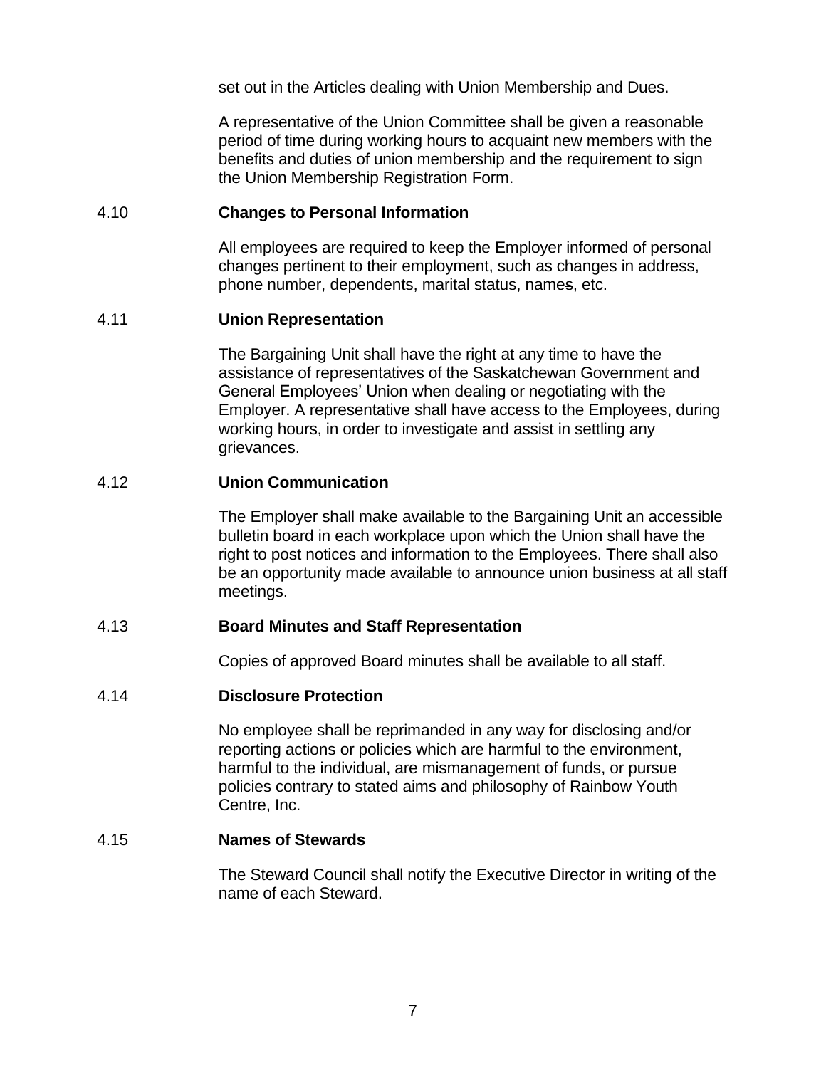set out in the Articles dealing with Union Membership and Dues.

A representative of the Union Committee shall be given a reasonable period of time during working hours to acquaint new members with the benefits and duties of union membership and the requirement to sign the Union Membership Registration Form.

### 4.10 Changes to Personal Information

All employees are required to keep the Employer informed of personal changes pertinent to their employment, such as changes in address, phone number, dependents, marital status, names, etc.

### 4.11 Union Representation

The Bargaining Unit shall have the right at any time to have the assistance of representatives of the Saskatchewan Government and General Employees' Union when dealing or negotiating with the Employer. A representative shall have access to the Employees, during working hours, in order to investigate and assist in settling any grievances.

### 4.12 Union Communication

The Employer shall make available to the Bargaining Unit an accessible bulletin board in each workplace upon which the Union shall have the right to post notices and information to the Employees. There shall also be an opportunity made available to announce union business at all staff meetings.

### 4.13 Board Minutes and Staff Representation

Copies of approved Board minutes shall be available to all staff.

### 4.14 Disclosure Protection

No employee shall be reprimanded in any way for disclosing and/or reporting actions or policies which are harmful to the environment, harmful to the individual, are mismanagement of funds, or pursue policies contrary to stated aims and philosophy of Rainbow Youth Centre, Inc.

### 4.15 Names of Stewards

The Steward Council shall notify the Executive Director in writing of the name of each Steward.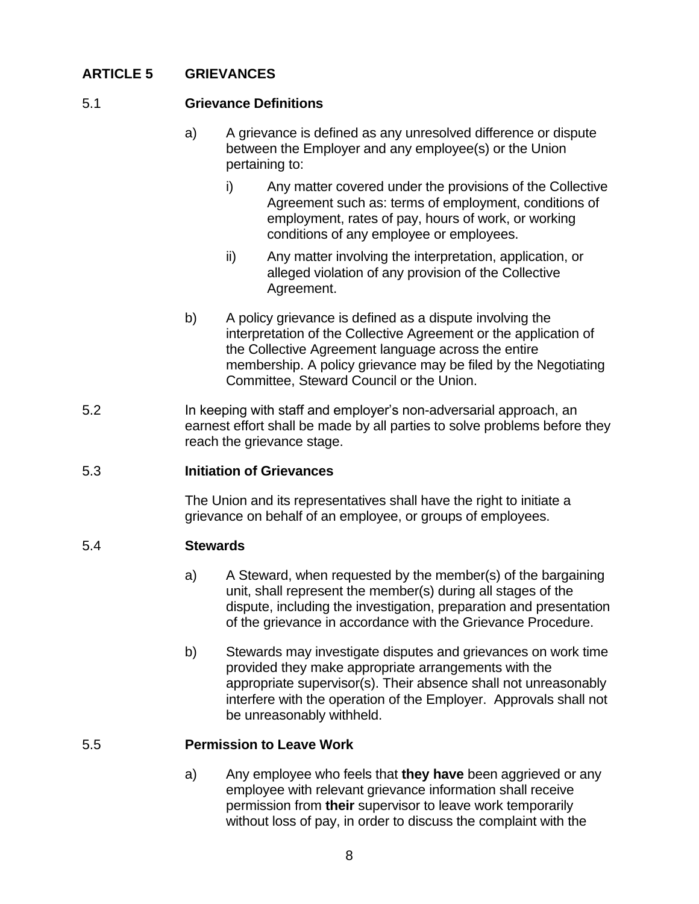## ARTICLE 5 GRIEVANCES

### 5.1 Grievance Definitions

a) A grievance is defined as any unresolved difference or dispute between the Employer and any employee(s) or the Union pertaining to:

   i) Any matter covered under the provisions of the Collective Agreement such as: terms of employment, conditions of employment, rates of pay, hours of work, or working conditions of any employee or employees.

   ii) Any matter involving the interpretation, application, or alleged violation of any provision of the Collective Agreement.

b) A policy grievance is defined as a dispute involving the interpretation of the Collective Agreement or the application of the Collective Agreement language across the entire membership. A policy grievance may be filed by the Negotiating Committee, Steward Council or the Union.

5.2 In keeping with staff and employer's non-adversarial approach, an earnest effort shall be made by all parties to solve problems before they reach the grievance stage.

### 5.3 Initiation of Grievances

The Union and its representatives shall have the right to initiate a grievance on behalf of an employee, or groups of employees.

### 5.4 Stewards

a) A Steward, when requested by the member(s) of the bargaining unit, shall represent the member(s) during all stages of the dispute, including the investigation, preparation and presentation of the grievance in accordance with the Grievance Procedure.

b) Stewards may investigate disputes and grievances on work time provided they make appropriate arrangements with the appropriate supervisor(s). Their absence shall not unreasonably interfere with the operation of the Employer. Approvals shall not be unreasonably withheld.

### 5.5 Permission to Leave Work

a) Any employee who feels that **they have** been aggrieved or any employee with relevant grievance information shall receive permission from **their** supervisor to leave work temporarily without loss of pay, in order to discuss the complaint with the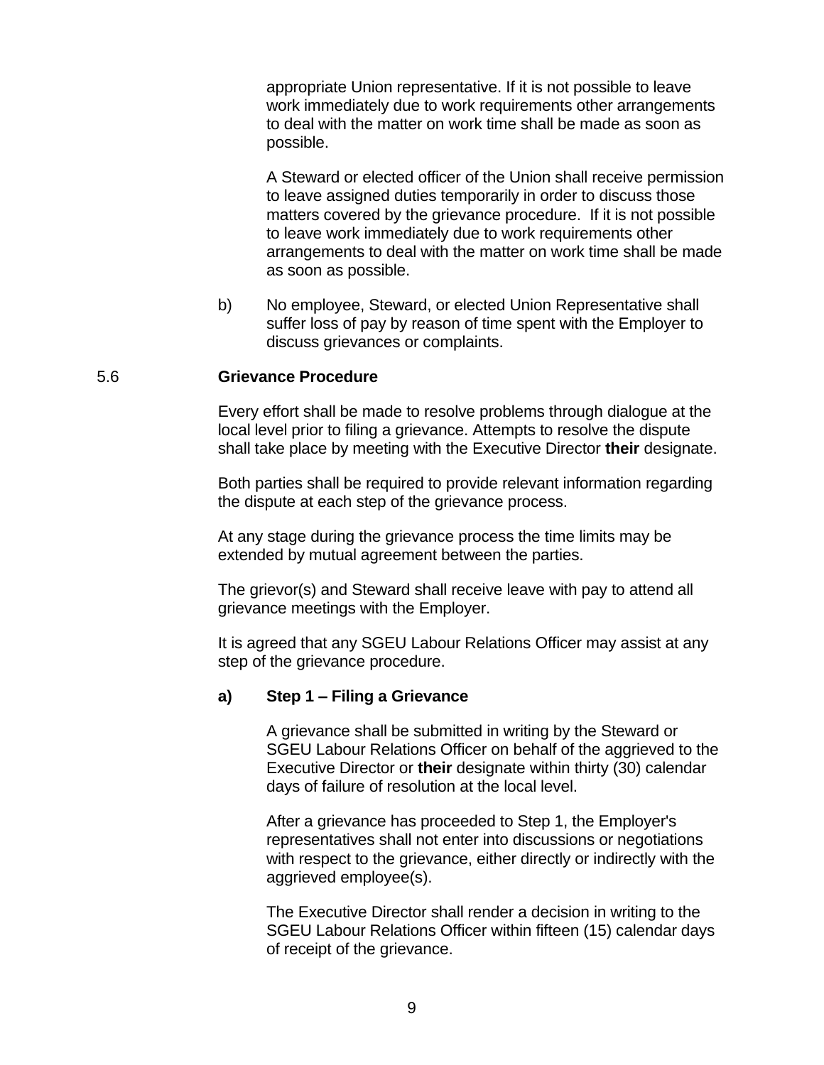appropriate Union representative. If it is not possible to leave work immediately due to work requirements other arrangements to deal with the matter on work time shall be made as soon as possible.

A Steward or elected officer of the Union shall receive permission to leave assigned duties temporarily in order to discuss those matters covered by the grievance procedure. If it is not possible to leave work immediately due to work requirements other arrangements to deal with the matter on work time shall be made as soon as possible.

b) No employee, Steward, or elected Union Representative shall suffer loss of pay by reason of time spent with the Employer to discuss grievances or complaints.

5.6 **Grievance Procedure**

Every effort shall be made to resolve problems through dialogue at the local level prior to filing a grievance. Attempts to resolve the dispute shall take place by meeting with the Executive Director **their** designate.

Both parties shall be required to provide relevant information regarding the dispute at each step of the grievance process.

At any stage during the grievance process the time limits may be extended by mutual agreement between the parties.

The grievor(s) and Steward shall receive leave with pay to attend all grievance meetings with the Employer.

It is agreed that any SGEU Labour Relations Officer may assist at any step of the grievance procedure.

**a) Step 1 – Filing a Grievance**

A grievance shall be submitted in writing by the Steward or SGEU Labour Relations Officer on behalf of the aggrieved to the Executive Director or **their** designate within thirty (30) calendar days of failure of resolution at the local level.

After a grievance has proceeded to Step 1, the Employer's representatives shall not enter into discussions or negotiations with respect to the grievance, either directly or indirectly with the aggrieved employee(s).

The Executive Director shall render a decision in writing to the SGEU Labour Relations Officer within fifteen (15) calendar days of receipt of the grievance.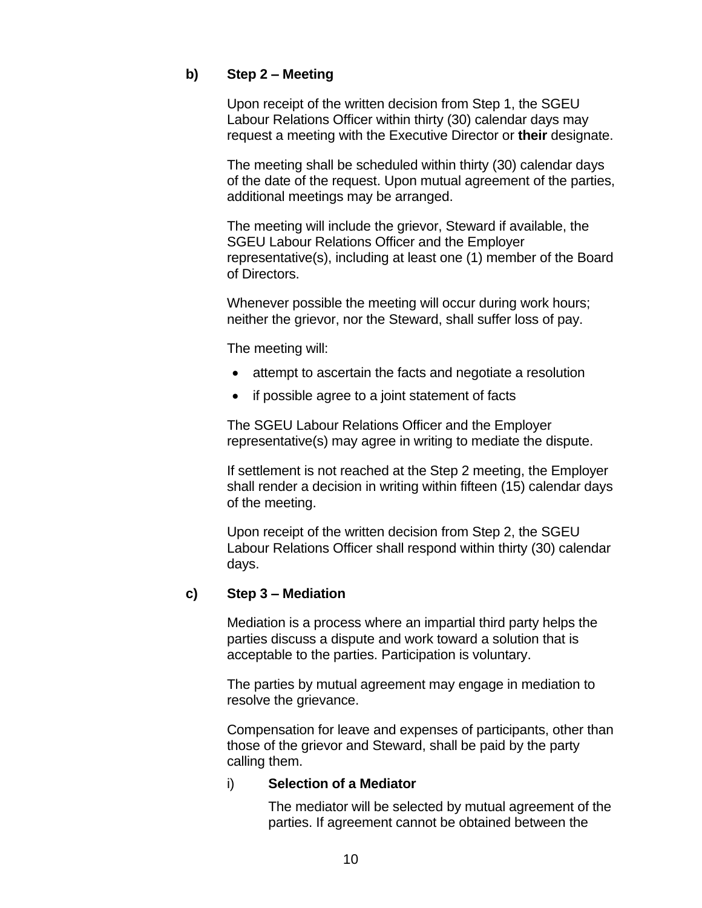**b) Step 2 – Meeting**

Upon receipt of the written decision from Step 1, the SGEU Labour Relations Officer within thirty (30) calendar days may request a meeting with the Executive Director or **their** designate.

The meeting shall be scheduled within thirty (30) calendar days of the date of the request. Upon mutual agreement of the parties, additional meetings may be arranged.

The meeting will include the grievor, Steward if available, the SGEU Labour Relations Officer and the Employer representative(s), including at least one (1) member of the Board of Directors.

Whenever possible the meeting will occur during work hours; neither the grievor, nor the Steward, shall suffer loss of pay.

The meeting will:

- attempt to ascertain the facts and negotiate a resolution
- if possible agree to a joint statement of facts

The SGEU Labour Relations Officer and the Employer representative(s) may agree in writing to mediate the dispute.

If settlement is not reached at the Step 2 meeting, the Employer shall render a decision in writing within fifteen (15) calendar days of the meeting.

Upon receipt of the written decision from Step 2, the SGEU Labour Relations Officer shall respond within thirty (30) calendar days.

**c) Step 3 – Mediation**

Mediation is a process where an impartial third party helps the parties discuss a dispute and work toward a solution that is acceptable to the parties. Participation is voluntary.

The parties by mutual agreement may engage in mediation to resolve the grievance.

Compensation for leave and expenses of participants, other than those of the grievor and Steward, shall be paid by the party calling them.

i) **Selection of a Mediator**

The mediator will be selected by mutual agreement of the parties. If agreement cannot be obtained between the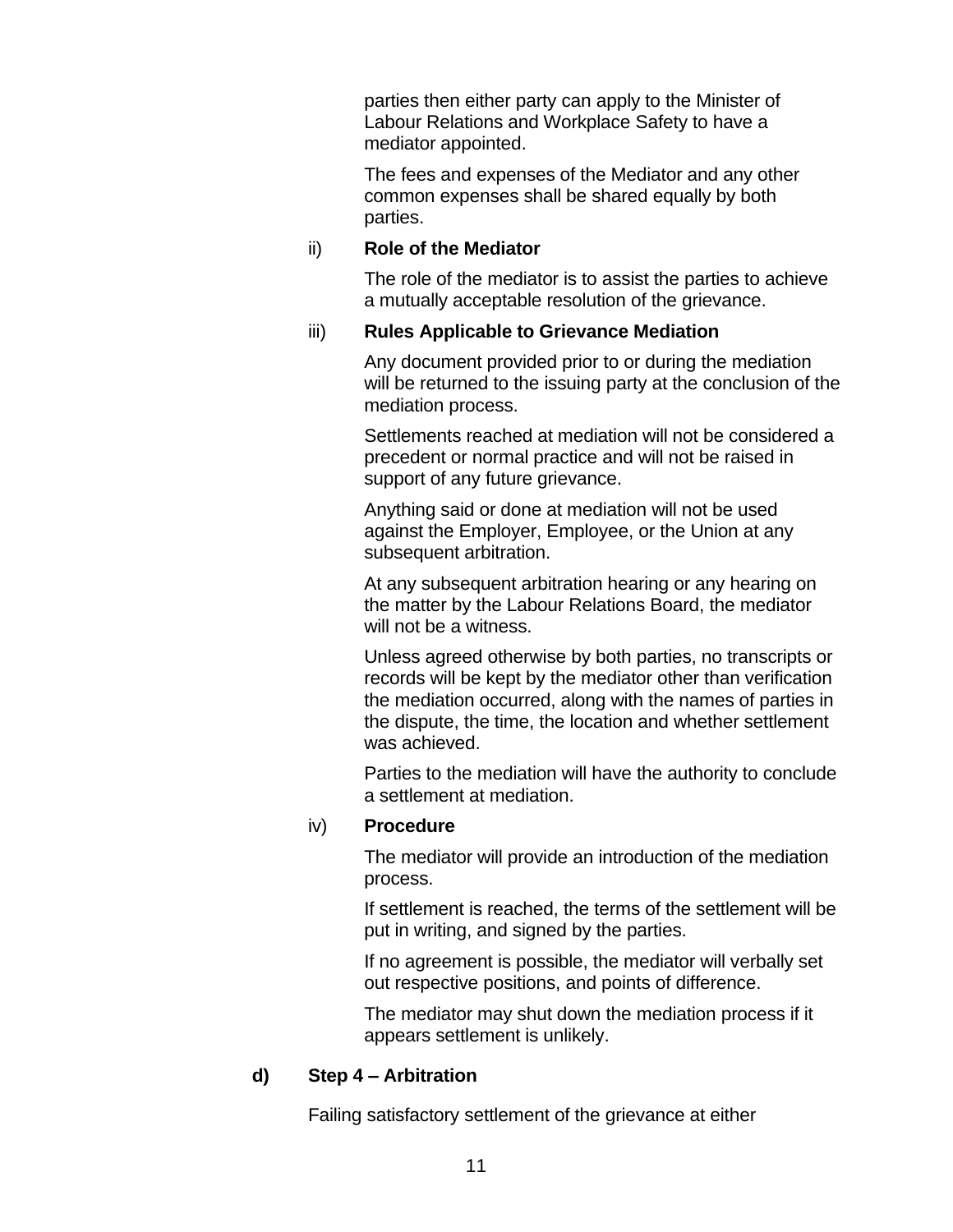parties then either party can apply to the Minister of Labour Relations and Workplace Safety to have a mediator appointed.

The fees and expenses of the Mediator and any other common expenses shall be shared equally by both parties.

ii) **Role of the Mediator**

The role of the mediator is to assist the parties to achieve a mutually acceptable resolution of the grievance.

iii) **Rules Applicable to Grievance Mediation**

Any document provided prior to or during the mediation will be returned to the issuing party at the conclusion of the mediation process.

Settlements reached at mediation will not be considered a precedent or normal practice and will not be raised in support of any future grievance.

Anything said or done at mediation will not be used against the Employer, Employee, or the Union at any subsequent arbitration.

At any subsequent arbitration hearing or any hearing on the matter by the Labour Relations Board, the mediator will not be a witness.

Unless agreed otherwise by both parties, no transcripts or records will be kept by the mediator other than verification the mediation occurred, along with the names of parties in the dispute, the time, the location and whether settlement was achieved.

Parties to the mediation will have the authority to conclude a settlement at mediation.

iv) **Procedure**

The mediator will provide an introduction of the mediation process.

If settlement is reached, the terms of the settlement will be put in writing, and signed by the parties.

If no agreement is possible, the mediator will verbally set out respective positions, and points of difference.

The mediator may shut down the mediation process if it appears settlement is unlikely.

**d) Step 4 – Arbitration**

Failing satisfactory settlement of the grievance at either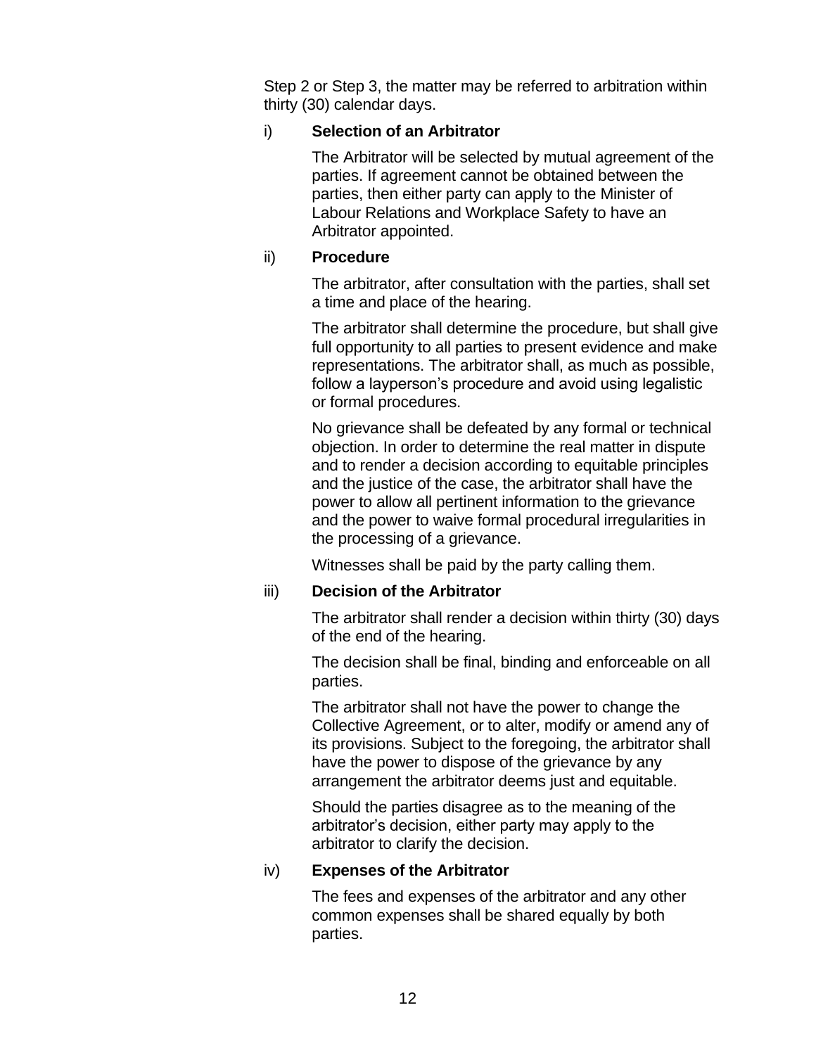Step 2 or Step 3, the matter may be referred to arbitration within thirty (30) calendar days.

i) **Selection of an Arbitrator**

The Arbitrator will be selected by mutual agreement of the parties. If agreement cannot be obtained between the parties, then either party can apply to the Minister of Labour Relations and Workplace Safety to have an Arbitrator appointed.

ii) **Procedure**

The arbitrator, after consultation with the parties, shall set a time and place of the hearing.

The arbitrator shall determine the procedure, but shall give full opportunity to all parties to present evidence and make representations. The arbitrator shall, as much as possible, follow a layperson's procedure and avoid using legalistic or formal procedures.

No grievance shall be defeated by any formal or technical objection. In order to determine the real matter in dispute and to render a decision according to equitable principles and the justice of the case, the arbitrator shall have the power to allow all pertinent information to the grievance and the power to waive formal procedural irregularities in the processing of a grievance.

Witnesses shall be paid by the party calling them.

iii) **Decision of the Arbitrator**

The arbitrator shall render a decision within thirty (30) days of the end of the hearing.

The decision shall be final, binding and enforceable on all parties.

The arbitrator shall not have the power to change the Collective Agreement, or to alter, modify or amend any of its provisions. Subject to the foregoing, the arbitrator shall have the power to dispose of the grievance by any arrangement the arbitrator deems just and equitable.

Should the parties disagree as to the meaning of the arbitrator's decision, either party may apply to the arbitrator to clarify the decision.

iv) **Expenses of the Arbitrator**

The fees and expenses of the arbitrator and any other common expenses shall be shared equally by both parties.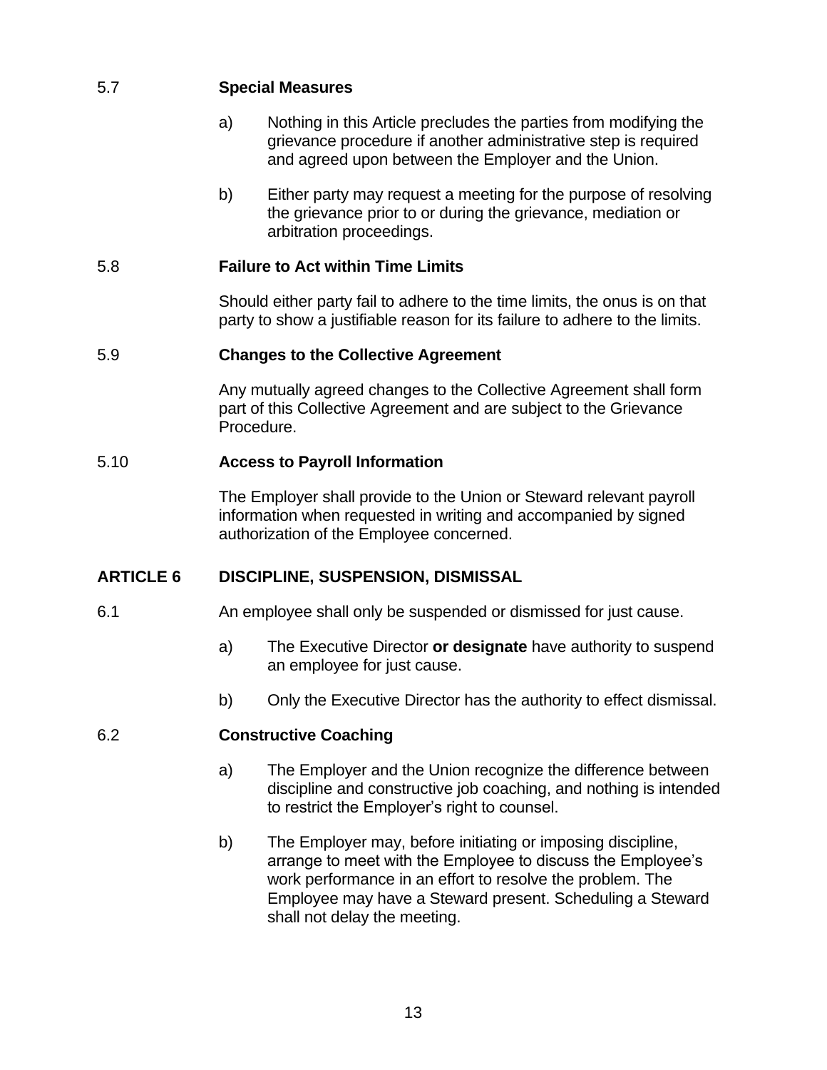### 5.7 **Special Measures**

a) Nothing in this Article precludes the parties from modifying the grievance procedure if another administrative step is required and agreed upon between the Employer and the Union.

b) Either party may request a meeting for the purpose of resolving the grievance prior to or during the grievance, mediation or arbitration proceedings.

### 5.8 **Failure to Act within Time Limits**

Should either party fail to adhere to the time limits, the onus is on that party to show a justifiable reason for its failure to adhere to the limits.

### 5.9 **Changes to the Collective Agreement**

Any mutually agreed changes to the Collective Agreement shall form part of this Collective Agreement and are subject to the Grievance Procedure.

### 5.10 **Access to Payroll Information**

The Employer shall provide to the Union or Steward relevant payroll information when requested in writing and accompanied by signed authorization of the Employee concerned.

## ARTICLE 6 DISCIPLINE, SUSPENSION, DISMISSAL

6.1 An employee shall only be suspended or dismissed for just cause.

a) The Executive Director **or designate** have authority to suspend an employee for just cause.

b) Only the Executive Director has the authority to effect dismissal.

### 6.2 **Constructive Coaching**

a) The Employer and the Union recognize the difference between discipline and constructive job coaching, and nothing is intended to restrict the Employer's right to counsel.

b) The Employer may, before initiating or imposing discipline, arrange to meet with the Employee to discuss the Employee's work performance in an effort to resolve the problem. The Employee may have a Steward present. Scheduling a Steward shall not delay the meeting.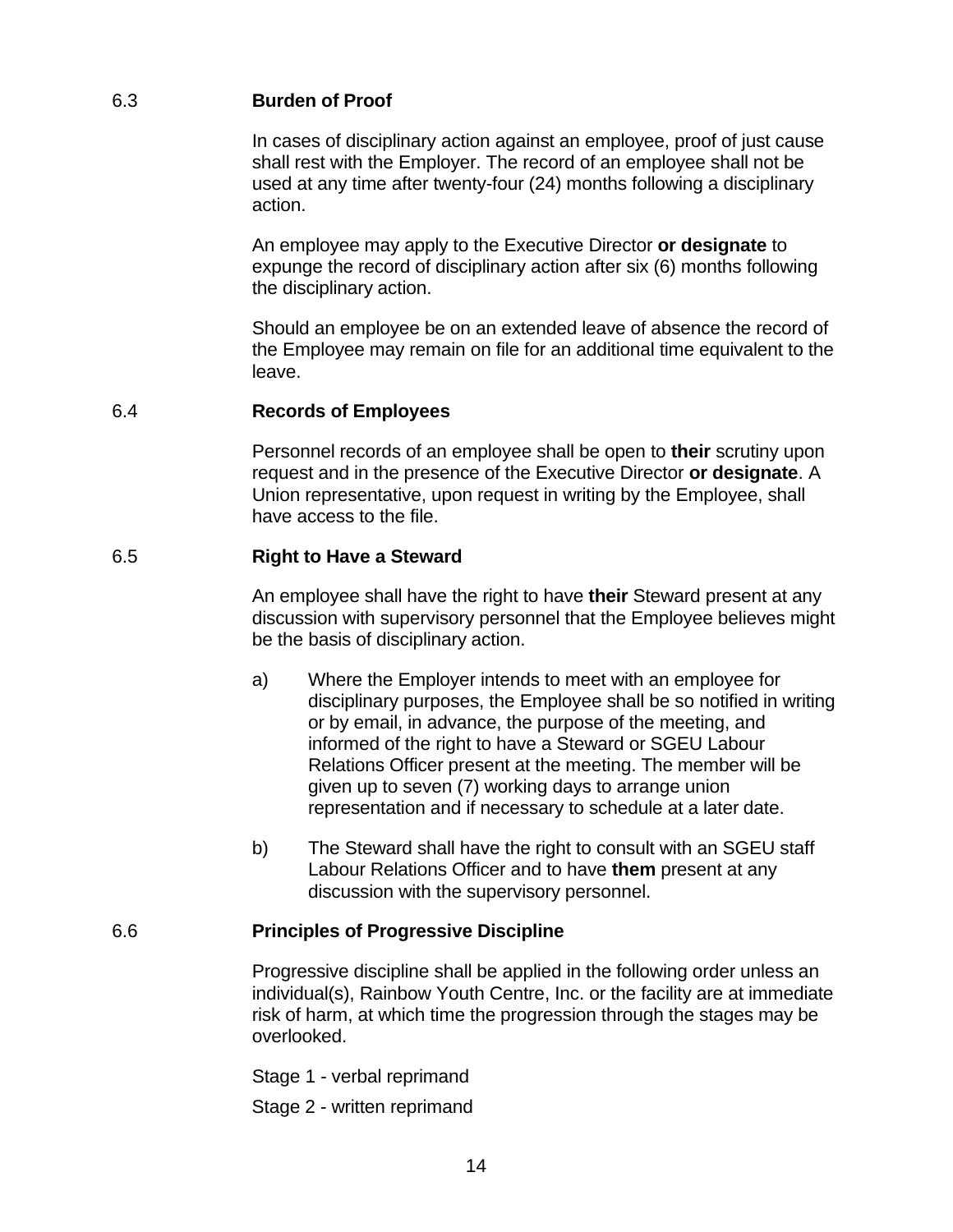### 6.3 Burden of Proof

In cases of disciplinary action against an employee, proof of just cause shall rest with the Employer. The record of an employee shall not be used at any time after twenty-four (24) months following a disciplinary action.

An employee may apply to the Executive Director **or designate** to expunge the record of disciplinary action after six (6) months following the disciplinary action.

Should an employee be on an extended leave of absence the record of the Employee may remain on file for an additional time equivalent to the leave.

### 6.4 Records of Employees

Personnel records of an employee shall be open to **their** scrutiny upon request and in the presence of the Executive Director **or designate**. A Union representative, upon request in writing by the Employee, shall have access to the file.

### 6.5 Right to Have a Steward

An employee shall have the right to have **their** Steward present at any discussion with supervisory personnel that the Employee believes might be the basis of disciplinary action.

a) Where the Employer intends to meet with an employee for disciplinary purposes, the Employee shall be so notified in writing or by email, in advance, the purpose of the meeting, and informed of the right to have a Steward or SGEU Labour Relations Officer present at the meeting. The member will be given up to seven (7) working days to arrange union representation and if necessary to schedule at a later date.

b) The Steward shall have the right to consult with an SGEU staff Labour Relations Officer and to have **them** present at any discussion with the supervisory personnel.

### 6.6 Principles of Progressive Discipline

Progressive discipline shall be applied in the following order unless an individual(s), Rainbow Youth Centre, Inc. or the facility are at immediate risk of harm, at which time the progression through the stages may be overlooked.

Stage 1 - verbal reprimand

Stage 2 - written reprimand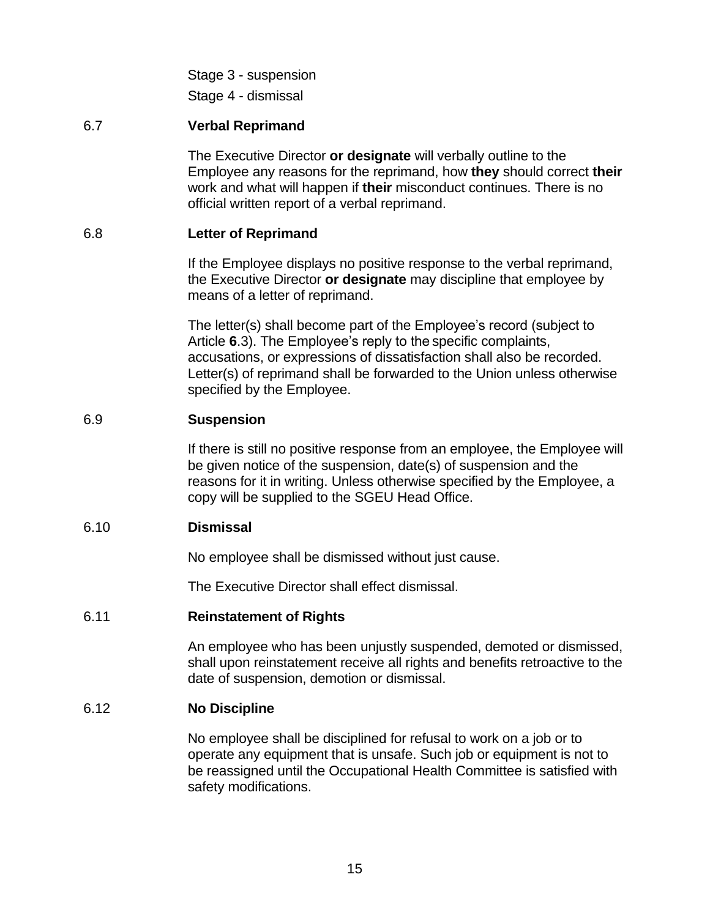Stage 3 - suspension

Stage 4 - dismissal

### 6.7 Verbal Reprimand

The Executive Director **or designate** will verbally outline to the Employee any reasons for the reprimand, how **they** should correct **their** work and what will happen if **their** misconduct continues. There is no official written report of a verbal reprimand.

### 6.8 Letter of Reprimand

If the Employee displays no positive response to the verbal reprimand, the Executive Director **or designate** may discipline that employee by means of a letter of reprimand.

The letter(s) shall become part of the Employee's record (subject to Article **6**.3). The Employee's reply to the specific complaints, accusations, or expressions of dissatisfaction shall also be recorded. Letter(s) of reprimand shall be forwarded to the Union unless otherwise specified by the Employee.

### 6.9 Suspension

If there is still no positive response from an employee, the Employee will be given notice of the suspension, date(s) of suspension and the reasons for it in writing. Unless otherwise specified by the Employee, a copy will be supplied to the SGEU Head Office.

### 6.10 Dismissal

No employee shall be dismissed without just cause.

The Executive Director shall effect dismissal.

### 6.11 Reinstatement of Rights

An employee who has been unjustly suspended, demoted or dismissed, shall upon reinstatement receive all rights and benefits retroactive to the date of suspension, demotion or dismissal.

### 6.12 No Discipline

No employee shall be disciplined for refusal to work on a job or to operate any equipment that is unsafe. Such job or equipment is not to be reassigned until the Occupational Health Committee is satisfied with safety modifications.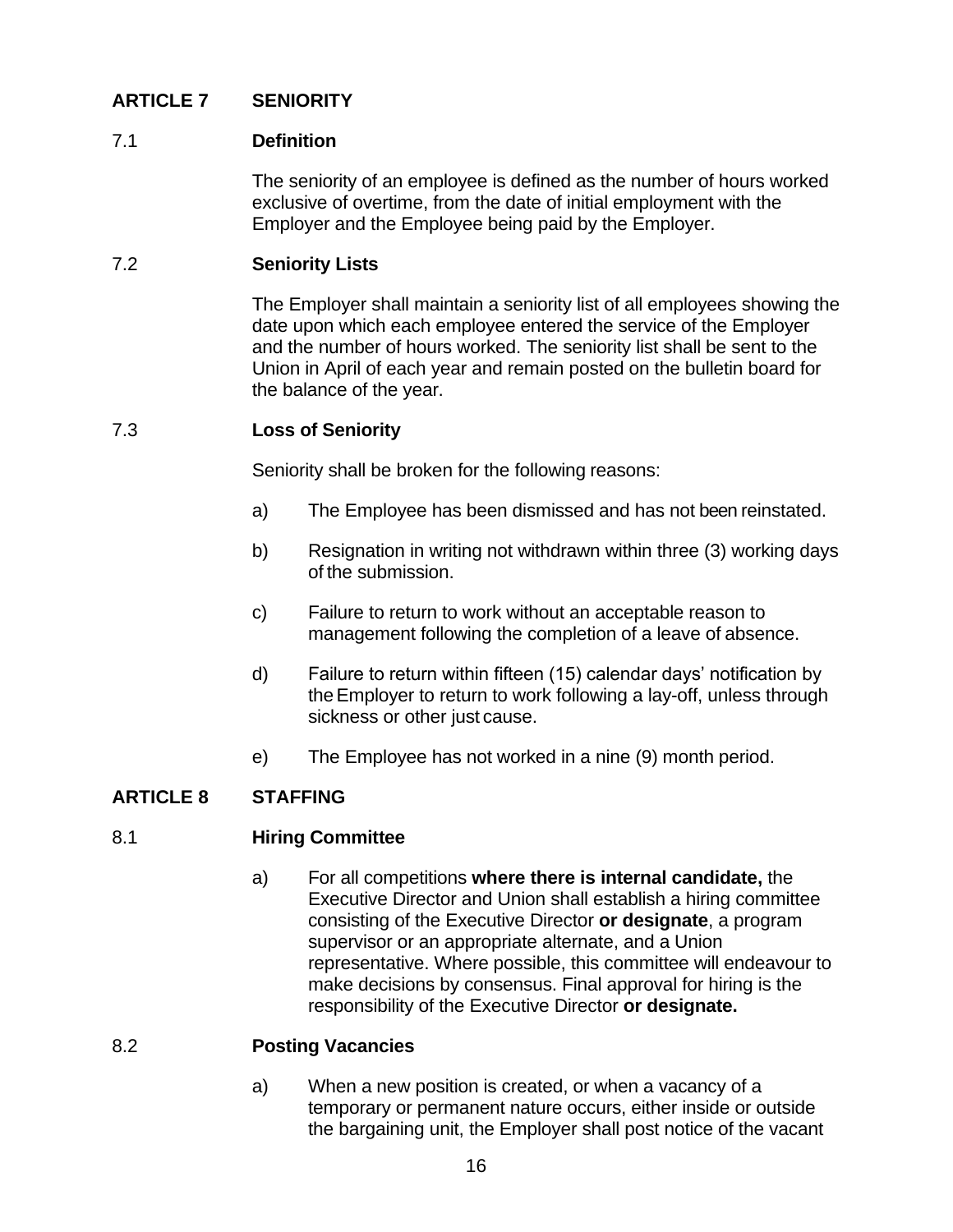## ARTICLE 7 SENIORITY

### 7.1 Definition

The seniority of an employee is defined as the number of hours worked exclusive of overtime, from the date of initial employment with the Employer and the Employee being paid by the Employer.

### 7.2 Seniority Lists

The Employer shall maintain a seniority list of all employees showing the date upon which each employee entered the service of the Employer and the number of hours worked. The seniority list shall be sent to the Union in April of each year and remain posted on the bulletin board for the balance of the year.

### 7.3 Loss of Seniority

Seniority shall be broken for the following reasons:

a) The Employee has been dismissed and has not been reinstated.

b) Resignation in writing not withdrawn within three (3) working days of the submission.

c) Failure to return to work without an acceptable reason to management following the completion of a leave of absence.

d) Failure to return within fifteen (15) calendar days' notification by the Employer to return to work following a lay-off, unless through sickness or other just cause.

e) The Employee has not worked in a nine (9) month period.

## ARTICLE 8 STAFFING

### 8.1 Hiring Committee

a) For all competitions **where there is internal candidate,** the Executive Director and Union shall establish a hiring committee consisting of the Executive Director **or designate**, a program supervisor or an appropriate alternate, and a Union representative. Where possible, this committee will endeavour to make decisions by consensus. Final approval for hiring is the responsibility of the Executive Director **or designate.**

### 8.2 Posting Vacancies

a) When a new position is created, or when a vacancy of a temporary or permanent nature occurs, either inside or outside the bargaining unit, the Employer shall post notice of the vacant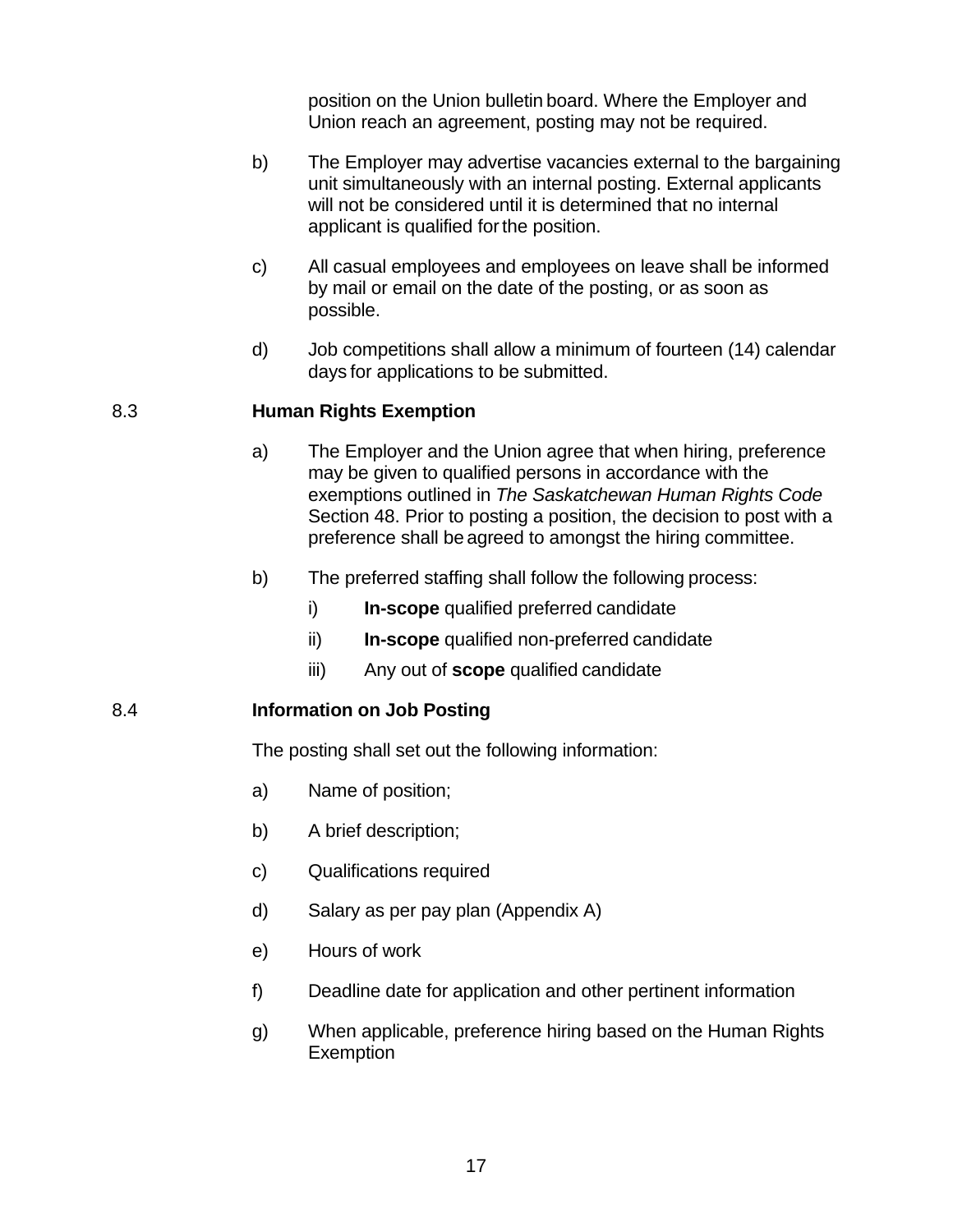position on the Union bulletin board. Where the Employer and Union reach an agreement, posting may not be required.

b) The Employer may advertise vacancies external to the bargaining unit simultaneously with an internal posting. External applicants will not be considered until it is determined that no internal applicant is qualified for the position.

c) All casual employees and employees on leave shall be informed by mail or email on the date of the posting, or as soon as possible.

d) Job competitions shall allow a minimum of fourteen (14) calendar days for applications to be submitted.

### 8.3 Human Rights Exemption

a) The Employer and the Union agree that when hiring, preference may be given to qualified persons in accordance with the exemptions outlined in *The Saskatchewan Human Rights Code* Section 48. Prior to posting a position, the decision to post with a preference shall be agreed to amongst the hiring committee.

b) The preferred staffing shall follow the following process:

- i) **In-scope** qualified preferred candidate
- ii) **In-scope** qualified non-preferred candidate
- iii) Any out of **scope** qualified candidate

### 8.4 Information on Job Posting

The posting shall set out the following information:

a) Name of position;

b) A brief description;

c) Qualifications required

d) Salary as per pay plan (Appendix A)

e) Hours of work

f) Deadline date for application and other pertinent information

g) When applicable, preference hiring based on the Human Rights Exemption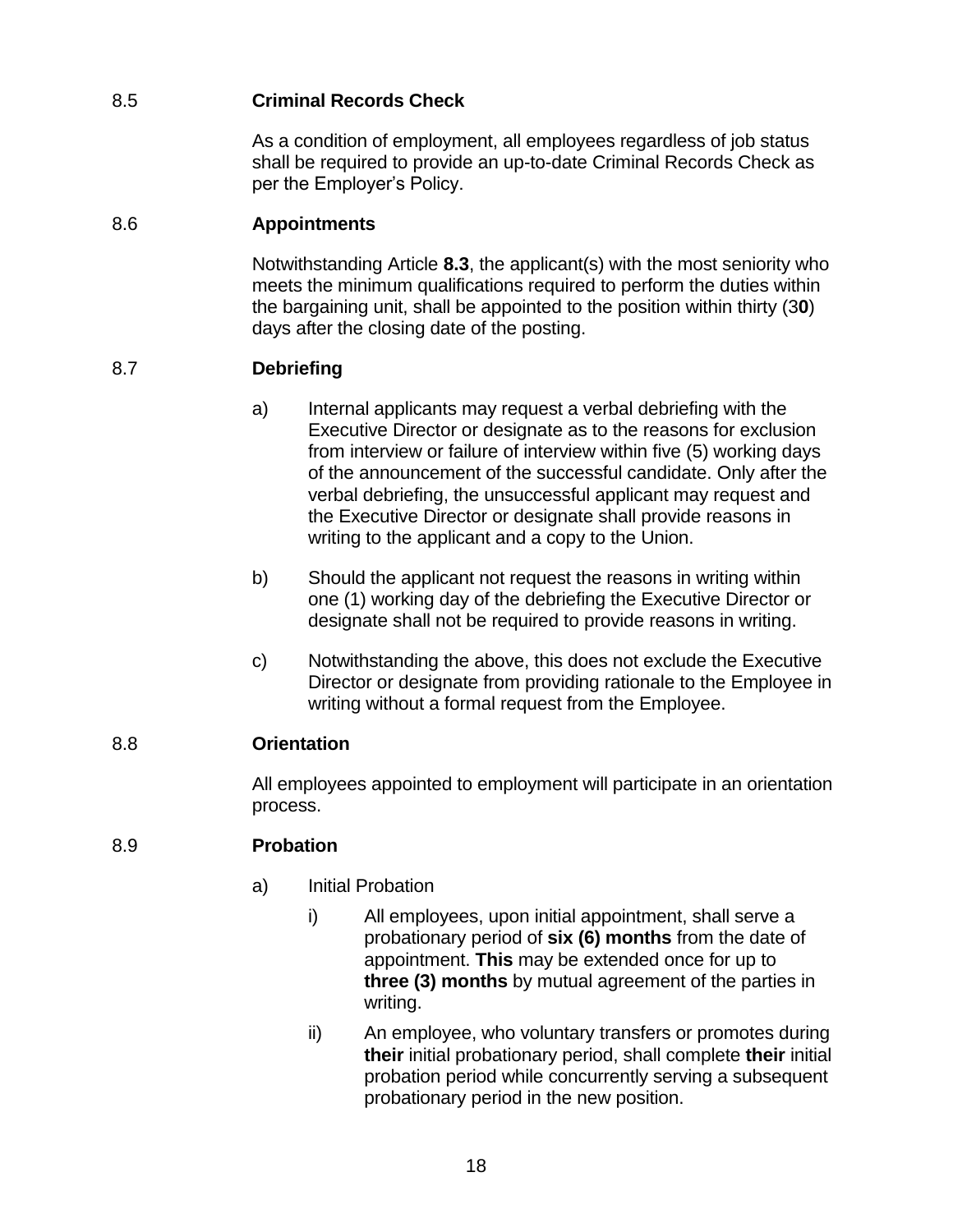## 8.5 Criminal Records Check

As a condition of employment, all employees regardless of job status shall be required to provide an up-to-date Criminal Records Check as per the Employer's Policy.

## 8.6 Appointments

Notwithstanding Article **8.3**, the applicant(s) with the most seniority who meets the minimum qualifications required to perform the duties within the bargaining unit, shall be appointed to the position within thirty (3**0**) days after the closing date of the posting.

## 8.7 Debriefing

a) Internal applicants may request a verbal debriefing with the Executive Director or designate as to the reasons for exclusion from interview or failure of interview within five (5) working days of the announcement of the successful candidate. Only after the verbal debriefing, the unsuccessful applicant may request and the Executive Director or designate shall provide reasons in writing to the applicant and a copy to the Union.

b) Should the applicant not request the reasons in writing within one (1) working day of the debriefing the Executive Director or designate shall not be required to provide reasons in writing.

c) Notwithstanding the above, this does not exclude the Executive Director or designate from providing rationale to the Employee in writing without a formal request from the Employee.

## 8.8 Orientation

All employees appointed to employment will participate in an orientation process.

## 8.9 Probation

a) Initial Probation

i) All employees, upon initial appointment, shall serve a probationary period of **six (6) months** from the date of appointment. **This** may be extended once for up to **three (3) months** by mutual agreement of the parties in writing.

ii) An employee, who voluntary transfers or promotes during **their** initial probationary period, shall complete **their** initial probation period while concurrently serving a subsequent probationary period in the new position.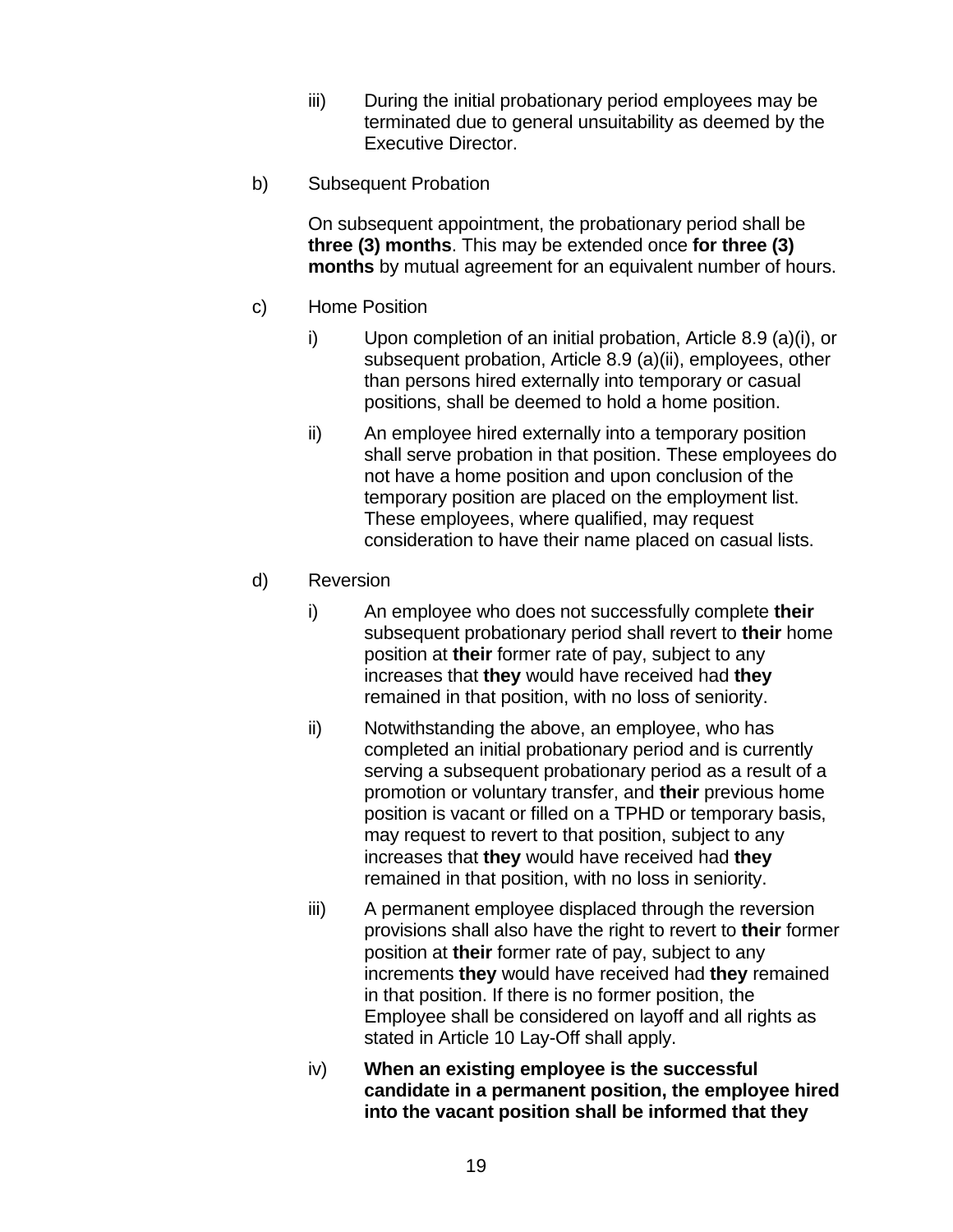iii) During the initial probationary period employees may be terminated due to general unsuitability as deemed by the Executive Director.

b) Subsequent Probation

On subsequent appointment, the probationary period shall be **three (3) months**. This may be extended once **for three (3) months** by mutual agreement for an equivalent number of hours.

c) Home Position

i) Upon completion of an initial probation, Article 8.9 (a)(i), or subsequent probation, Article 8.9 (a)(ii), employees, other than persons hired externally into temporary or casual positions, shall be deemed to hold a home position.

ii) An employee hired externally into a temporary position shall serve probation in that position. These employees do not have a home position and upon conclusion of the temporary position are placed on the employment list. These employees, where qualified, may request consideration to have their name placed on casual lists.

d) Reversion

i) An employee who does not successfully complete **their** subsequent probationary period shall revert to **their** home position at **their** former rate of pay, subject to any increases that **they** would have received had **they** remained in that position, with no loss of seniority.

ii) Notwithstanding the above, an employee, who has completed an initial probationary period and is currently serving a subsequent probationary period as a result of a promotion or voluntary transfer, and **their** previous home position is vacant or filled on a TPHD or temporary basis, may request to revert to that position, subject to any increases that **they** would have received had **they** remained in that position, with no loss in seniority.

iii) A permanent employee displaced through the reversion provisions shall also have the right to revert to **their** former position at **their** former rate of pay, subject to any increments **they** would have received had **they** remained in that position. If there is no former position, the Employee shall be considered on layoff and all rights as stated in Article 10 Lay-Off shall apply.

iv) **When an existing employee is the successful candidate in a permanent position, the employee hired into the vacant position shall be informed that they**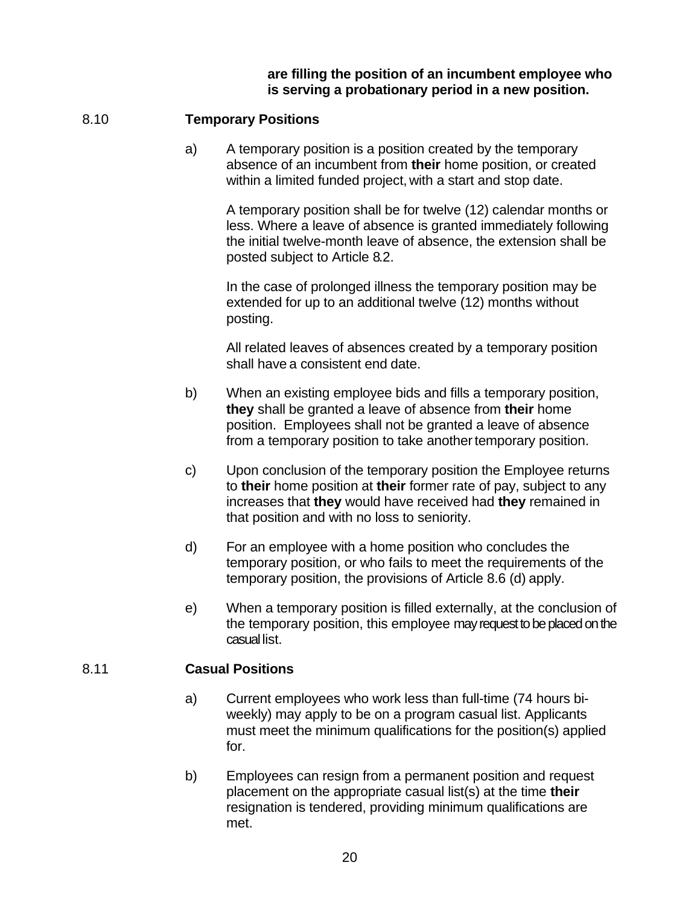**are filling the position of an incumbent employee who is serving a probationary period in a new position.**

8.10 **Temporary Positions**

a) A temporary position is a position created by the temporary absence of an incumbent from **their** home position, or created within a limited funded project, with a start and stop date.

A temporary position shall be for twelve (12) calendar months or less. Where a leave of absence is granted immediately following the initial twelve-month leave of absence, the extension shall be posted subject to Article 8.2.

In the case of prolonged illness the temporary position may be extended for up to an additional twelve (12) months without posting.

All related leaves of absences created by a temporary position shall have a consistent end date.

b) When an existing employee bids and fills a temporary position, **they** shall be granted a leave of absence from **their** home position. Employees shall not be granted a leave of absence from a temporary position to take another temporary position.

c) Upon conclusion of the temporary position the Employee returns to **their** home position at **their** former rate of pay, subject to any increases that **they** would have received had **they** remained in that position and with no loss to seniority.

d) For an employee with a home position who concludes the temporary position, or who fails to meet the requirements of the temporary position, the provisions of Article 8.6 (d) apply.

e) When a temporary position is filled externally, at the conclusion of the temporary position, this employee may request to be placed on the casual list.

8.11 **Casual Positions**

a) Current employees who work less than full-time (74 hours bi-weekly) may apply to be on a program casual list. Applicants must meet the minimum qualifications for the position(s) applied for.

b) Employees can resign from a permanent position and request placement on the appropriate casual list(s) at the time **their** resignation is tendered, providing minimum qualifications are met.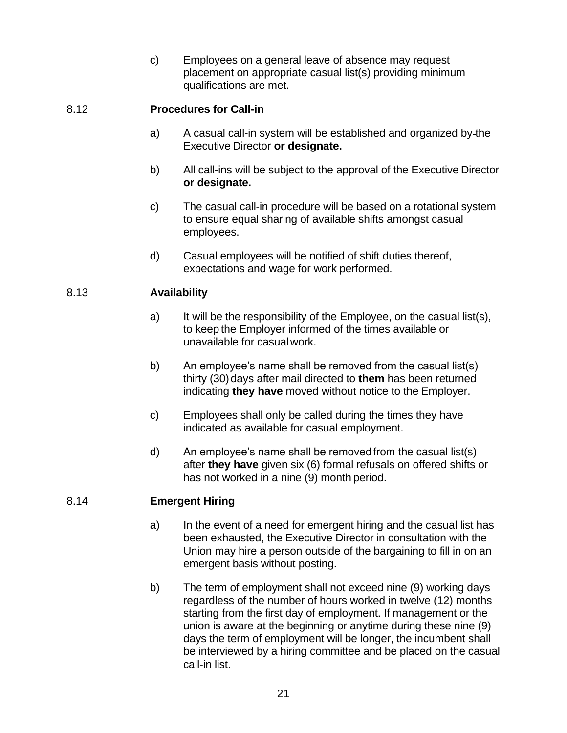c) Employees on a general leave of absence may request placement on appropriate casual list(s) providing minimum qualifications are met.

## 8.12 **Procedures for Call-in**

a) A casual call-in system will be established and organized by the Executive Director **or designate.**

b) All call-ins will be subject to the approval of the Executive Director **or designate.**

c) The casual call-in procedure will be based on a rotational system to ensure equal sharing of available shifts amongst casual employees.

d) Casual employees will be notified of shift duties thereof, expectations and wage for work performed.

## 8.13 **Availability**

a) It will be the responsibility of the Employee, on the casual list(s), to keep the Employer informed of the times available or unavailable for casual work.

b) An employee's name shall be removed from the casual list(s) thirty (30) days after mail directed to **them** has been returned indicating **they have** moved without notice to the Employer.

c) Employees shall only be called during the times they have indicated as available for casual employment.

d) An employee's name shall be removed from the casual list(s) after **they have** given six (6) formal refusals on offered shifts or has not worked in a nine (9) month period.

## 8.14 **Emergent Hiring**

a) In the event of a need for emergent hiring and the casual list has been exhausted, the Executive Director in consultation with the Union may hire a person outside of the bargaining to fill in on an emergent basis without posting.

b) The term of employment shall not exceed nine (9) working days regardless of the number of hours worked in twelve (12) months starting from the first day of employment. If management or the union is aware at the beginning or anytime during these nine (9) days the term of employment will be longer, the incumbent shall be interviewed by a hiring committee and be placed on the casual call-in list.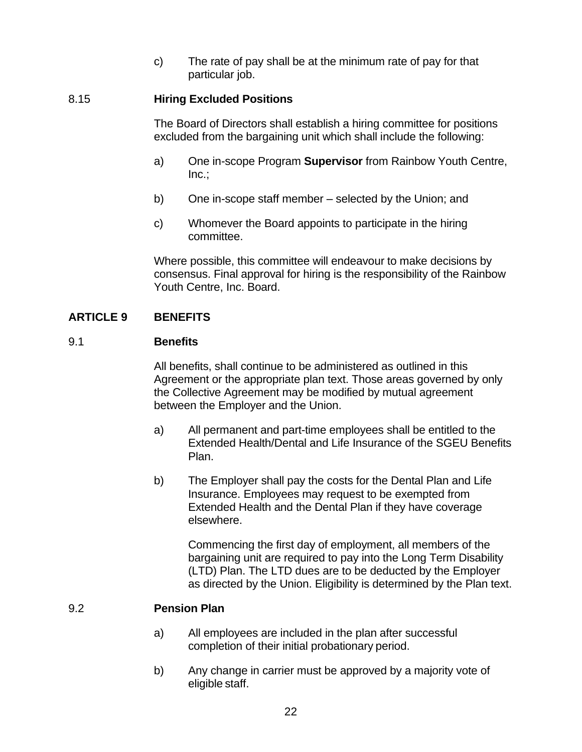c) The rate of pay shall be at the minimum rate of pay for that particular job.

8.15 **Hiring Excluded Positions**

The Board of Directors shall establish a hiring committee for positions excluded from the bargaining unit which shall include the following:

a) One in-scope Program **Supervisor** from Rainbow Youth Centre, Inc.;

b) One in-scope staff member – selected by the Union; and

c) Whomever the Board appoints to participate in the hiring committee.

Where possible, this committee will endeavour to make decisions by consensus. Final approval for hiring is the responsibility of the Rainbow Youth Centre, Inc. Board.

## ARTICLE 9 BENEFITS

9.1 **Benefits**

All benefits, shall continue to be administered as outlined in this Agreement or the appropriate plan text. Those areas governed by only the Collective Agreement may be modified by mutual agreement between the Employer and the Union.

a) All permanent and part-time employees shall be entitled to the Extended Health/Dental and Life Insurance of the SGEU Benefits Plan.

b) The Employer shall pay the costs for the Dental Plan and Life Insurance. Employees may request to be exempted from Extended Health and the Dental Plan if they have coverage elsewhere.

Commencing the first day of employment, all members of the bargaining unit are required to pay into the Long Term Disability (LTD) Plan. The LTD dues are to be deducted by the Employer as directed by the Union. Eligibility is determined by the Plan text.

9.2 **Pension Plan**

a) All employees are included in the plan after successful completion of their initial probationary period.

b) Any change in carrier must be approved by a majority vote of eligible staff.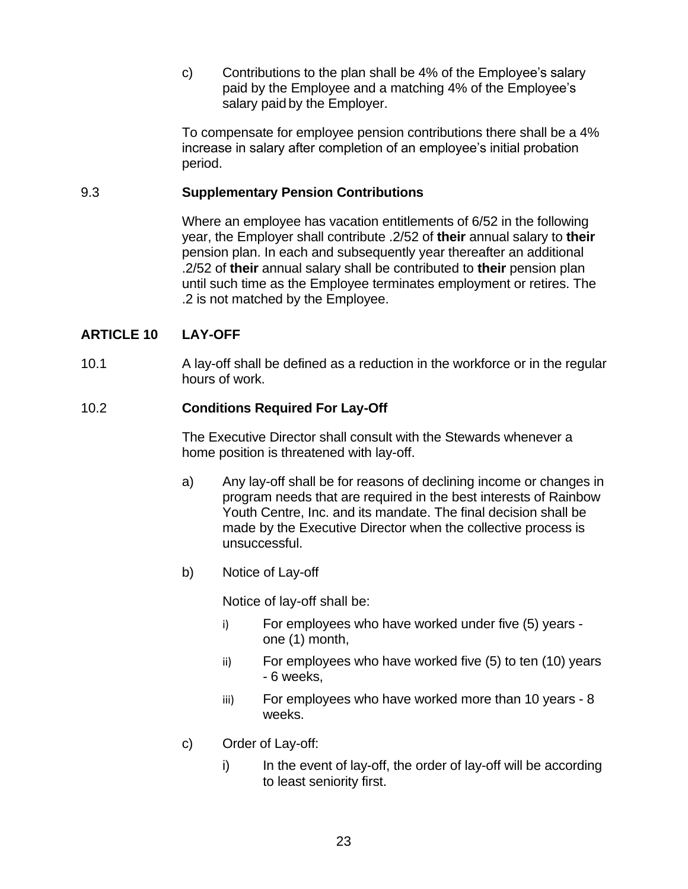c) Contributions to the plan shall be 4% of the Employee's salary paid by the Employee and a matching 4% of the Employee's salary paid by the Employer.

To compensate for employee pension contributions there shall be a 4% increase in salary after completion of an employee's initial probation period.

9.3 **Supplementary Pension Contributions**

Where an employee has vacation entitlements of 6/52 in the following year, the Employer shall contribute .2/52 of **their** annual salary to **their** pension plan. In each and subsequently year thereafter an additional .2/52 of **their** annual salary shall be contributed to **their** pension plan until such time as the Employee terminates employment or retires. The .2 is not matched by the Employee.

## ARTICLE 10 LAY-OFF

10.1 A lay-off shall be defined as a reduction in the workforce or in the regular hours of work.

10.2 **Conditions Required For Lay-Off**

The Executive Director shall consult with the Stewards whenever a home position is threatened with lay-off.

a) Any lay-off shall be for reasons of declining income or changes in program needs that are required in the best interests of Rainbow Youth Centre, Inc. and its mandate. The final decision shall be made by the Executive Director when the collective process is unsuccessful.

b) Notice of Lay-off

Notice of lay-off shall be:

i) For employees who have worked under five (5) years - one (1) month,

ii) For employees who have worked five (5) to ten (10) years - 6 weeks,

iii) For employees who have worked more than 10 years - 8 weeks.

c) Order of Lay-off:

i) In the event of lay-off, the order of lay-off will be according to least seniority first.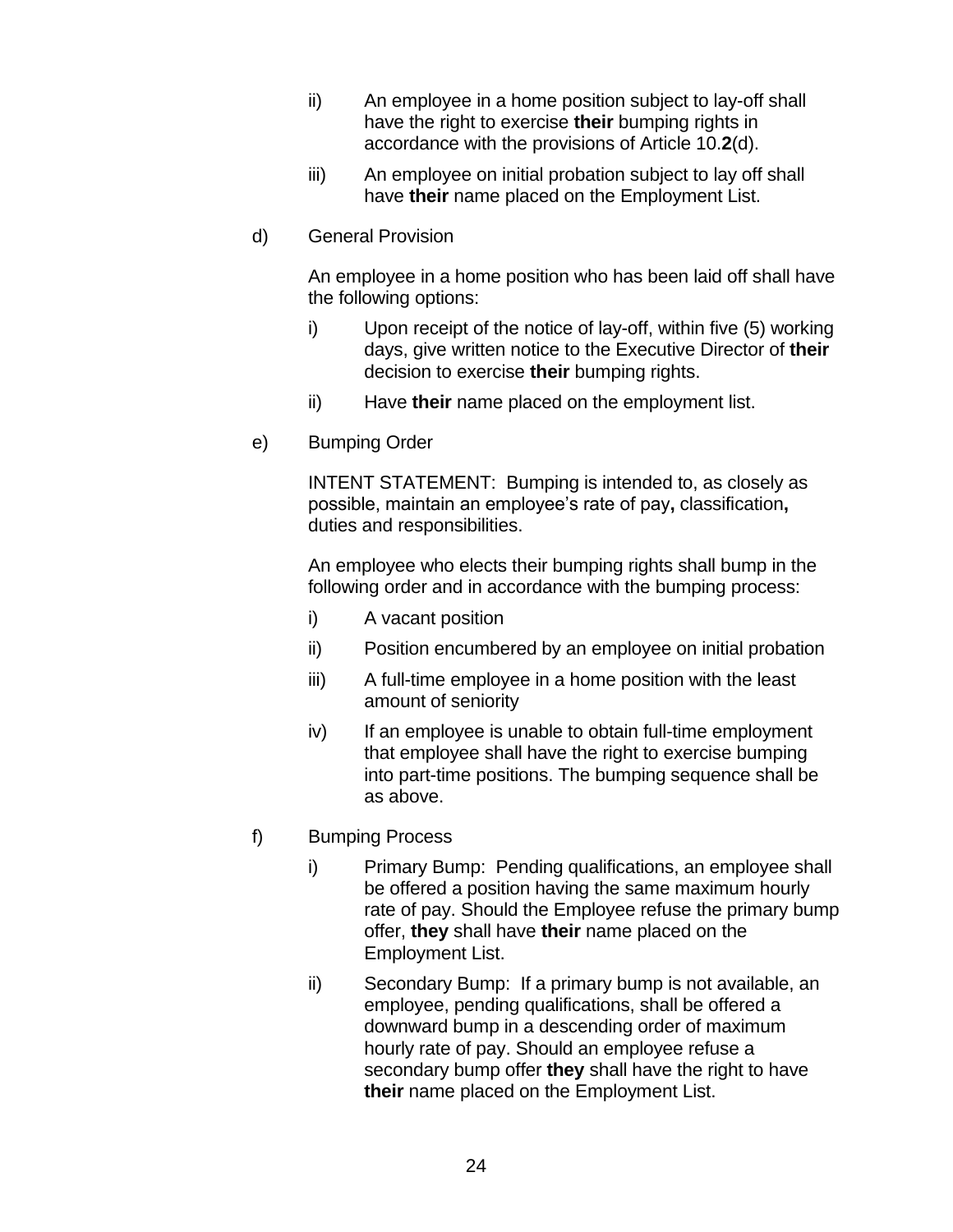ii) An employee in a home position subject to lay-off shall have the right to exercise **their** bumping rights in accordance with the provisions of Article 10.**2**(d).

iii) An employee on initial probation subject to lay off shall have **their** name placed on the Employment List.

d) General Provision

An employee in a home position who has been laid off shall have the following options:

i) Upon receipt of the notice of lay-off, within five (5) working days, give written notice to the Executive Director of **their** decision to exercise **their** bumping rights.

ii) Have **their** name placed on the employment list.

e) Bumping Order

INTENT STATEMENT: Bumping is intended to, as closely as possible, maintain an employee's rate of pay**,** classification**,** duties and responsibilities.

An employee who elects their bumping rights shall bump in the following order and in accordance with the bumping process:

i) A vacant position

ii) Position encumbered by an employee on initial probation

iii) A full-time employee in a home position with the least amount of seniority

iv) If an employee is unable to obtain full-time employment that employee shall have the right to exercise bumping into part-time positions. The bumping sequence shall be as above.

f) Bumping Process

i) Primary Bump: Pending qualifications, an employee shall be offered a position having the same maximum hourly rate of pay. Should the Employee refuse the primary bump offer, **they** shall have **their** name placed on the Employment List.

ii) Secondary Bump: If a primary bump is not available, an employee, pending qualifications, shall be offered a downward bump in a descending order of maximum hourly rate of pay. Should an employee refuse a secondary bump offer **they** shall have the right to have **their** name placed on the Employment List.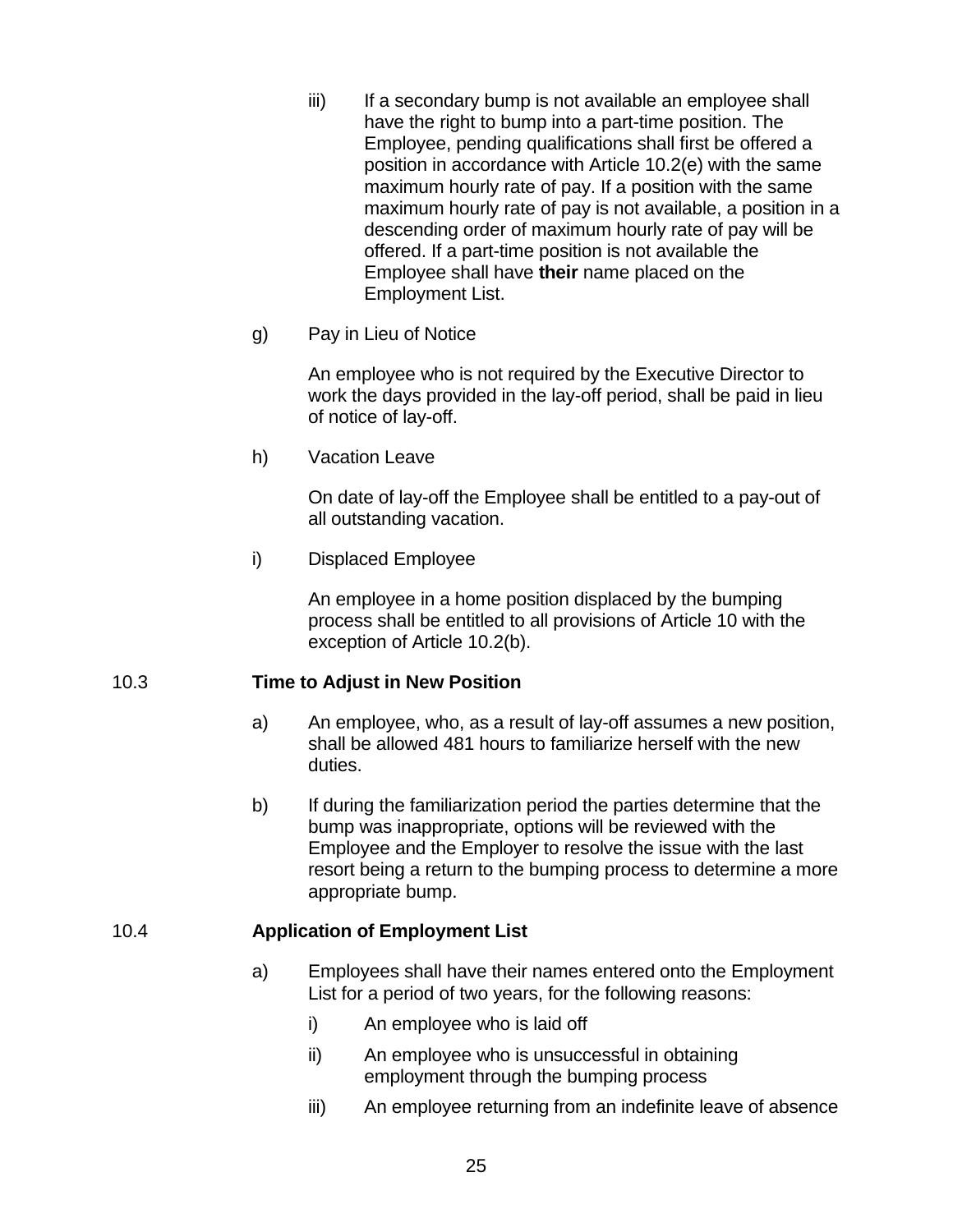iii) If a secondary bump is not available an employee shall have the right to bump into a part-time position. The Employee, pending qualifications shall first be offered a position in accordance with Article 10.2(e) with the same maximum hourly rate of pay. If a position with the same maximum hourly rate of pay is not available, a position in a descending order of maximum hourly rate of pay will be offered. If a part-time position is not available the Employee shall have **their** name placed on the Employment List.

g) Pay in Lieu of Notice

An employee who is not required by the Executive Director to work the days provided in the lay-off period, shall be paid in lieu of notice of lay-off.

h) Vacation Leave

On date of lay-off the Employee shall be entitled to a pay-out of all outstanding vacation.

i) Displaced Employee

An employee in a home position displaced by the bumping process shall be entitled to all provisions of Article 10 with the exception of Article 10.2(b).

## 10.3 Time to Adjust in New Position

a) An employee, who, as a result of lay-off assumes a new position, shall be allowed 481 hours to familiarize herself with the new duties.

b) If during the familiarization period the parties determine that the bump was inappropriate, options will be reviewed with the Employee and the Employer to resolve the issue with the last resort being a return to the bumping process to determine a more appropriate bump.

## 10.4 Application of Employment List

a) Employees shall have their names entered onto the Employment List for a period of two years, for the following reasons:

i) An employee who is laid off

ii) An employee who is unsuccessful in obtaining employment through the bumping process

iii) An employee returning from an indefinite leave of absence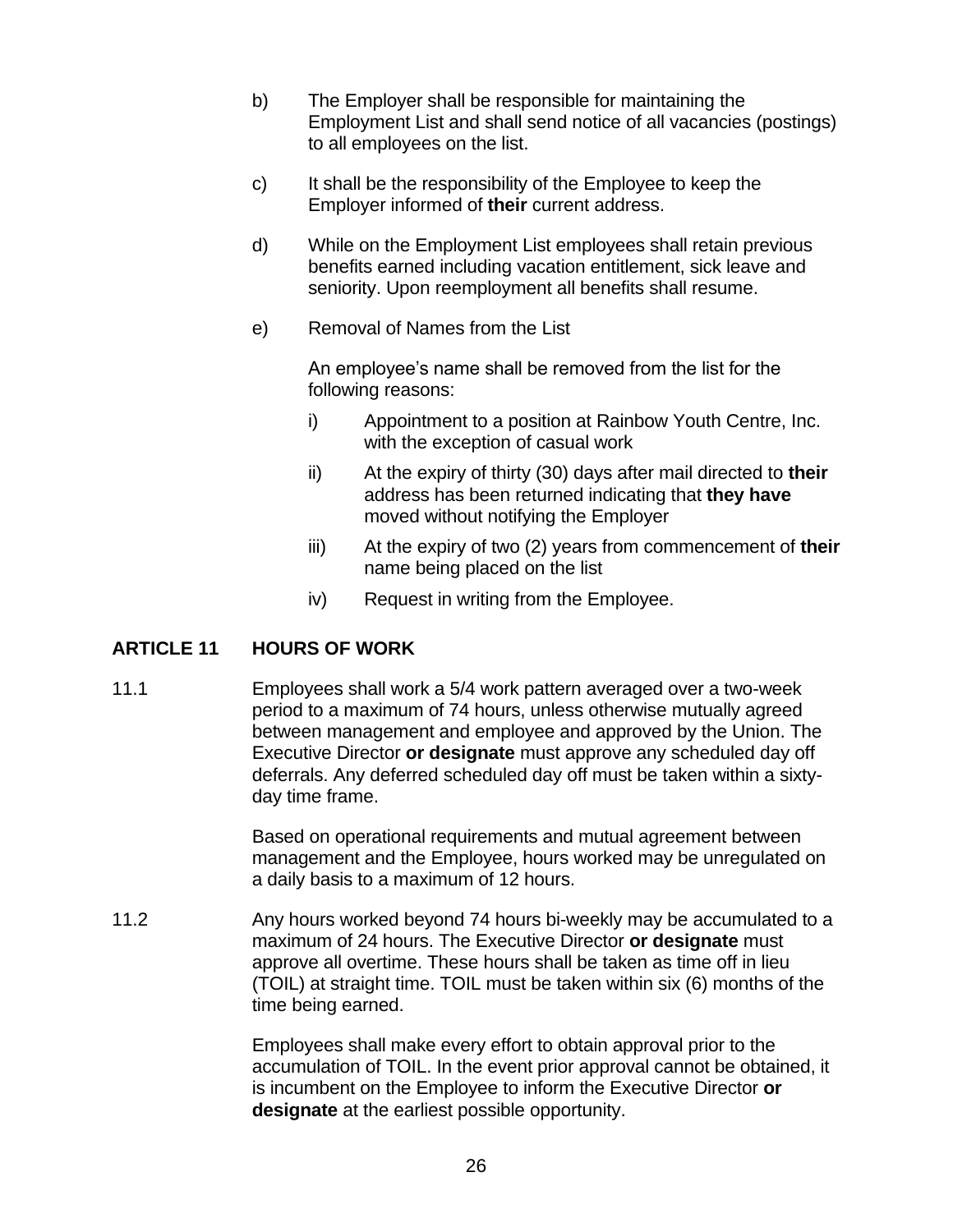b) The Employer shall be responsible for maintaining the Employment List and shall send notice of all vacancies (postings) to all employees on the list.

c) It shall be the responsibility of the Employee to keep the Employer informed of **their** current address.

d) While on the Employment List employees shall retain previous benefits earned including vacation entitlement, sick leave and seniority. Upon reemployment all benefits shall resume.

e) Removal of Names from the List

An employee's name shall be removed from the list for the following reasons:

i) Appointment to a position at Rainbow Youth Centre, Inc. with the exception of casual work

ii) At the expiry of thirty (30) days after mail directed to **their** address has been returned indicating that **they have** moved without notifying the Employer

iii) At the expiry of two (2) years from commencement of **their** name being placed on the list

iv) Request in writing from the Employee.

## ARTICLE 11 HOURS OF WORK

11.1 Employees shall work a 5/4 work pattern averaged over a two-week period to a maximum of 74 hours, unless otherwise mutually agreed between management and employee and approved by the Union. The Executive Director **or designate** must approve any scheduled day off deferrals. Any deferred scheduled day off must be taken within a sixty-day time frame.

Based on operational requirements and mutual agreement between management and the Employee, hours worked may be unregulated on a daily basis to a maximum of 12 hours.

11.2 Any hours worked beyond 74 hours bi-weekly may be accumulated to a maximum of 24 hours. The Executive Director **or designate** must approve all overtime. These hours shall be taken as time off in lieu (TOIL) at straight time. TOIL must be taken within six (6) months of the time being earned.

Employees shall make every effort to obtain approval prior to the accumulation of TOIL. In the event prior approval cannot be obtained, it is incumbent on the Employee to inform the Executive Director **or designate** at the earliest possible opportunity.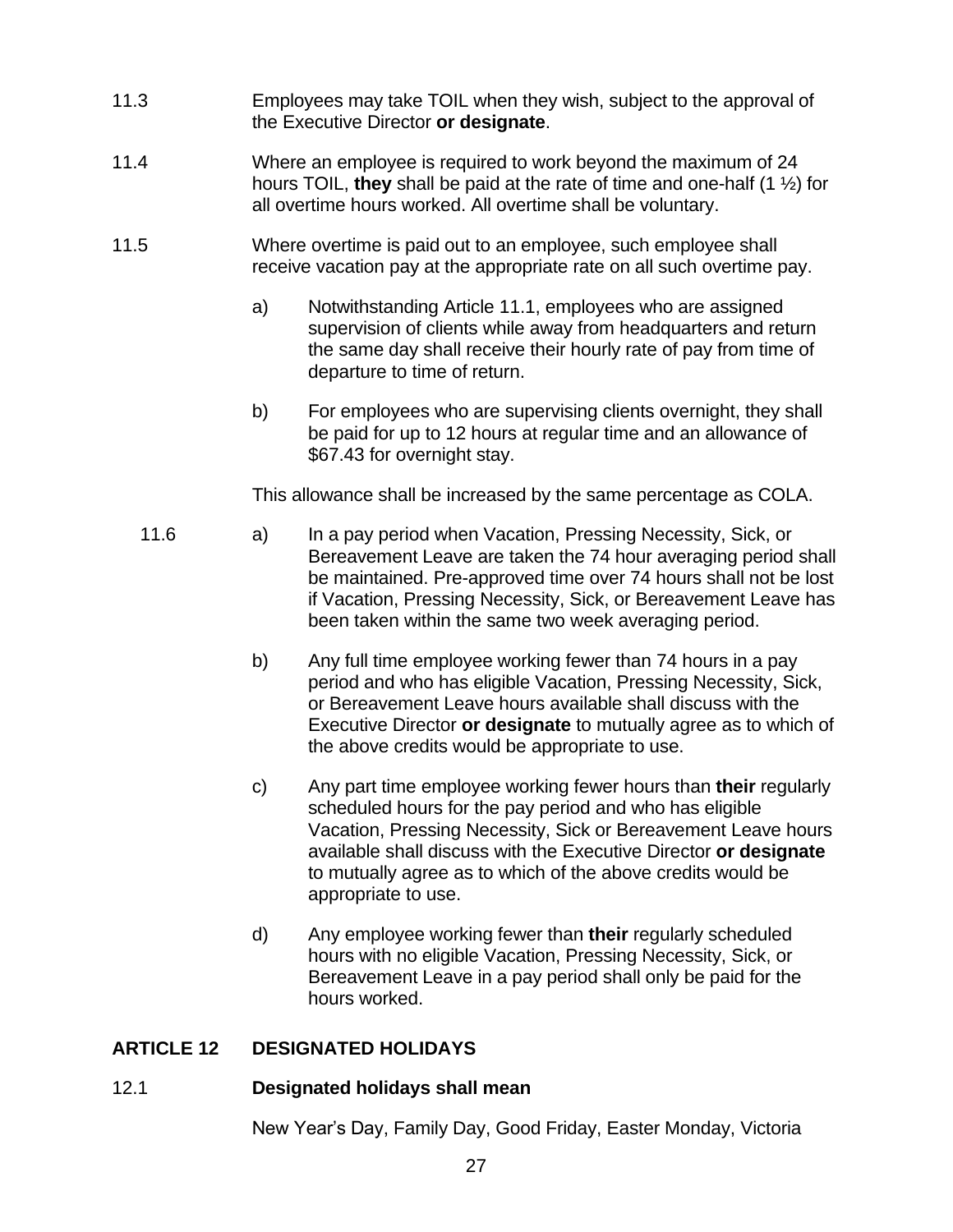11.3 Employees may take TOIL when they wish, subject to the approval of the Executive Director **or designate**.

11.4 Where an employee is required to work beyond the maximum of 24 hours TOIL, **they** shall be paid at the rate of time and one-half (1 ½) for all overtime hours worked. All overtime shall be voluntary.

11.5 Where overtime is paid out to an employee, such employee shall receive vacation pay at the appropriate rate on all such overtime pay.

a) Notwithstanding Article 11.1, employees who are assigned supervision of clients while away from headquarters and return the same day shall receive their hourly rate of pay from time of departure to time of return.

b) For employees who are supervising clients overnight, they shall be paid for up to 12 hours at regular time and an allowance of $67.43 for overnight stay.

This allowance shall be increased by the same percentage as COLA.

11.6 a) In a pay period when Vacation, Pressing Necessity, Sick, or Bereavement Leave are taken the 74 hour averaging period shall be maintained. Pre-approved time over 74 hours shall not be lost if Vacation, Pressing Necessity, Sick, or Bereavement Leave has been taken within the same two week averaging period.

b) Any full time employee working fewer than 74 hours in a pay period and who has eligible Vacation, Pressing Necessity, Sick, or Bereavement Leave hours available shall discuss with the Executive Director **or designate** to mutually agree as to which of the above credits would be appropriate to use.

c) Any part time employee working fewer hours than **their** regularly scheduled hours for the pay period and who has eligible Vacation, Pressing Necessity, Sick or Bereavement Leave hours available shall discuss with the Executive Director **or designate** to mutually agree as to which of the above credits would be appropriate to use.

d) Any employee working fewer than **their** regularly scheduled hours with no eligible Vacation, Pressing Necessity, Sick, or Bereavement Leave in a pay period shall only be paid for the hours worked.

## ARTICLE 12 DESIGNATED HOLIDAYS

12.1 **Designated holidays shall mean**

New Year's Day, Family Day, Good Friday, Easter Monday, Victoria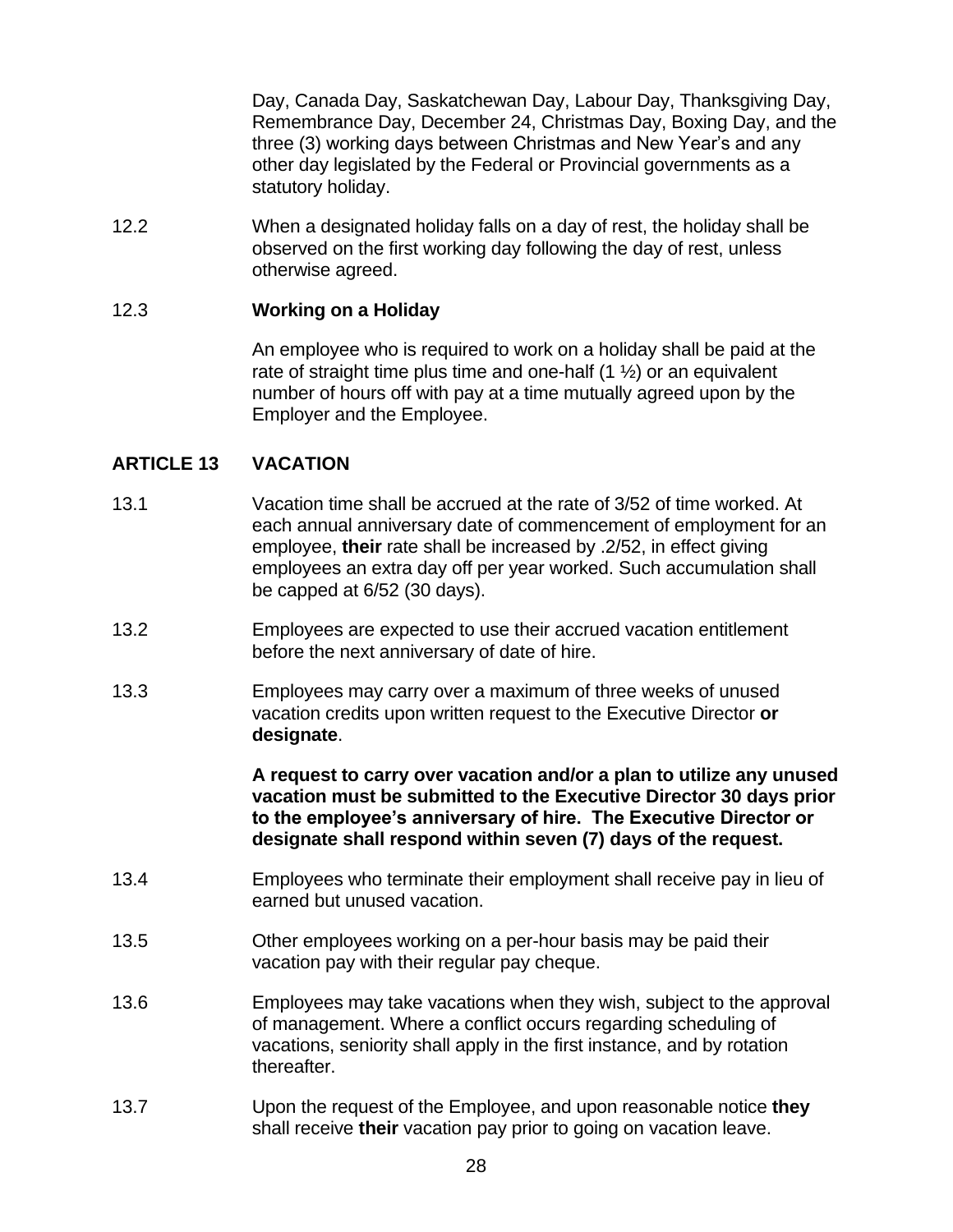Day, Canada Day, Saskatchewan Day, Labour Day, Thanksgiving Day, Remembrance Day, December 24, Christmas Day, Boxing Day, and the three (3) working days between Christmas and New Year's and any other day legislated by the Federal or Provincial governments as a statutory holiday.

12.2 When a designated holiday falls on a day of rest, the holiday shall be observed on the first working day following the day of rest, unless otherwise agreed.

12.3 **Working on a Holiday**

An employee who is required to work on a holiday shall be paid at the rate of straight time plus time and one-half (1 ½) or an equivalent number of hours off with pay at a time mutually agreed upon by the Employer and the Employee.

## ARTICLE 13 VACATION

13.1 Vacation time shall be accrued at the rate of 3/52 of time worked. At each annual anniversary date of commencement of employment for an employee, **their** rate shall be increased by .2/52, in effect giving employees an extra day off per year worked. Such accumulation shall be capped at 6/52 (30 days).

13.2 Employees are expected to use their accrued vacation entitlement before the next anniversary of date of hire.

13.3 Employees may carry over a maximum of three weeks of unused vacation credits upon written request to the Executive Director **or designate**.

**A request to carry over vacation and/or a plan to utilize any unused vacation must be submitted to the Executive Director 30 days prior to the employee's anniversary of hire. The Executive Director or designate shall respond within seven (7) days of the request.**

13.4 Employees who terminate their employment shall receive pay in lieu of earned but unused vacation.

13.5 Other employees working on a per-hour basis may be paid their vacation pay with their regular pay cheque.

13.6 Employees may take vacations when they wish, subject to the approval of management. Where a conflict occurs regarding scheduling of vacations, seniority shall apply in the first instance, and by rotation thereafter.

13.7 Upon the request of the Employee, and upon reasonable notice **they** shall receive **their** vacation pay prior to going on vacation leave.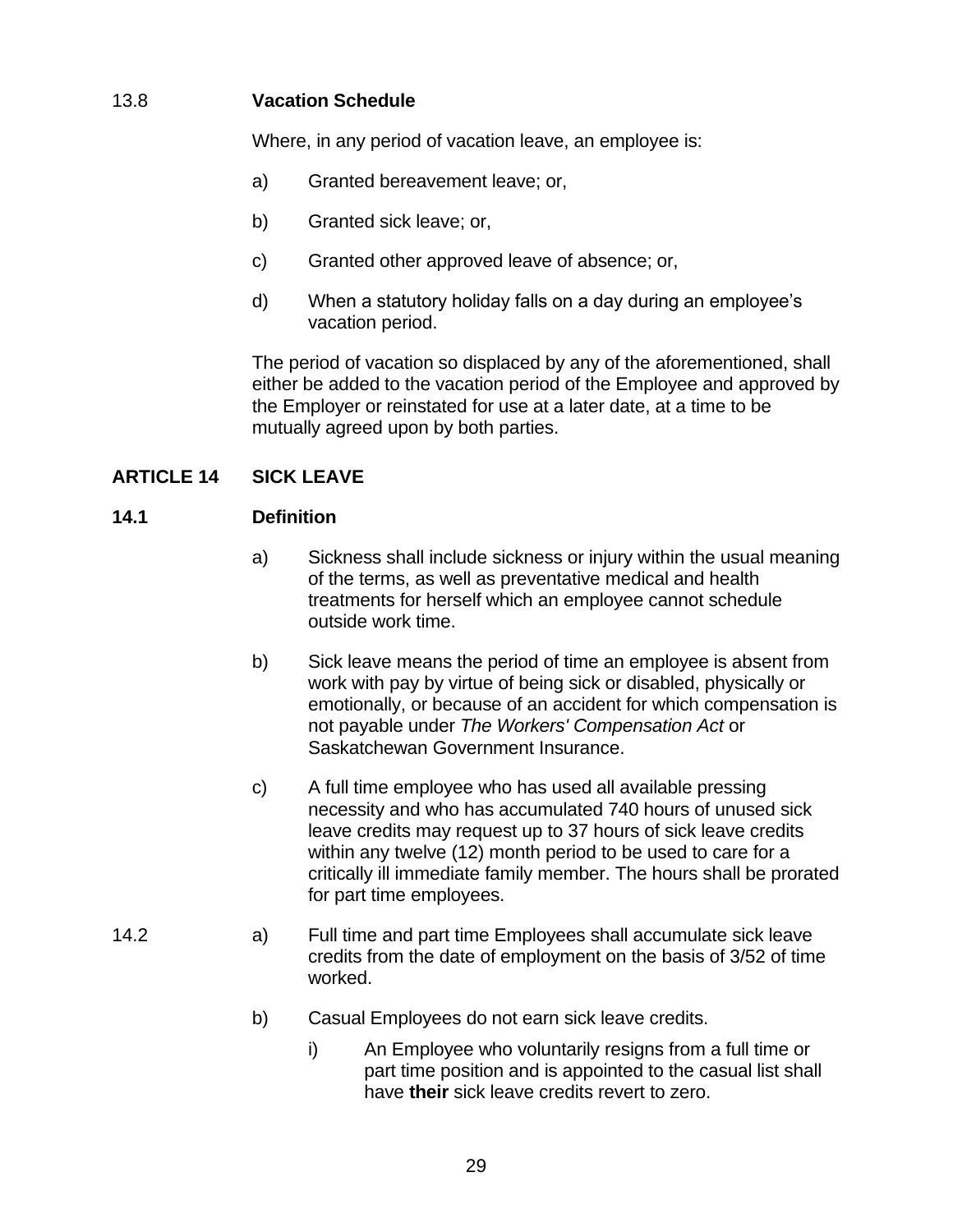13.8 **Vacation Schedule**

Where, in any period of vacation leave, an employee is:

a) Granted bereavement leave; or,

b) Granted sick leave; or,

c) Granted other approved leave of absence; or,

d) When a statutory holiday falls on a day during an employee's vacation period.

The period of vacation so displaced by any of the aforementioned, shall either be added to the vacation period of the Employee and approved by the Employer or reinstated for use at a later date, at a time to be mutually agreed upon by both parties.

## ARTICLE 14 SICK LEAVE

### 14.1 Definition

a) Sickness shall include sickness or injury within the usual meaning of the terms, as well as preventative medical and health treatments for herself which an employee cannot schedule outside work time.

b) Sick leave means the period of time an employee is absent from work with pay by virtue of being sick or disabled, physically or emotionally, or because of an accident for which compensation is not payable under *The Workers' Compensation Act* or Saskatchewan Government Insurance.

c) A full time employee who has used all available pressing necessity and who has accumulated 740 hours of unused sick leave credits may request up to 37 hours of sick leave credits within any twelve (12) month period to be used to care for a critically ill immediate family member. The hours shall be prorated for part time employees.

14.2 a) Full time and part time Employees shall accumulate sick leave credits from the date of employment on the basis of 3/52 of time worked.

b) Casual Employees do not earn sick leave credits.

i) An Employee who voluntarily resigns from a full time or part time position and is appointed to the casual list shall have **their** sick leave credits revert to zero.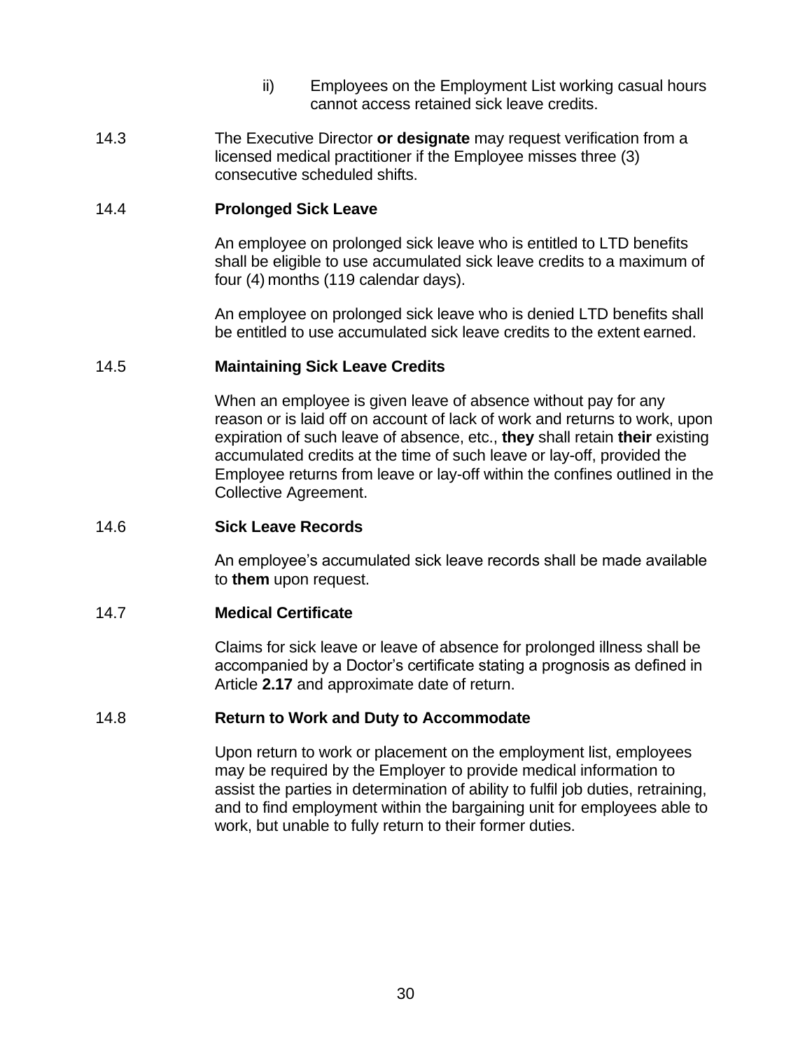ii) Employees on the Employment List working casual hours cannot access retained sick leave credits.

14.3 The Executive Director **or designate** may request verification from a licensed medical practitioner if the Employee misses three (3) consecutive scheduled shifts.

### 14.4 Prolonged Sick Leave

An employee on prolonged sick leave who is entitled to LTD benefits shall be eligible to use accumulated sick leave credits to a maximum of four (4) months (119 calendar days).

An employee on prolonged sick leave who is denied LTD benefits shall be entitled to use accumulated sick leave credits to the extent earned.

### 14.5 Maintaining Sick Leave Credits

When an employee is given leave of absence without pay for any reason or is laid off on account of lack of work and returns to work, upon expiration of such leave of absence, etc., **they** shall retain **their** existing accumulated credits at the time of such leave or lay-off, provided the Employee returns from leave or lay-off within the confines outlined in the Collective Agreement.

### 14.6 Sick Leave Records

An employee's accumulated sick leave records shall be made available to **them** upon request.

### 14.7 Medical Certificate

Claims for sick leave or leave of absence for prolonged illness shall be accompanied by a Doctor's certificate stating a prognosis as defined in Article **2.17** and approximate date of return.

### 14.8 Return to Work and Duty to Accommodate

Upon return to work or placement on the employment list, employees may be required by the Employer to provide medical information to assist the parties in determination of ability to fulfil job duties, retraining, and to find employment within the bargaining unit for employees able to work, but unable to fully return to their former duties.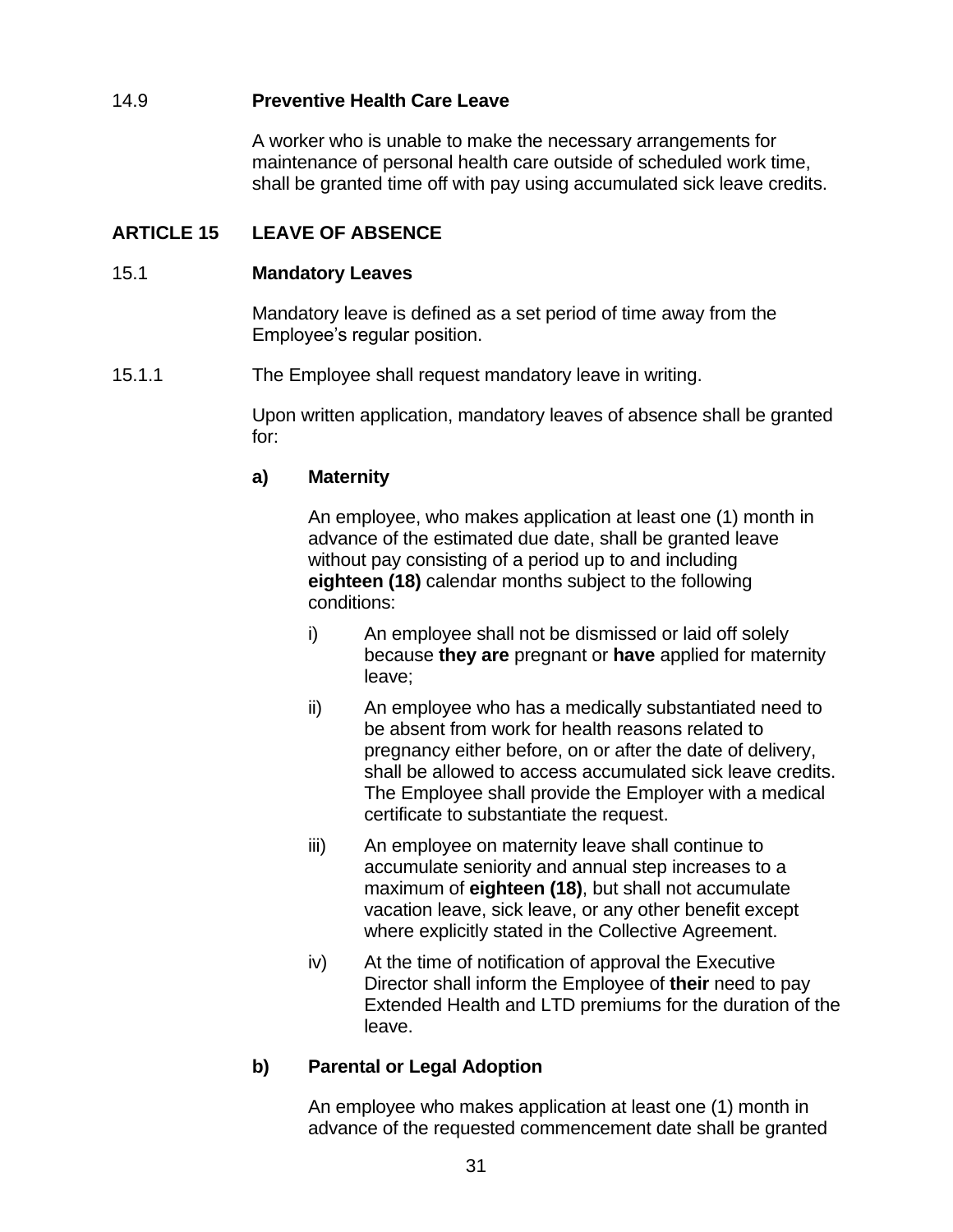14.9 **Preventive Health Care Leave**

A worker who is unable to make the necessary arrangements for maintenance of personal health care outside of scheduled work time, shall be granted time off with pay using accumulated sick leave credits.

## ARTICLE 15 LEAVE OF ABSENCE

15.1 **Mandatory Leaves**

Mandatory leave is defined as a set period of time away from the Employee's regular position.

15.1.1 The Employee shall request mandatory leave in writing.

Upon written application, mandatory leaves of absence shall be granted for:

**a) Maternity**

An employee, who makes application at least one (1) month in advance of the estimated due date, shall be granted leave without pay consisting of a period up to and including **eighteen (18)** calendar months subject to the following conditions:

i) An employee shall not be dismissed or laid off solely because **they are** pregnant or **have** applied for maternity leave;

ii) An employee who has a medically substantiated need to be absent from work for health reasons related to pregnancy either before, on or after the date of delivery, shall be allowed to access accumulated sick leave credits. The Employee shall provide the Employer with a medical certificate to substantiate the request.

iii) An employee on maternity leave shall continue to accumulate seniority and annual step increases to a maximum of **eighteen (18)**, but shall not accumulate vacation leave, sick leave, or any other benefit except where explicitly stated in the Collective Agreement.

iv) At the time of notification of approval the Executive Director shall inform the Employee of **their** need to pay Extended Health and LTD premiums for the duration of the leave.

**b) Parental or Legal Adoption**

An employee who makes application at least one (1) month in advance of the requested commencement date shall be granted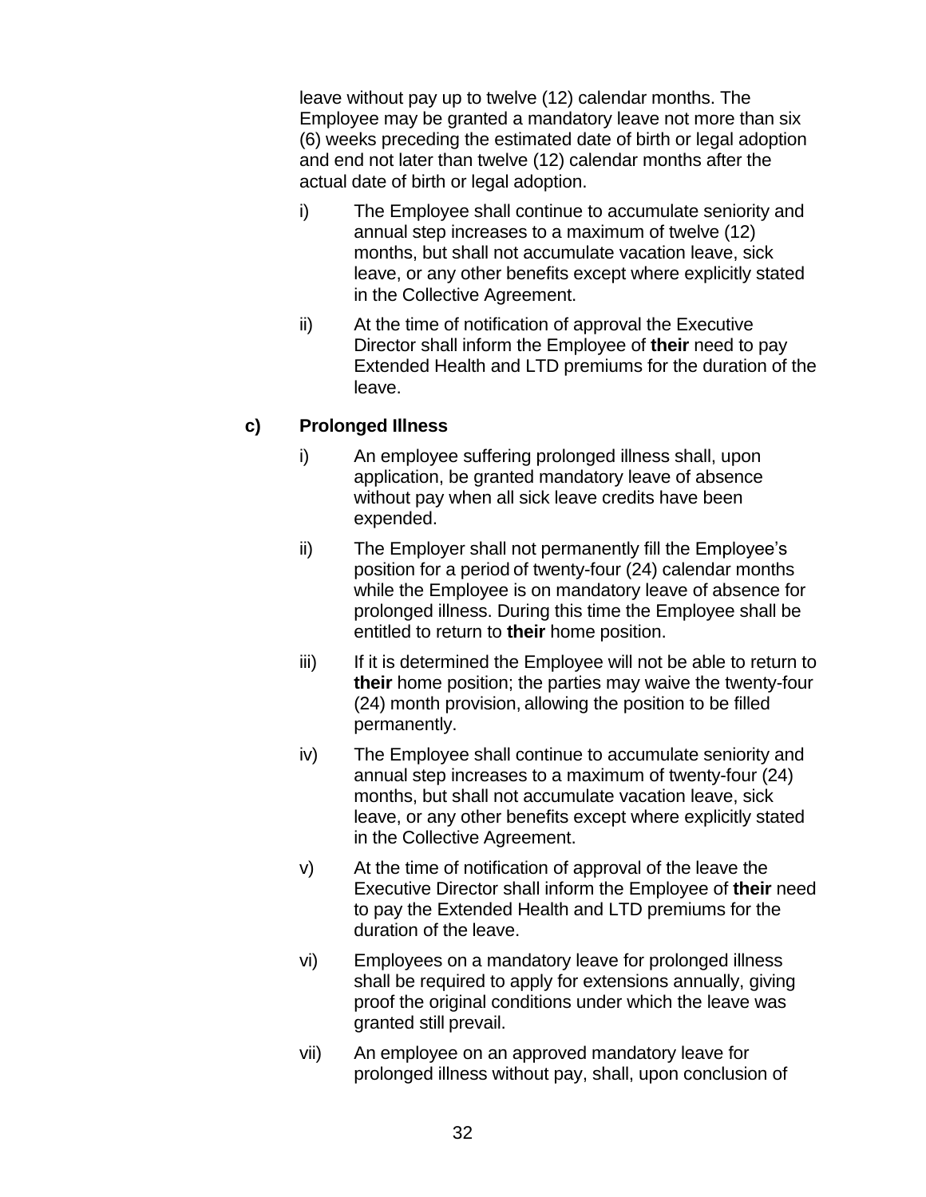leave without pay up to twelve (12) calendar months. The Employee may be granted a mandatory leave not more than six (6) weeks preceding the estimated date of birth or legal adoption and end not later than twelve (12) calendar months after the actual date of birth or legal adoption.

i) The Employee shall continue to accumulate seniority and annual step increases to a maximum of twelve (12) months, but shall not accumulate vacation leave, sick leave, or any other benefits except where explicitly stated in the Collective Agreement.

ii) At the time of notification of approval the Executive Director shall inform the Employee of **their** need to pay Extended Health and LTD premiums for the duration of the leave.

**c) Prolonged Illness**

i) An employee suffering prolonged illness shall, upon application, be granted mandatory leave of absence without pay when all sick leave credits have been expended.

ii) The Employer shall not permanently fill the Employee's position for a period of twenty-four (24) calendar months while the Employee is on mandatory leave of absence for prolonged illness. During this time the Employee shall be entitled to return to **their** home position.

iii) If it is determined the Employee will not be able to return to **their** home position; the parties may waive the twenty-four (24) month provision, allowing the position to be filled permanently.

iv) The Employee shall continue to accumulate seniority and annual step increases to a maximum of twenty-four (24) months, but shall not accumulate vacation leave, sick leave, or any other benefits except where explicitly stated in the Collective Agreement.

v) At the time of notification of approval of the leave the Executive Director shall inform the Employee of **their** need to pay the Extended Health and LTD premiums for the duration of the leave.

vi) Employees on a mandatory leave for prolonged illness shall be required to apply for extensions annually, giving proof the original conditions under which the leave was granted still prevail.

vii) An employee on an approved mandatory leave for prolonged illness without pay, shall, upon conclusion of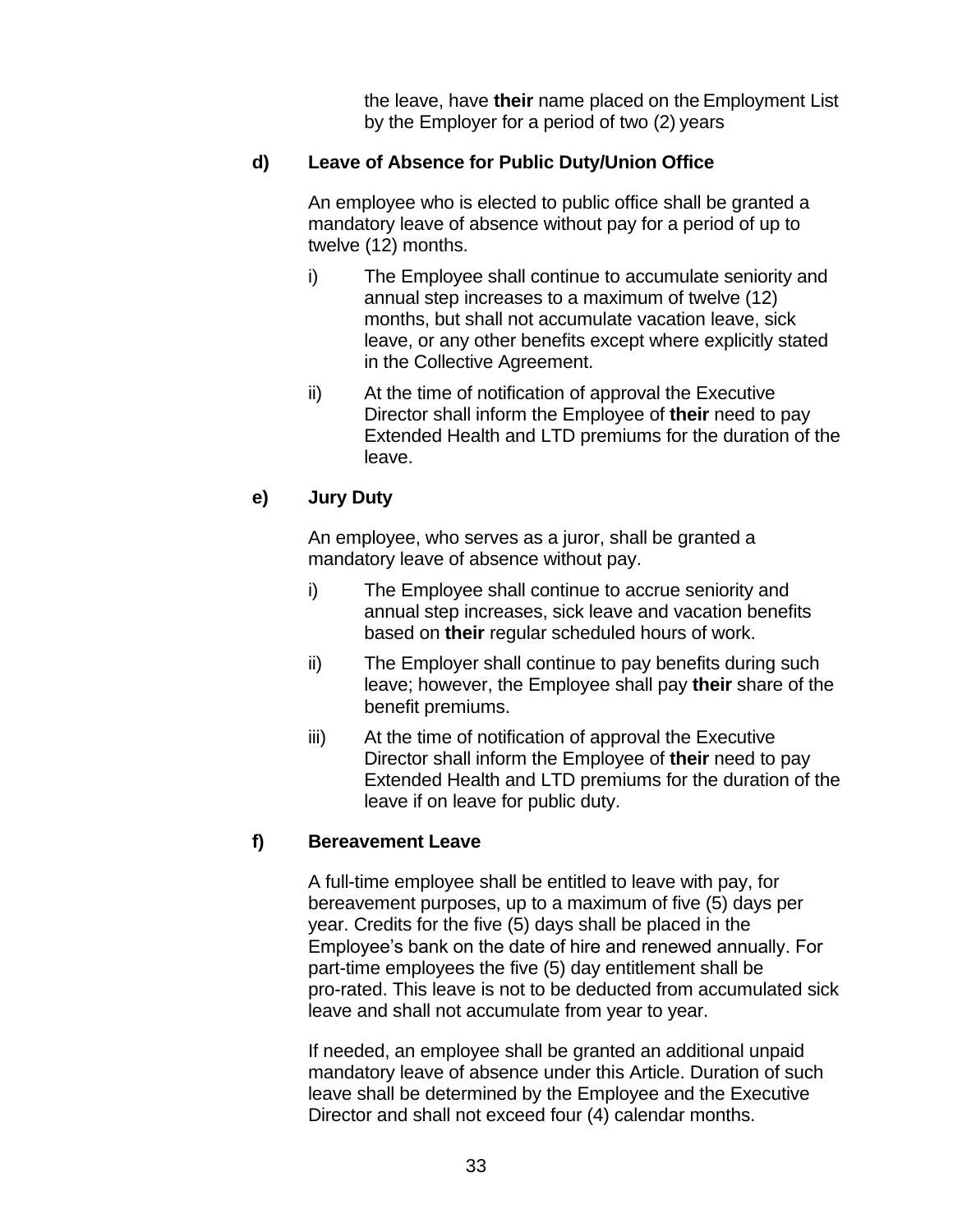the leave, have **their** name placed on the Employment List by the Employer for a period of two (2) years

**d) Leave of Absence for Public Duty/Union Office**

An employee who is elected to public office shall be granted a mandatory leave of absence without pay for a period of up to twelve (12) months.

i) The Employee shall continue to accumulate seniority and annual step increases to a maximum of twelve (12) months, but shall not accumulate vacation leave, sick leave, or any other benefits except where explicitly stated in the Collective Agreement.

ii) At the time of notification of approval the Executive Director shall inform the Employee of **their** need to pay Extended Health and LTD premiums for the duration of the leave.

**e) Jury Duty**

An employee, who serves as a juror, shall be granted a mandatory leave of absence without pay.

i) The Employee shall continue to accrue seniority and annual step increases, sick leave and vacation benefits based on **their** regular scheduled hours of work.

ii) The Employer shall continue to pay benefits during such leave; however, the Employee shall pay **their** share of the benefit premiums.

iii) At the time of notification of approval the Executive Director shall inform the Employee of **their** need to pay Extended Health and LTD premiums for the duration of the leave if on leave for public duty.

**f) Bereavement Leave**

A full-time employee shall be entitled to leave with pay, for bereavement purposes, up to a maximum of five (5) days per year. Credits for the five (5) days shall be placed in the Employee's bank on the date of hire and renewed annually. For part-time employees the five (5) day entitlement shall be pro-rated. This leave is not to be deducted from accumulated sick leave and shall not accumulate from year to year.

If needed, an employee shall be granted an additional unpaid mandatory leave of absence under this Article. Duration of such leave shall be determined by the Employee and the Executive Director and shall not exceed four (4) calendar months.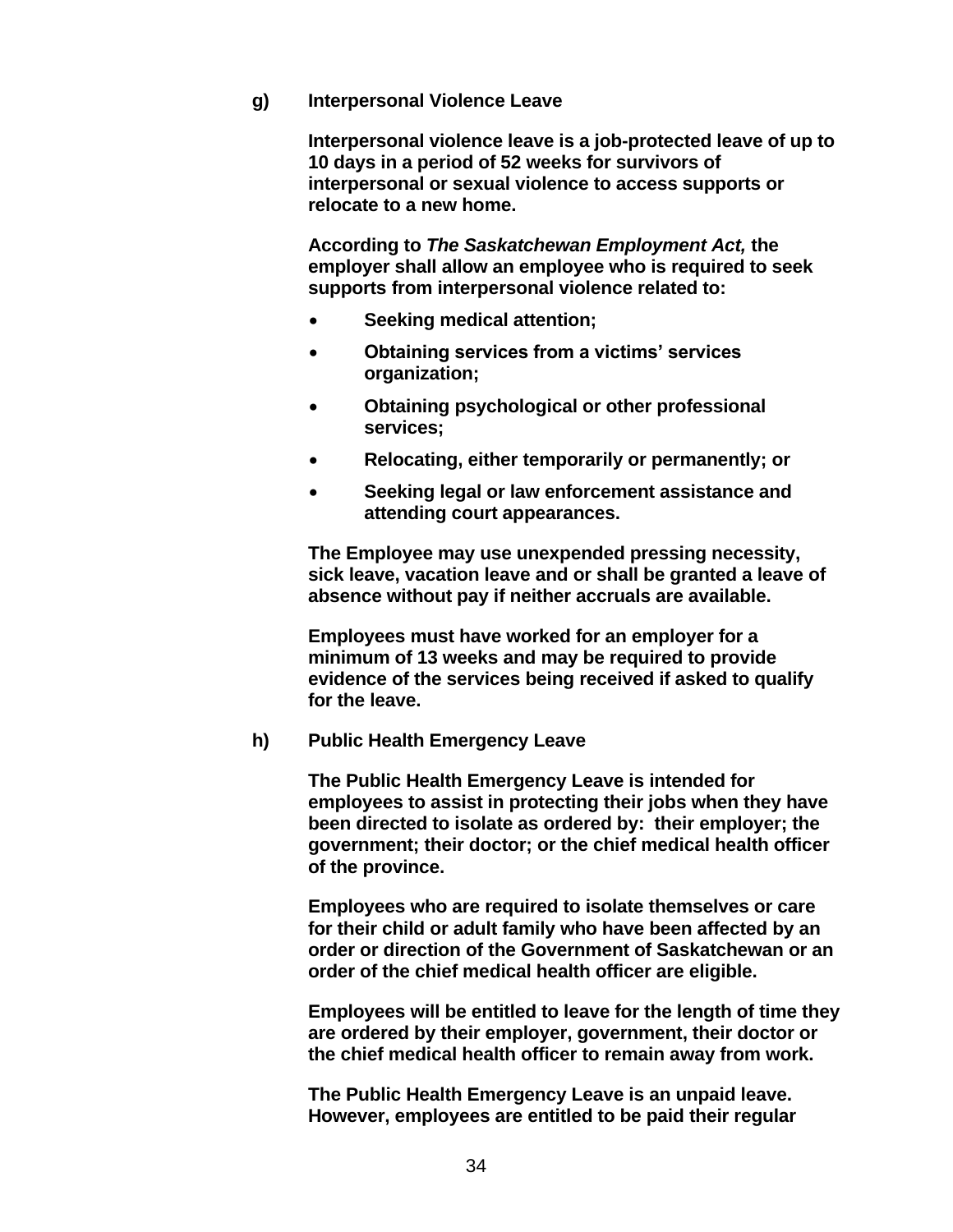**g) Interpersonal Violence Leave**

**Interpersonal violence leave is a job-protected leave of up to 10 days in a period of 52 weeks for survivors of interpersonal or sexual violence to access supports or relocate to a new home.**

**According to *The Saskatchewan Employment Act,* the employer shall allow an employee who is required to seek supports from interpersonal violence related to:**

- **Seeking medical attention;**
- **Obtaining services from a victims' services organization;**
- **Obtaining psychological or other professional services;**
- **Relocating, either temporarily or permanently; or**
- **Seeking legal or law enforcement assistance and attending court appearances.**

**The Employee may use unexpended pressing necessity, sick leave, vacation leave and or shall be granted a leave of absence without pay if neither accruals are available.**

**Employees must have worked for an employer for a minimum of 13 weeks and may be required to provide evidence of the services being received if asked to qualify for the leave.**

**h) Public Health Emergency Leave**

**The Public Health Emergency Leave is intended for employees to assist in protecting their jobs when they have been directed to isolate as ordered by: their employer; the government; their doctor; or the chief medical health officer of the province.**

**Employees who are required to isolate themselves or care for their child or adult family who have been affected by an order or direction of the Government of Saskatchewan or an order of the chief medical health officer are eligible.**

**Employees will be entitled to leave for the length of time they are ordered by their employer, government, their doctor or the chief medical health officer to remain away from work.**

**The Public Health Emergency Leave is an unpaid leave. However, employees are entitled to be paid their regular**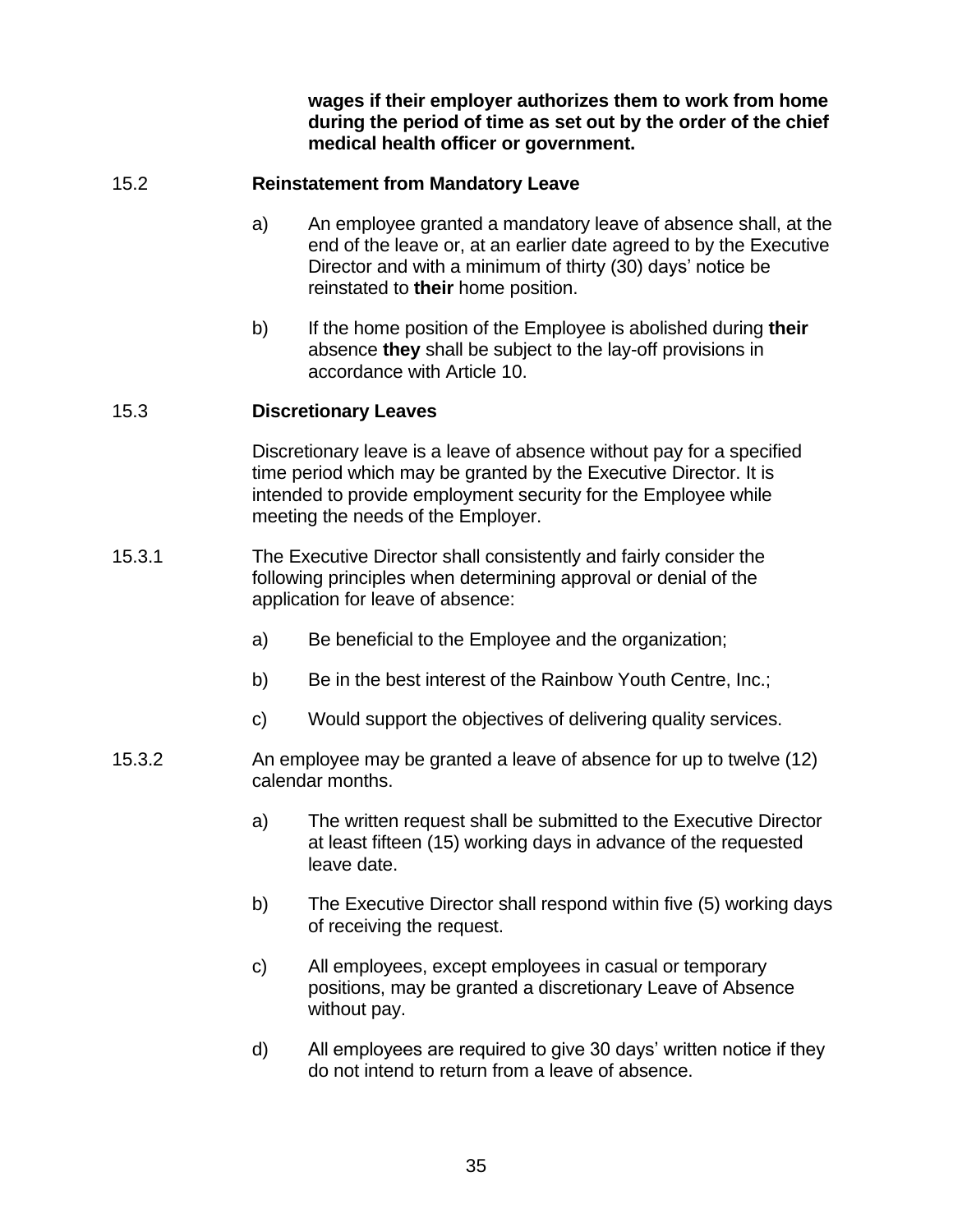**wages if their employer authorizes them to work from home during the period of time as set out by the order of the chief medical health officer or government.**

### 15.2 Reinstatement from Mandatory Leave

a) An employee granted a mandatory leave of absence shall, at the end of the leave or, at an earlier date agreed to by the Executive Director and with a minimum of thirty (30) days' notice be reinstated to **their** home position.

b) If the home position of the Employee is abolished during **their** absence **they** shall be subject to the lay-off provisions in accordance with Article 10.

### 15.3 Discretionary Leaves

Discretionary leave is a leave of absence without pay for a specified time period which may be granted by the Executive Director. It is intended to provide employment security for the Employee while meeting the needs of the Employer.

15.3.1 The Executive Director shall consistently and fairly consider the following principles when determining approval or denial of the application for leave of absence:

a) Be beneficial to the Employee and the organization;

b) Be in the best interest of the Rainbow Youth Centre, Inc.;

c) Would support the objectives of delivering quality services.

15.3.2 An employee may be granted a leave of absence for up to twelve (12) calendar months.

a) The written request shall be submitted to the Executive Director at least fifteen (15) working days in advance of the requested leave date.

b) The Executive Director shall respond within five (5) working days of receiving the request.

c) All employees, except employees in casual or temporary positions, may be granted a discretionary Leave of Absence without pay.

d) All employees are required to give 30 days' written notice if they do not intend to return from a leave of absence.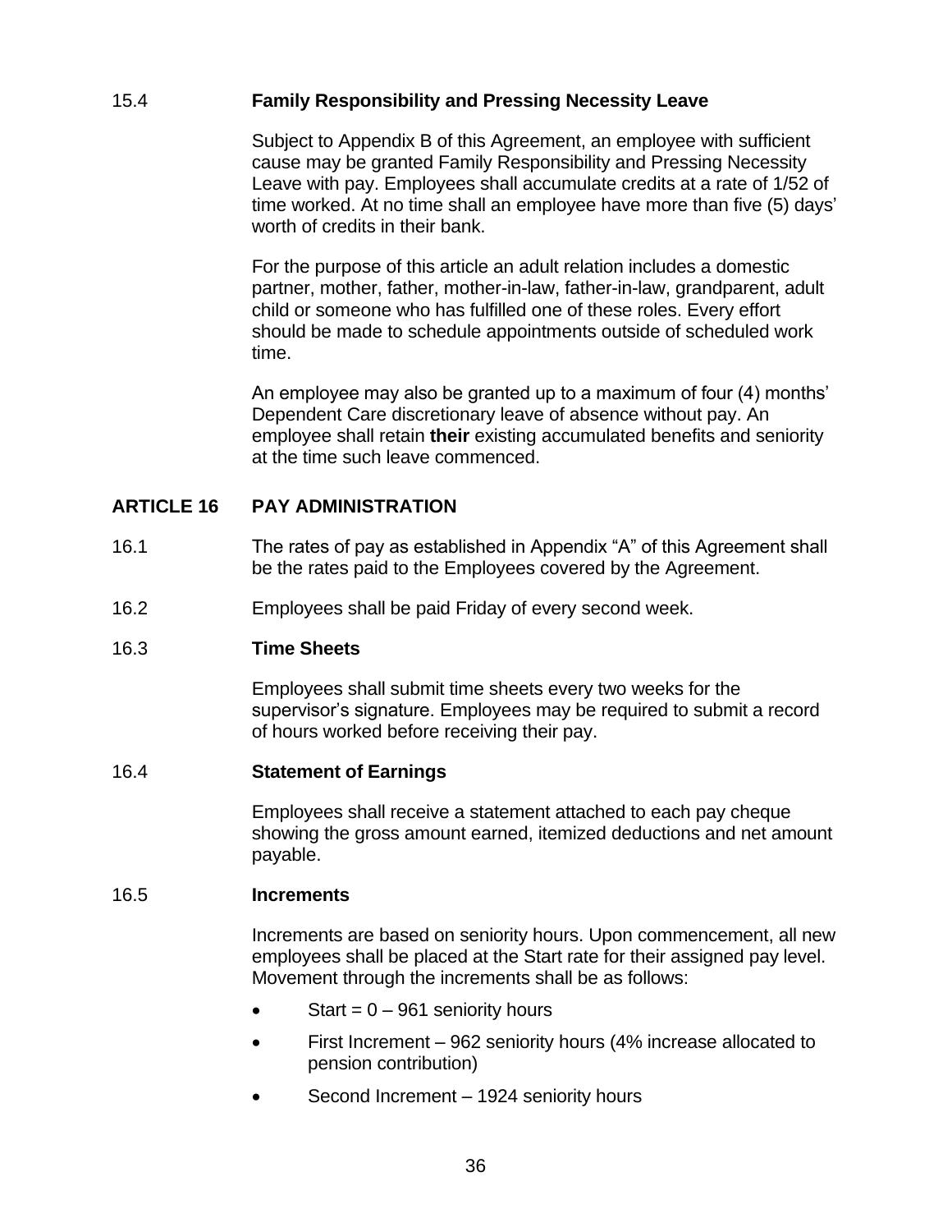15.4 **Family Responsibility and Pressing Necessity Leave**

Subject to Appendix B of this Agreement, an employee with sufficient cause may be granted Family Responsibility and Pressing Necessity Leave with pay. Employees shall accumulate credits at a rate of 1/52 of time worked. At no time shall an employee have more than five (5) days' worth of credits in their bank.

For the purpose of this article an adult relation includes a domestic partner, mother, father, mother-in-law, father-in-law, grandparent, adult child or someone who has fulfilled one of these roles. Every effort should be made to schedule appointments outside of scheduled work time.

An employee may also be granted up to a maximum of four (4) months' Dependent Care discretionary leave of absence without pay. An employee shall retain **their** existing accumulated benefits and seniority at the time such leave commenced.

## ARTICLE 16 PAY ADMINISTRATION

16.1 The rates of pay as established in Appendix "A" of this Agreement shall be the rates paid to the Employees covered by the Agreement.

16.2 Employees shall be paid Friday of every second week.

16.3 **Time Sheets**

Employees shall submit time sheets every two weeks for the supervisor's signature. Employees may be required to submit a record of hours worked before receiving their pay.

16.4 **Statement of Earnings**

Employees shall receive a statement attached to each pay cheque showing the gross amount earned, itemized deductions and net amount payable.

16.5 **Increments**

Increments are based on seniority hours. Upon commencement, all new employees shall be placed at the Start rate for their assigned pay level. Movement through the increments shall be as follows:

- Start = 0 – 961 seniority hours
- First Increment – 962 seniority hours (4% increase allocated to pension contribution)
- Second Increment – 1924 seniority hours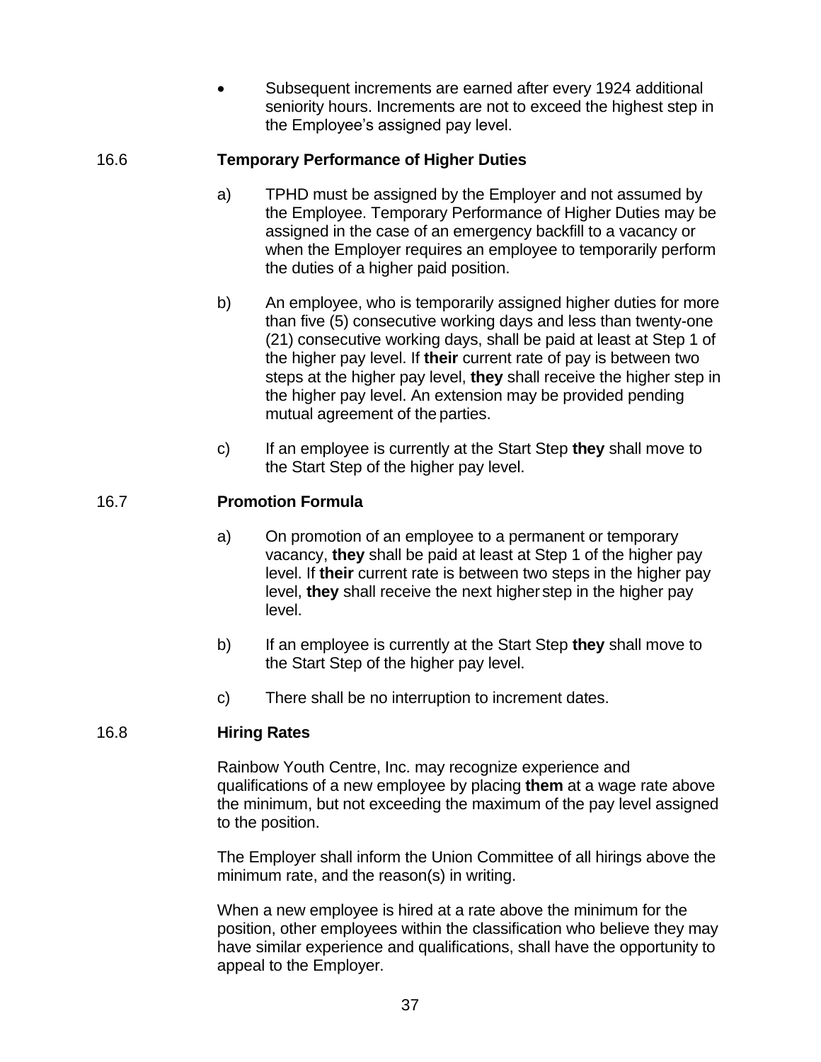- Subsequent increments are earned after every 1924 additional seniority hours. Increments are not to exceed the highest step in the Employee's assigned pay level.

### 16.6 Temporary Performance of Higher Duties

a) TPHD must be assigned by the Employer and not assumed by the Employee. Temporary Performance of Higher Duties may be assigned in the case of an emergency backfill to a vacancy or when the Employer requires an employee to temporarily perform the duties of a higher paid position.

b) An employee, who is temporarily assigned higher duties for more than five (5) consecutive working days and less than twenty-one (21) consecutive working days, shall be paid at least at Step 1 of the higher pay level. If **their** current rate of pay is between two steps at the higher pay level, **they** shall receive the higher step in the higher pay level. An extension may be provided pending mutual agreement of the parties.

c) If an employee is currently at the Start Step **they** shall move to the Start Step of the higher pay level.

### 16.7 Promotion Formula

a) On promotion of an employee to a permanent or temporary vacancy, **they** shall be paid at least at Step 1 of the higher pay level. If **their** current rate is between two steps in the higher pay level, **they** shall receive the next higher step in the higher pay level.

b) If an employee is currently at the Start Step **they** shall move to the Start Step of the higher pay level.

c) There shall be no interruption to increment dates.

### 16.8 Hiring Rates

Rainbow Youth Centre, Inc. may recognize experience and qualifications of a new employee by placing **them** at a wage rate above the minimum, but not exceeding the maximum of the pay level assigned to the position.

The Employer shall inform the Union Committee of all hirings above the minimum rate, and the reason(s) in writing.

When a new employee is hired at a rate above the minimum for the position, other employees within the classification who believe they may have similar experience and qualifications, shall have the opportunity to appeal to the Employer.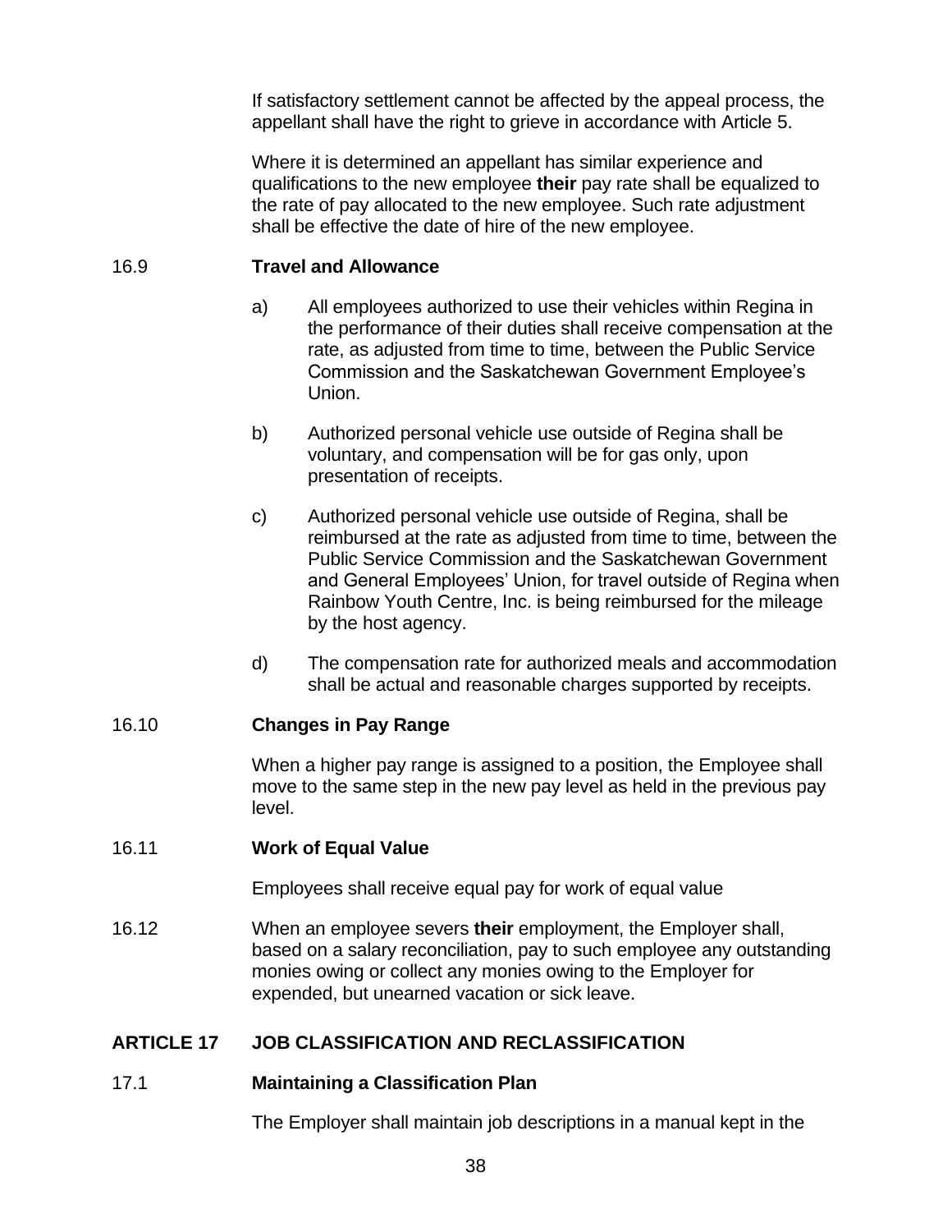If satisfactory settlement cannot be affected by the appeal process, the appellant shall have the right to grieve in accordance with Article 5.

Where it is determined an appellant has similar experience and qualifications to the new employee **their** pay rate shall be equalized to the rate of pay allocated to the new employee. Such rate adjustment shall be effective the date of hire of the new employee.

16.9 **Travel and Allowance**

a) All employees authorized to use their vehicles within Regina in the performance of their duties shall receive compensation at the rate, as adjusted from time to time, between the Public Service Commission and the Saskatchewan Government Employee's Union.

b) Authorized personal vehicle use outside of Regina shall be voluntary, and compensation will be for gas only, upon presentation of receipts.

c) Authorized personal vehicle use outside of Regina, shall be reimbursed at the rate as adjusted from time to time, between the Public Service Commission and the Saskatchewan Government and General Employees' Union, for travel outside of Regina when Rainbow Youth Centre, Inc. is being reimbursed for the mileage by the host agency.

d) The compensation rate for authorized meals and accommodation shall be actual and reasonable charges supported by receipts.

16.10 **Changes in Pay Range**

When a higher pay range is assigned to a position, the Employee shall move to the same step in the new pay level as held in the previous pay level.

16.11 **Work of Equal Value**

Employees shall receive equal pay for work of equal value

16.12 When an employee severs **their** employment, the Employer shall, based on a salary reconciliation, pay to such employee any outstanding monies owing or collect any monies owing to the Employer for expended, but unearned vacation or sick leave.

## ARTICLE 17 JOB CLASSIFICATION AND RECLASSIFICATION

17.1 **Maintaining a Classification Plan**

The Employer shall maintain job descriptions in a manual kept in the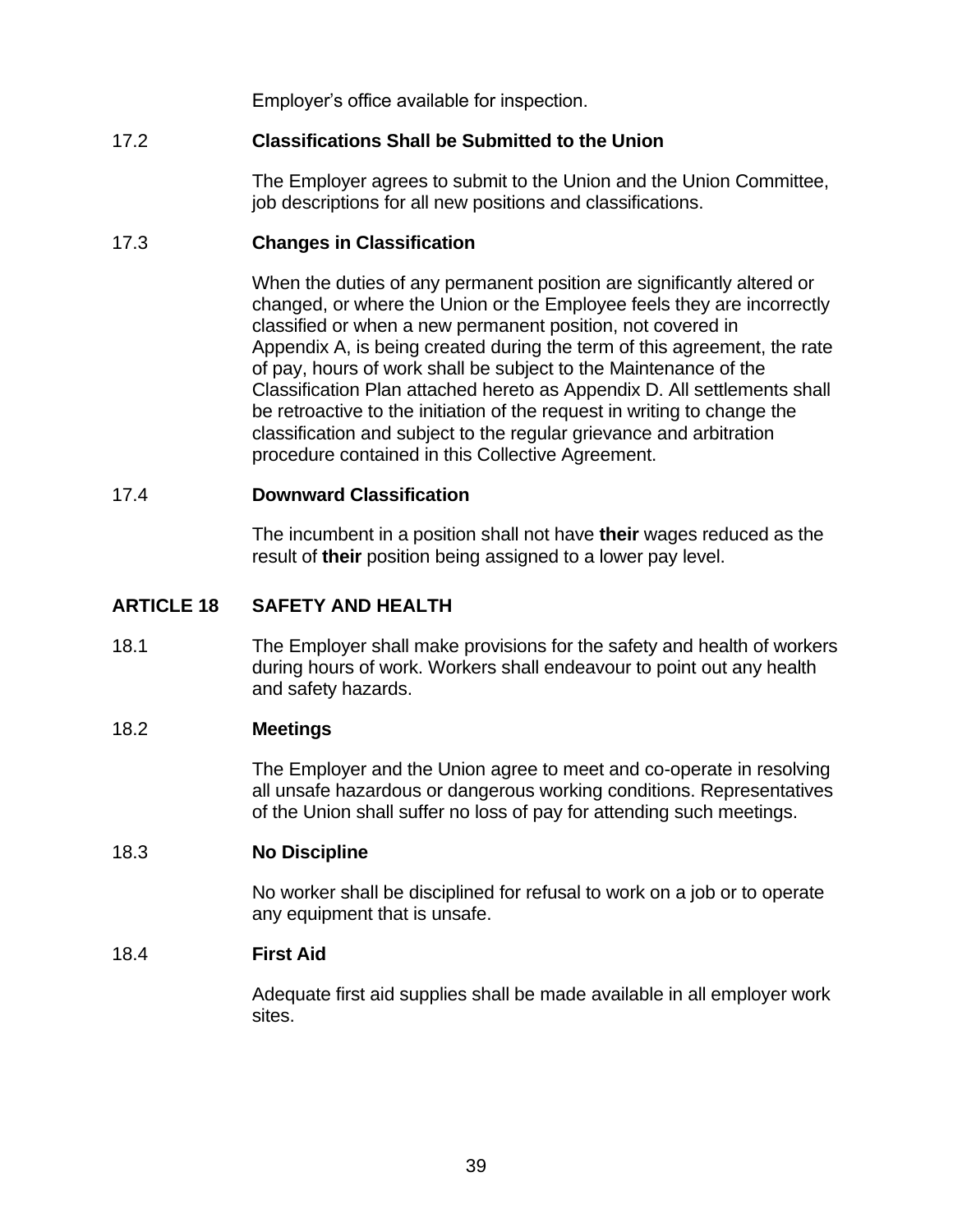Employer’s office available for inspection.

### 17.2 Classifications Shall be Submitted to the Union

The Employer agrees to submit to the Union and the Union Committee, job descriptions for all new positions and classifications.

### 17.3 Changes in Classification

When the duties of any permanent position are significantly altered or changed, or where the Union or the Employee feels they are incorrectly classified or when a new permanent position, not covered in Appendix A, is being created during the term of this agreement, the rate of pay, hours of work shall be subject to the Maintenance of the Classification Plan attached hereto as Appendix D. All settlements shall be retroactive to the initiation of the request in writing to change the classification and subject to the regular grievance and arbitration procedure contained in this Collective Agreement.

### 17.4 Downward Classification

The incumbent in a position shall not have **their** wages reduced as the result of **their** position being assigned to a lower pay level.

## ARTICLE 18 SAFETY AND HEALTH

18.1 The Employer shall make provisions for the safety and health of workers during hours of work. Workers shall endeavour to point out any health and safety hazards.

### 18.2 Meetings

The Employer and the Union agree to meet and co-operate in resolving all unsafe hazardous or dangerous working conditions. Representatives of the Union shall suffer no loss of pay for attending such meetings.

### 18.3 No Discipline

No worker shall be disciplined for refusal to work on a job or to operate any equipment that is unsafe.

### 18.4 First Aid

Adequate first aid supplies shall be made available in all employer work sites.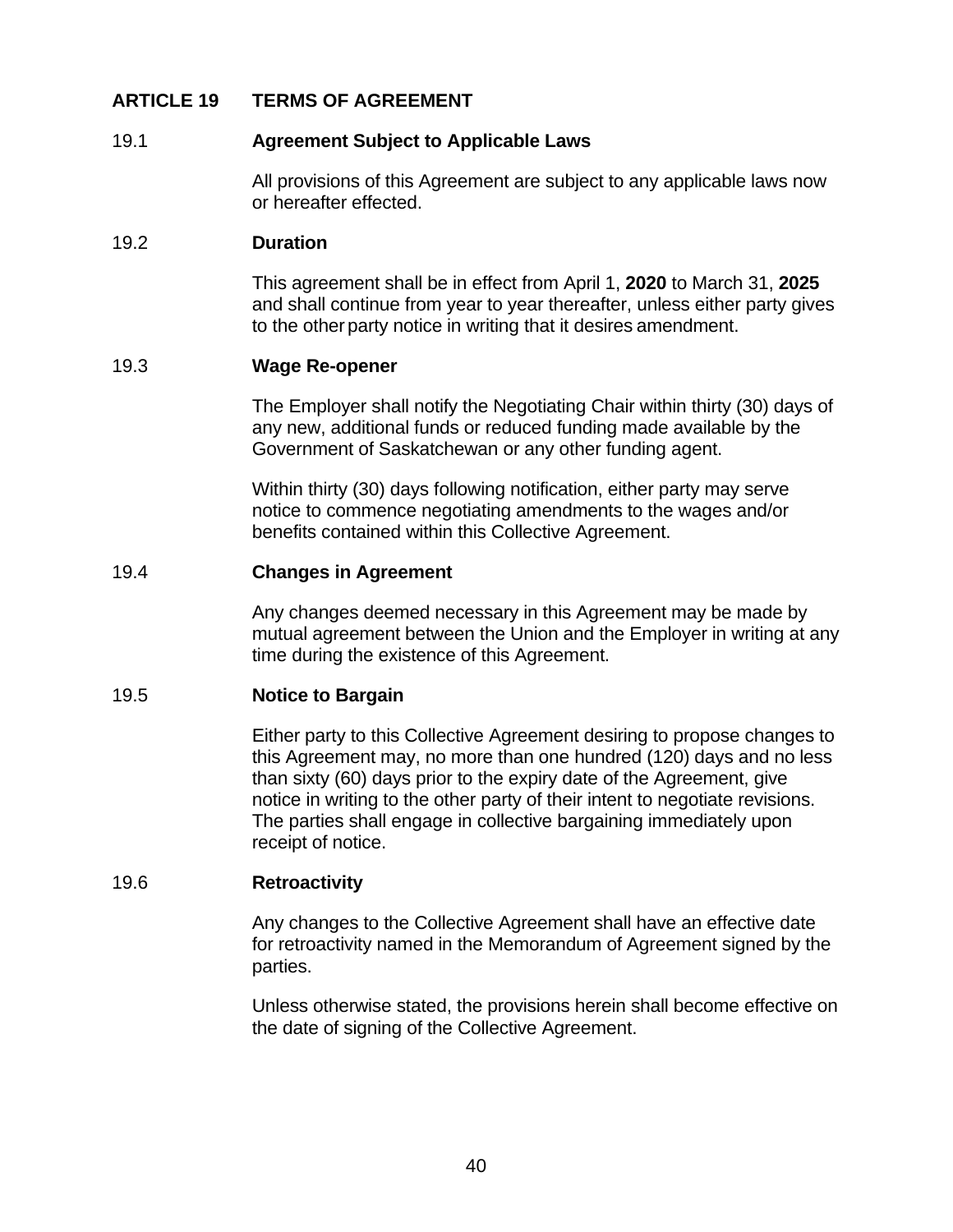## ARTICLE 19 TERMS OF AGREEMENT

### 19.1 Agreement Subject to Applicable Laws

All provisions of this Agreement are subject to any applicable laws now or hereafter effected.

### 19.2 Duration

This agreement shall be in effect from April 1, **2020** to March 31, **2025** and shall continue from year to year thereafter, unless either party gives to the other party notice in writing that it desires amendment.

### 19.3 Wage Re-opener

The Employer shall notify the Negotiating Chair within thirty (30) days of any new, additional funds or reduced funding made available by the Government of Saskatchewan or any other funding agent.

Within thirty (30) days following notification, either party may serve notice to commence negotiating amendments to the wages and/or benefits contained within this Collective Agreement.

### 19.4 Changes in Agreement

Any changes deemed necessary in this Agreement may be made by mutual agreement between the Union and the Employer in writing at any time during the existence of this Agreement.

### 19.5 Notice to Bargain

Either party to this Collective Agreement desiring to propose changes to this Agreement may, no more than one hundred (120) days and no less than sixty (60) days prior to the expiry date of the Agreement, give notice in writing to the other party of their intent to negotiate revisions. The parties shall engage in collective bargaining immediately upon receipt of notice.

### 19.6 Retroactivity

Any changes to the Collective Agreement shall have an effective date for retroactivity named in the Memorandum of Agreement signed by the parties.

Unless otherwise stated, the provisions herein shall become effective on the date of signing of the Collective Agreement.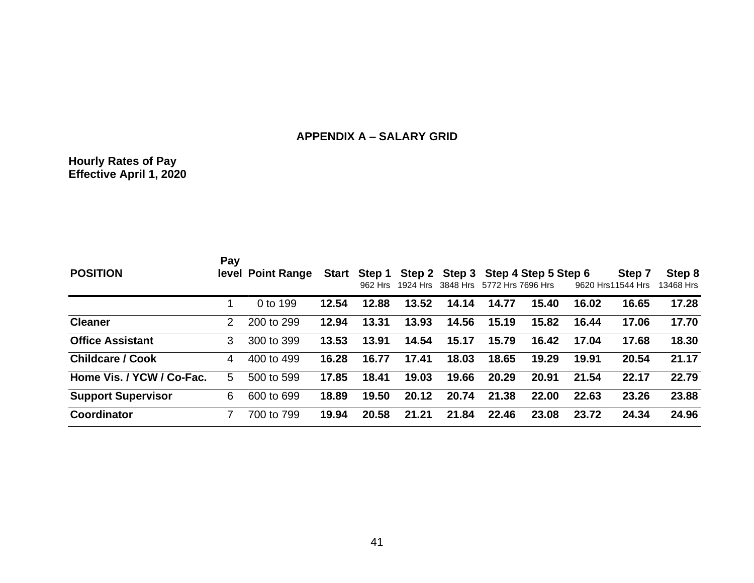## APPENDIX A – SALARY GRID

**Hourly Rates of Pay**
**Effective April 1, 2020**

| POSITION | Pay level | Point Range | Start | Step 1<br>962 Hrs | Step 2<br>1924 Hrs | Step 3<br>3848 Hrs | Step 4<br>5772 Hrs | Step 5<br>7696 Hrs | Step 6<br>9620 Hrs | Step 7<br>11544 Hrs | Step 8<br>13468 Hrs |
|---|---|---|---|---|---|---|---|---|---|---|---|
| | 1 | 0 to 199 | **12.54** | **12.88** | **13.52** | **14.14** | **14.77** | **15.40** | **16.02** | **16.65** | **17.28** |
| **Cleaner** | 2 | 200 to 299 | **12.94** | **13.31** | **13.93** | **14.56** | **15.19** | **15.82** | **16.44** | **17.06** | **17.70** |
| **Office Assistant** | 3 | 300 to 399 | **13.53** | **13.91** | **14.54** | **15.17** | **15.79** | **16.42** | **17.04** | **17.68** | **18.30** |
| **Childcare / Cook** | 4 | 400 to 499 | **16.28** | **16.77** | **17.41** | **18.03** | **18.65** | **19.29** | **19.91** | **20.54** | **21.17** |
| **Home Vis. / YCW / Co-Fac.** | 5 | 500 to 599 | **17.85** | **18.41** | **19.03** | **19.66** | **20.29** | **20.91** | **21.54** | **22.17** | **22.79** |
| **Support Supervisor** | 6 | 600 to 699 | **18.89** | **19.50** | **20.12** | **20.74** | **21.38** | **22.00** | **22.63** | **23.26** | **23.88** |
| **Coordinator** | 7 | 700 to 799 | **19.94** | **20.58** | **21.21** | **21.84** | **22.46** | **23.08** | **23.72** | **24.34** | **24.96** |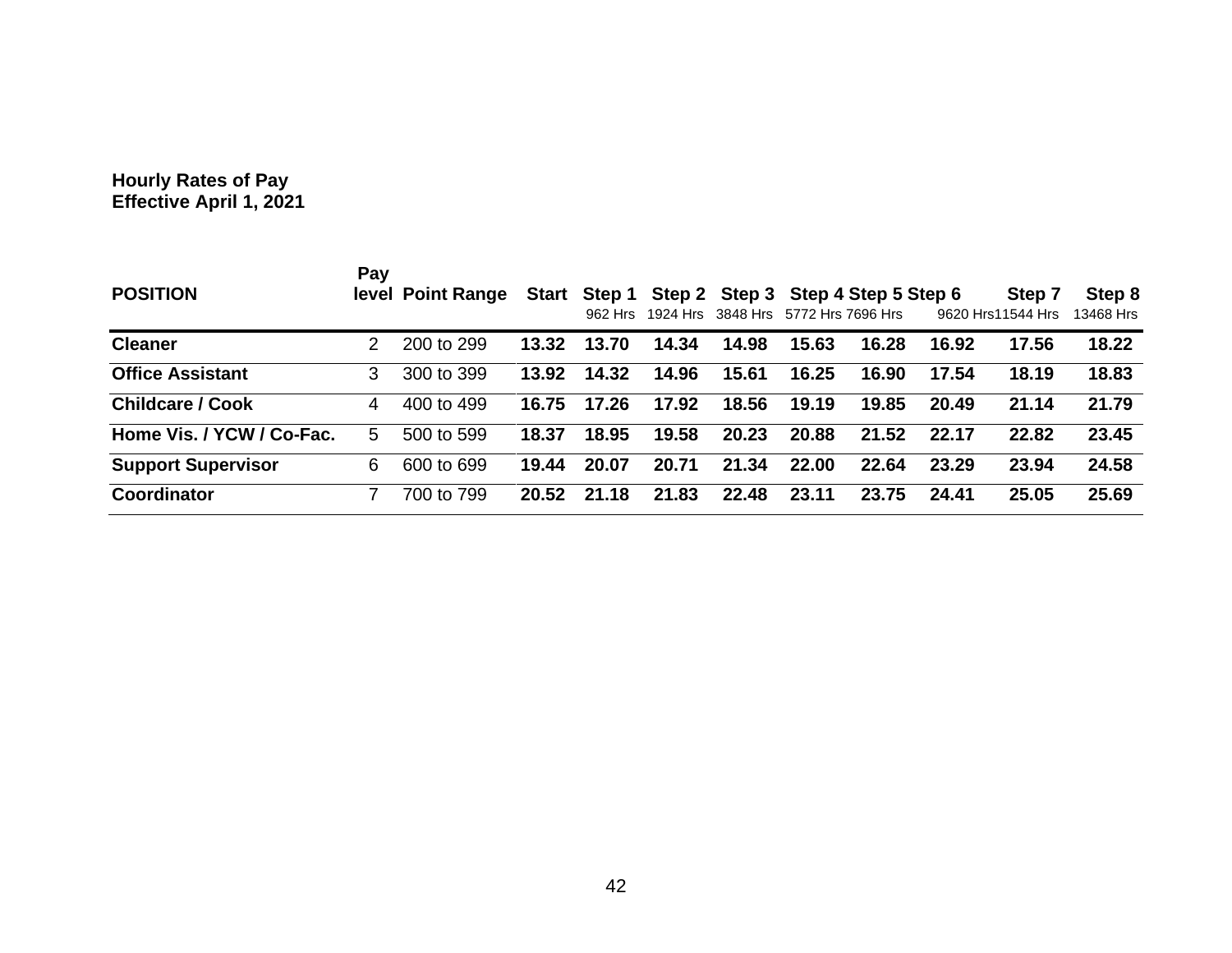**Hourly Rates of Pay**
**Effective April 1, 2021**

| POSITION | Pay level | Point Range | Start | Step 1<br>962 Hrs | Step 2<br>1924 Hrs | Step 3<br>3848 Hrs | Step 4<br>5772 Hrs | Step 5<br>7696 Hrs | Step 6<br>9620 Hrs | Step 7<br>11544 Hrs | Step 8<br>13468 Hrs |
|---|---|---|---|---|---|---|---|---|---|---|---|
| **Cleaner** | 2 | 200 to 299 | **13.32** | **13.70** | **14.34** | **14.98** | **15.63** | **16.28** | **16.92** | **17.56** | **18.22** |
| **Office Assistant** | 3 | 300 to 399 | **13.92** | **14.32** | **14.96** | **15.61** | **16.25** | **16.90** | **17.54** | **18.19** | **18.83** |
| **Childcare / Cook** | 4 | 400 to 499 | **16.75** | **17.26** | **17.92** | **18.56** | **19.19** | **19.85** | **20.49** | **21.14** | **21.79** |
| **Home Vis. / YCW / Co-Fac.** | 5 | 500 to 599 | **18.37** | **18.95** | **19.58** | **20.23** | **20.88** | **21.52** | **22.17** | **22.82** | **23.45** |
| **Support Supervisor** | 6 | 600 to 699 | **19.44** | **20.07** | **20.71** | **21.34** | **22.00** | **22.64** | **23.29** | **23.94** | **24.58** |
| **Coordinator** | 7 | 700 to 799 | **20.52** | **21.18** | **21.83** | **22.48** | **23.11** | **23.75** | **24.41** | **25.05** | **25.69** |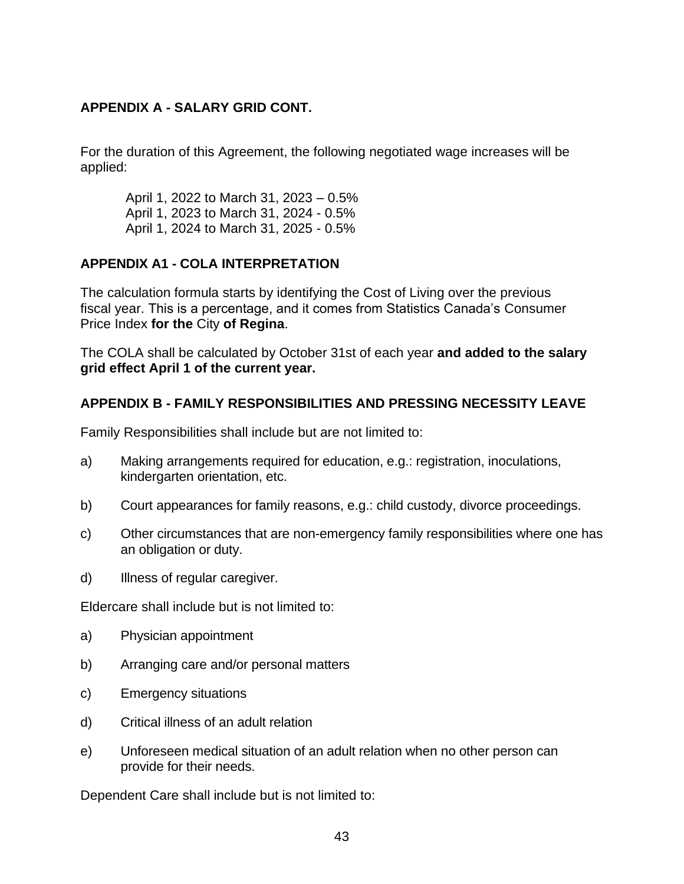## APPENDIX A - SALARY GRID CONT.

For the duration of this Agreement, the following negotiated wage increases will be applied:

April 1, 2022 to March 31, 2023 – 0.5%
April 1, 2023 to March 31, 2024 - 0.5%
April 1, 2024 to March 31, 2025 - 0.5%

## APPENDIX A1 - COLA INTERPRETATION

The calculation formula starts by identifying the Cost of Living over the previous fiscal year. This is a percentage, and it comes from Statistics Canada's Consumer Price Index **for the** City **of Regina**.

The COLA shall be calculated by October 31st of each year **and added to the salary grid effect April 1 of the current year.**

## APPENDIX B - FAMILY RESPONSIBILITIES AND PRESSING NECESSITY LEAVE

Family Responsibilities shall include but are not limited to:

a) Making arrangements required for education, e.g.: registration, inoculations, kindergarten orientation, etc.

b) Court appearances for family reasons, e.g.: child custody, divorce proceedings.

c) Other circumstances that are non-emergency family responsibilities where one has an obligation or duty.

d) Illness of regular caregiver.

Eldercare shall include but is not limited to:

a) Physician appointment

b) Arranging care and/or personal matters

c) Emergency situations

d) Critical illness of an adult relation

e) Unforeseen medical situation of an adult relation when no other person can provide for their needs.

Dependent Care shall include but is not limited to: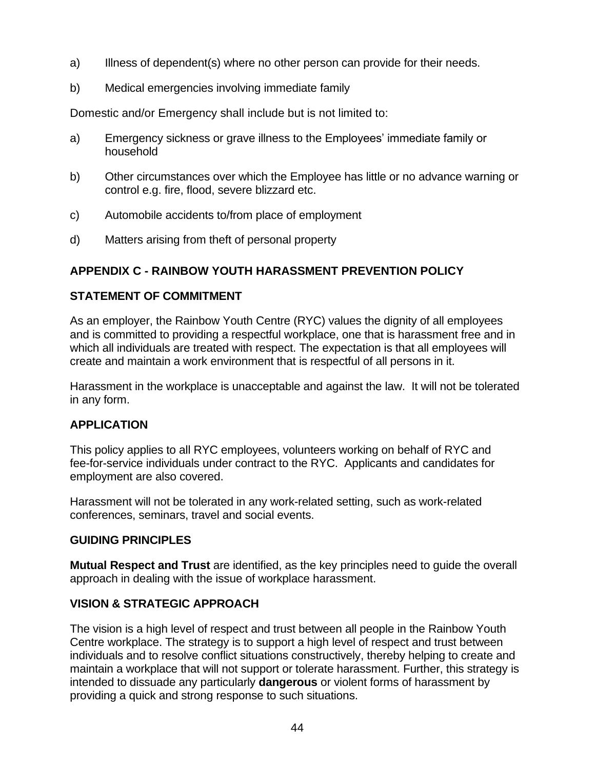a) Illness of dependent(s) where no other person can provide for their needs.

b) Medical emergencies involving immediate family

Domestic and/or Emergency shall include but is not limited to:

a) Emergency sickness or grave illness to the Employees' immediate family or household

b) Other circumstances over which the Employee has little or no advance warning or control e.g. fire, flood, severe blizzard etc.

c) Automobile accidents to/from place of employment

d) Matters arising from theft of personal property

## APPENDIX C - RAINBOW YOUTH HARASSMENT PREVENTION POLICY

### STATEMENT OF COMMITMENT

As an employer, the Rainbow Youth Centre (RYC) values the dignity of all employees and is committed to providing a respectful workplace, one that is harassment free and in which all individuals are treated with respect. The expectation is that all employees will create and maintain a work environment that is respectful of all persons in it.

Harassment in the workplace is unacceptable and against the law. It will not be tolerated in any form.

### APPLICATION

This policy applies to all RYC employees, volunteers working on behalf of RYC and fee-for-service individuals under contract to the RYC. Applicants and candidates for employment are also covered.

Harassment will not be tolerated in any work-related setting, such as work-related conferences, seminars, travel and social events.

### GUIDING PRINCIPLES

**Mutual Respect and Trust** are identified, as the key principles need to guide the overall approach in dealing with the issue of workplace harassment.

### VISION & STRATEGIC APPROACH

The vision is a high level of respect and trust between all people in the Rainbow Youth Centre workplace. The strategy is to support a high level of respect and trust between individuals and to resolve conflict situations constructively, thereby helping to create and maintain a workplace that will not support or tolerate harassment. Further, this strategy is intended to dissuade any particularly **dangerous** or violent forms of harassment by providing a quick and strong response to such situations.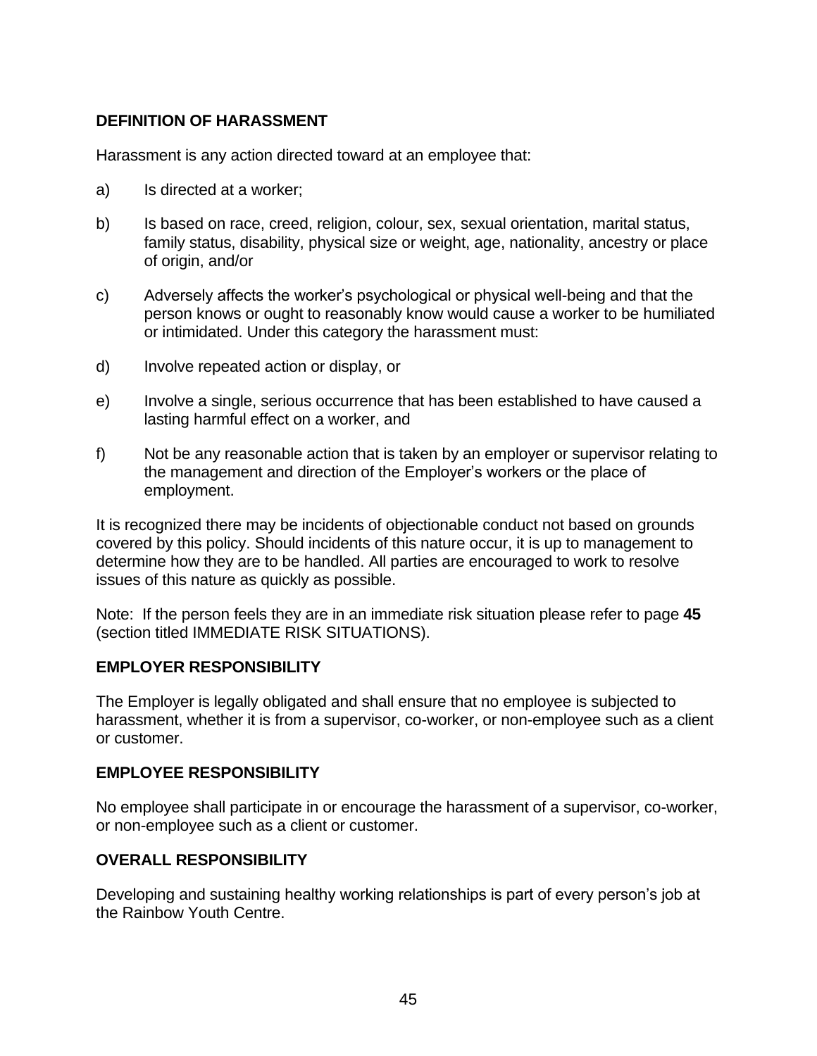**DEFINITION OF HARASSMENT**

Harassment is any action directed toward at an employee that:

a) Is directed at a worker;

b) Is based on race, creed, religion, colour, sex, sexual orientation, marital status, family status, disability, physical size or weight, age, nationality, ancestry or place of origin, and/or

c) Adversely affects the worker's psychological or physical well-being and that the person knows or ought to reasonably know would cause a worker to be humiliated or intimidated. Under this category the harassment must:

d) Involve repeated action or display, or

e) Involve a single, serious occurrence that has been established to have caused a lasting harmful effect on a worker, and

f) Not be any reasonable action that is taken by an employer or supervisor relating to the management and direction of the Employer's workers or the place of employment.

It is recognized there may be incidents of objectionable conduct not based on grounds covered by this policy. Should incidents of this nature occur, it is up to management to determine how they are to be handled. All parties are encouraged to work to resolve issues of this nature as quickly as possible.

Note: If the person feels they are in an immediate risk situation please refer to page **45** (section titled IMMEDIATE RISK SITUATIONS).

**EMPLOYER RESPONSIBILITY**

The Employer is legally obligated and shall ensure that no employee is subjected to harassment, whether it is from a supervisor, co-worker, or non-employee such as a client or customer.

**EMPLOYEE RESPONSIBILITY**

No employee shall participate in or encourage the harassment of a supervisor, co-worker, or non-employee such as a client or customer.

**OVERALL RESPONSIBILITY**

Developing and sustaining healthy working relationships is part of every person's job at the Rainbow Youth Centre.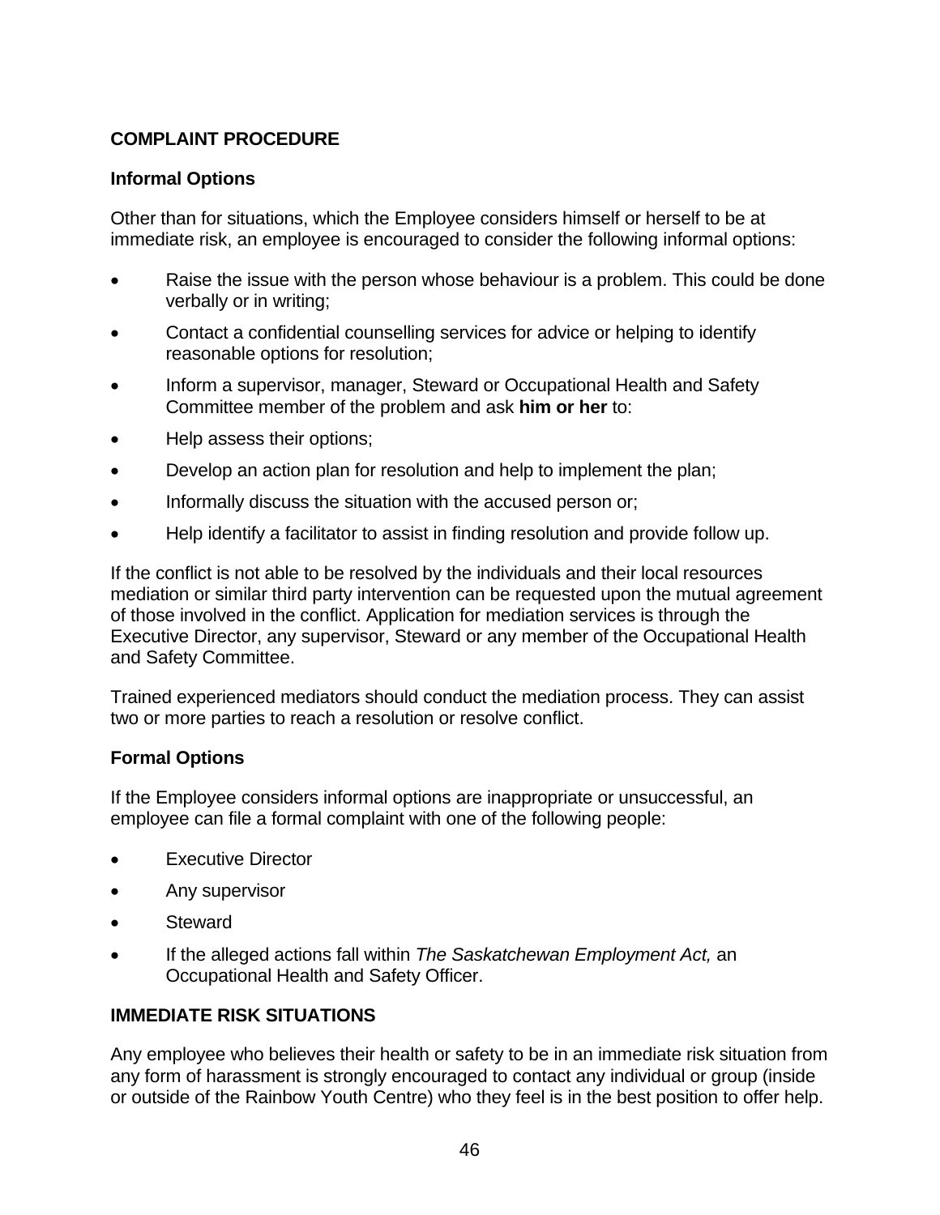## COMPLAINT PROCEDURE

### Informal Options

Other than for situations, which the Employee considers himself or herself to be at immediate risk, an employee is encouraged to consider the following informal options:

- Raise the issue with the person whose behaviour is a problem. This could be done verbally or in writing;
- Contact a confidential counselling services for advice or helping to identify reasonable options for resolution;
- Inform a supervisor, manager, Steward or Occupational Health and Safety Committee member of the problem and ask **him or her** to:
- Help assess their options;
- Develop an action plan for resolution and help to implement the plan;
- Informally discuss the situation with the accused person or;
- Help identify a facilitator to assist in finding resolution and provide follow up.

If the conflict is not able to be resolved by the individuals and their local resources mediation or similar third party intervention can be requested upon the mutual agreement of those involved in the conflict. Application for mediation services is through the Executive Director, any supervisor, Steward or any member of the Occupational Health and Safety Committee.

Trained experienced mediators should conduct the mediation process. They can assist two or more parties to reach a resolution or resolve conflict.

### Formal Options

If the Employee considers informal options are inappropriate or unsuccessful, an employee can file a formal complaint with one of the following people:

- Executive Director
- Any supervisor
- Steward
- If the alleged actions fall within *The Saskatchewan Employment Act,* an Occupational Health and Safety Officer.

## IMMEDIATE RISK SITUATIONS

Any employee who believes their health or safety to be in an immediate risk situation from any form of harassment is strongly encouraged to contact any individual or group (inside or outside of the Rainbow Youth Centre) who they feel is in the best position to offer help.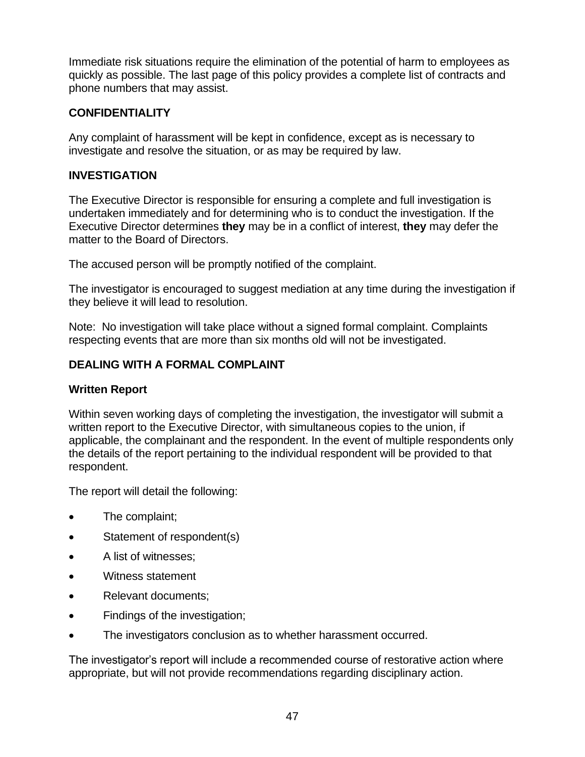Immediate risk situations require the elimination of the potential of harm to employees as quickly as possible. The last page of this policy provides a complete list of contracts and phone numbers that may assist.

## CONFIDENTIALITY

Any complaint of harassment will be kept in confidence, except as is necessary to investigate and resolve the situation, or as may be required by law.

## INVESTIGATION

The Executive Director is responsible for ensuring a complete and full investigation is undertaken immediately and for determining who is to conduct the investigation. If the Executive Director determines **they** may be in a conflict of interest, **they** may defer the matter to the Board of Directors.

The accused person will be promptly notified of the complaint.

The investigator is encouraged to suggest mediation at any time during the investigation if they believe it will lead to resolution.

Note: No investigation will take place without a signed formal complaint. Complaints respecting events that are more than six months old will not be investigated.

## DEALING WITH A FORMAL COMPLAINT

### Written Report

Within seven working days of completing the investigation, the investigator will submit a written report to the Executive Director, with simultaneous copies to the union, if applicable, the complainant and the respondent. In the event of multiple respondents only the details of the report pertaining to the individual respondent will be provided to that respondent.

The report will detail the following:

- The complaint;
- Statement of respondent(s)
- A list of witnesses;
- Witness statement
- Relevant documents;
- Findings of the investigation;
- The investigators conclusion as to whether harassment occurred.

The investigator's report will include a recommended course of restorative action where appropriate, but will not provide recommendations regarding disciplinary action.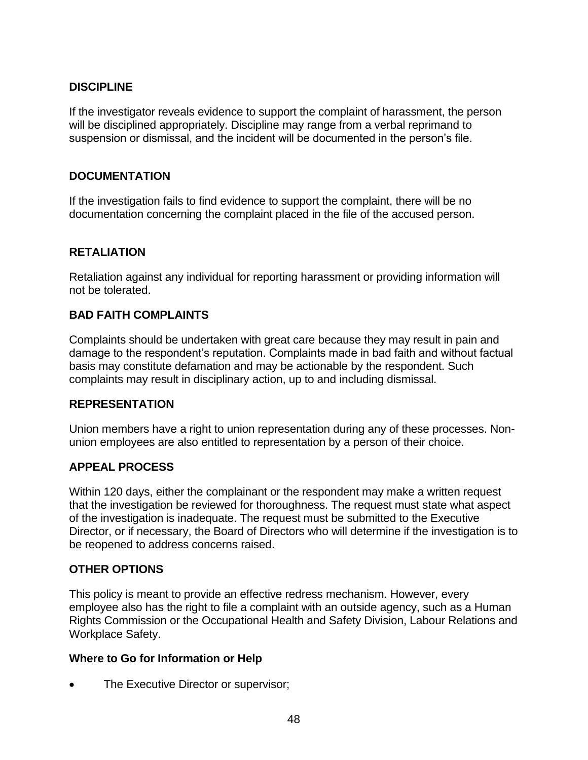## DISCIPLINE

If the investigator reveals evidence to support the complaint of harassment, the person will be disciplined appropriately. Discipline may range from a verbal reprimand to suspension or dismissal, and the incident will be documented in the person's file.

## DOCUMENTATION

If the investigation fails to find evidence to support the complaint, there will be no documentation concerning the complaint placed in the file of the accused person.

## RETALIATION

Retaliation against any individual for reporting harassment or providing information will not be tolerated.

## BAD FAITH COMPLAINTS

Complaints should be undertaken with great care because they may result in pain and damage to the respondent's reputation. Complaints made in bad faith and without factual basis may constitute defamation and may be actionable by the respondent. Such complaints may result in disciplinary action, up to and including dismissal.

## REPRESENTATION

Union members have a right to union representation during any of these processes. Non-union employees are also entitled to representation by a person of their choice.

## APPEAL PROCESS

Within 120 days, either the complainant or the respondent may make a written request that the investigation be reviewed for thoroughness. The request must state what aspect of the investigation is inadequate. The request must be submitted to the Executive Director, or if necessary, the Board of Directors who will determine if the investigation is to be reopened to address concerns raised.

## OTHER OPTIONS

This policy is meant to provide an effective redress mechanism. However, every employee also has the right to file a complaint with an outside agency, such as a Human Rights Commission or the Occupational Health and Safety Division, Labour Relations and Workplace Safety.

### Where to Go for Information or Help

- The Executive Director or supervisor;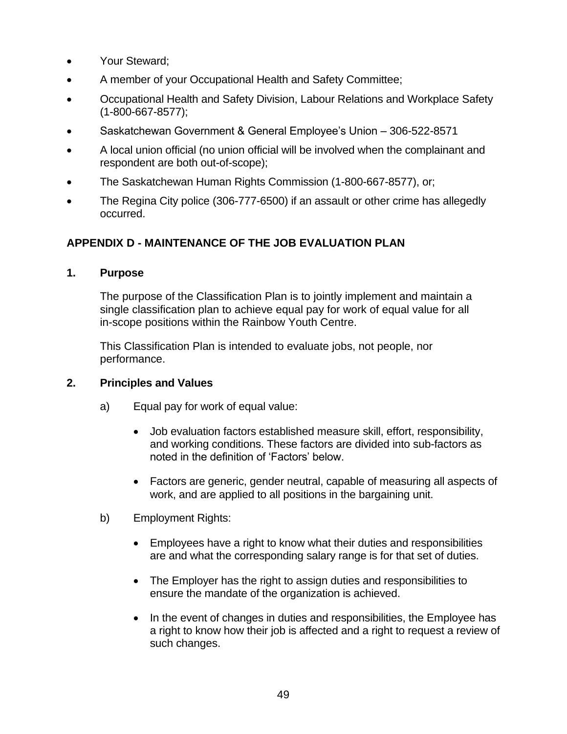- Your Steward;
- A member of your Occupational Health and Safety Committee;
- Occupational Health and Safety Division, Labour Relations and Workplace Safety (1-800-667-8577);
- Saskatchewan Government & General Employee's Union – 306-522-8571
- A local union official (no union official will be involved when the complainant and respondent are both out-of-scope);
- The Saskatchewan Human Rights Commission (1-800-667-8577), or;
- The Regina City police (306-777-6500) if an assault or other crime has allegedly occurred.

## APPENDIX D - MAINTENANCE OF THE JOB EVALUATION PLAN

### 1. Purpose

The purpose of the Classification Plan is to jointly implement and maintain a single classification plan to achieve equal pay for work of equal value for all in-scope positions within the Rainbow Youth Centre.

This Classification Plan is intended to evaluate jobs, not people, nor performance.

### 2. Principles and Values

a) Equal pay for work of equal value:

- Job evaluation factors established measure skill, effort, responsibility, and working conditions. These factors are divided into sub-factors as noted in the definition of 'Factors' below.
- Factors are generic, gender neutral, capable of measuring all aspects of work, and are applied to all positions in the bargaining unit.

b) Employment Rights:

- Employees have a right to know what their duties and responsibilities are and what the corresponding salary range is for that set of duties.
- The Employer has the right to assign duties and responsibilities to ensure the mandate of the organization is achieved.
- In the event of changes in duties and responsibilities, the Employee has a right to know how their job is affected and a right to request a review of such changes.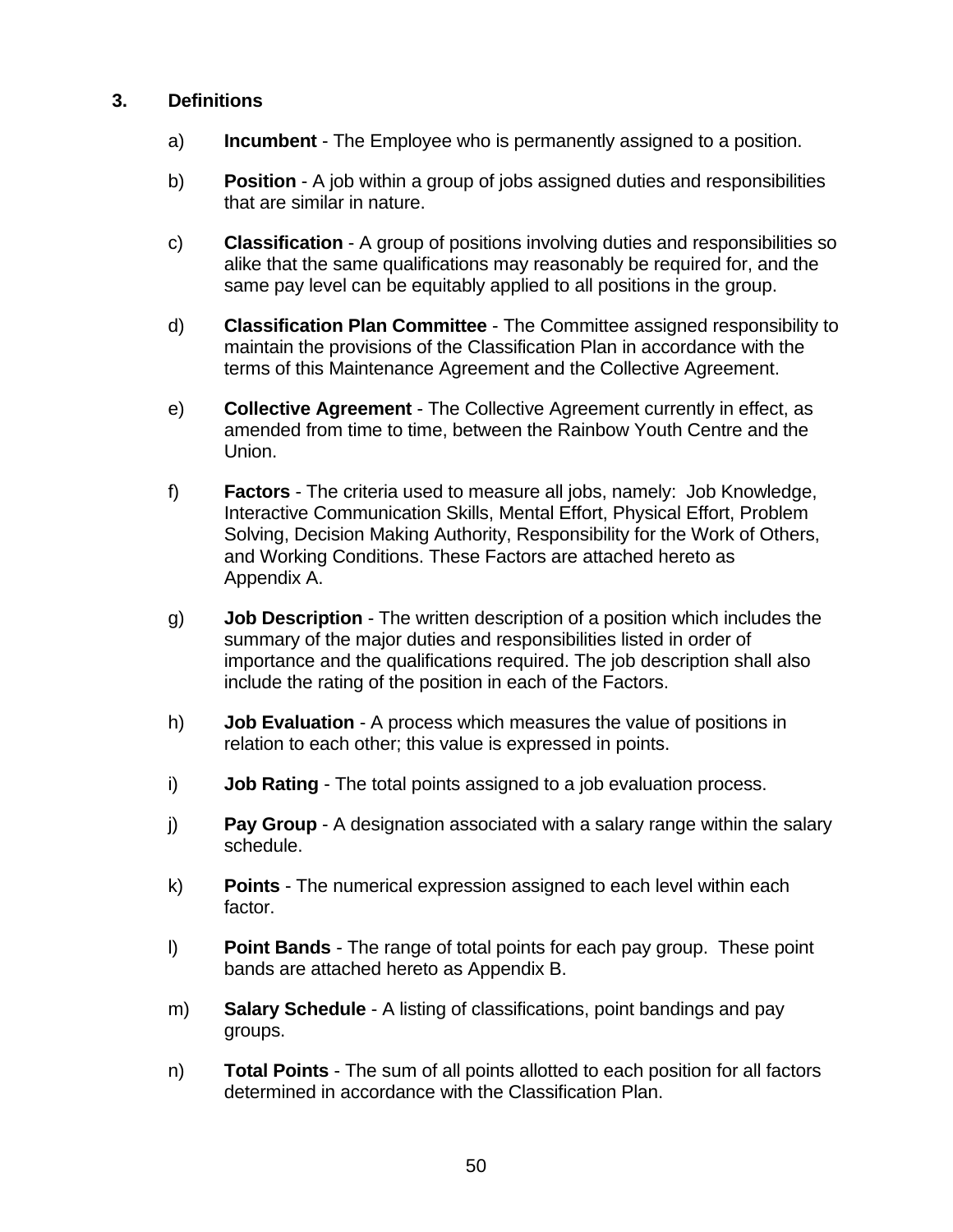## 3. Definitions

a) **Incumbent** - The Employee who is permanently assigned to a position.

b) **Position** - A job within a group of jobs assigned duties and responsibilities that are similar in nature.

c) **Classification** - A group of positions involving duties and responsibilities so alike that the same qualifications may reasonably be required for, and the same pay level can be equitably applied to all positions in the group.

d) **Classification Plan Committee** - The Committee assigned responsibility to maintain the provisions of the Classification Plan in accordance with the terms of this Maintenance Agreement and the Collective Agreement.

e) **Collective Agreement** - The Collective Agreement currently in effect, as amended from time to time, between the Rainbow Youth Centre and the Union.

f) **Factors** - The criteria used to measure all jobs, namely: Job Knowledge, Interactive Communication Skills, Mental Effort, Physical Effort, Problem Solving, Decision Making Authority, Responsibility for the Work of Others, and Working Conditions. These Factors are attached hereto as Appendix A.

g) **Job Description** - The written description of a position which includes the summary of the major duties and responsibilities listed in order of importance and the qualifications required. The job description shall also include the rating of the position in each of the Factors.

h) **Job Evaluation** - A process which measures the value of positions in relation to each other; this value is expressed in points.

i) **Job Rating** - The total points assigned to a job evaluation process.

j) **Pay Group** - A designation associated with a salary range within the salary schedule.

k) **Points** - The numerical expression assigned to each level within each factor.

l) **Point Bands** - The range of total points for each pay group. These point bands are attached hereto as Appendix B.

m) **Salary Schedule** - A listing of classifications, point bandings and pay groups.

n) **Total Points** - The sum of all points allotted to each position for all factors determined in accordance with the Classification Plan.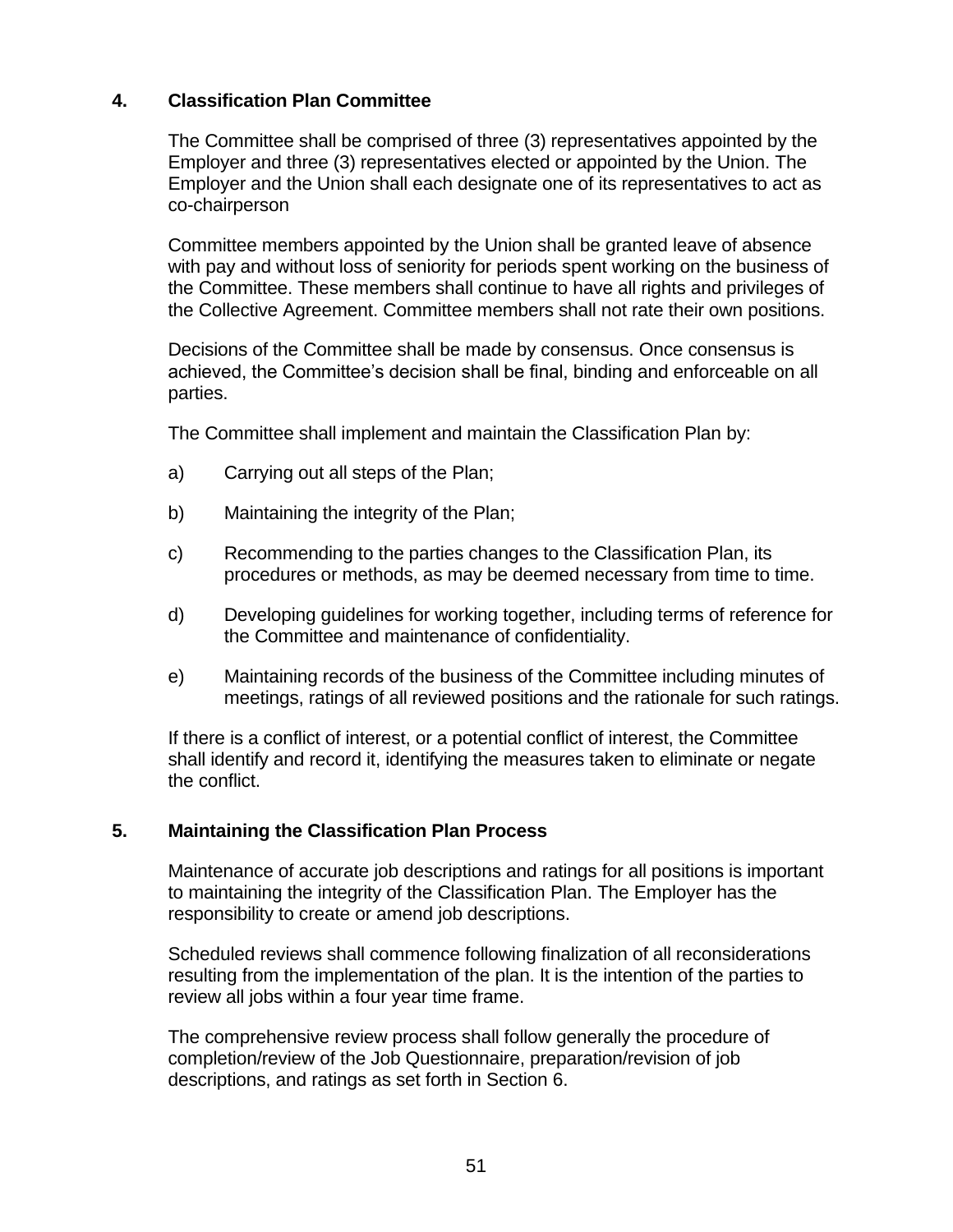## 4. Classification Plan Committee

The Committee shall be comprised of three (3) representatives appointed by the Employer and three (3) representatives elected or appointed by the Union. The Employer and the Union shall each designate one of its representatives to act as co-chairperson

Committee members appointed by the Union shall be granted leave of absence with pay and without loss of seniority for periods spent working on the business of the Committee. These members shall continue to have all rights and privileges of the Collective Agreement. Committee members shall not rate their own positions.

Decisions of the Committee shall be made by consensus. Once consensus is achieved, the Committee's decision shall be final, binding and enforceable on all parties.

The Committee shall implement and maintain the Classification Plan by:

a) Carrying out all steps of the Plan;

b) Maintaining the integrity of the Plan;

c) Recommending to the parties changes to the Classification Plan, its procedures or methods, as may be deemed necessary from time to time.

d) Developing guidelines for working together, including terms of reference for the Committee and maintenance of confidentiality.

e) Maintaining records of the business of the Committee including minutes of meetings, ratings of all reviewed positions and the rationale for such ratings.

If there is a conflict of interest, or a potential conflict of interest, the Committee shall identify and record it, identifying the measures taken to eliminate or negate the conflict.

## 5. Maintaining the Classification Plan Process

Maintenance of accurate job descriptions and ratings for all positions is important to maintaining the integrity of the Classification Plan. The Employer has the responsibility to create or amend job descriptions.

Scheduled reviews shall commence following finalization of all reconsiderations resulting from the implementation of the plan. It is the intention of the parties to review all jobs within a four year time frame.

The comprehensive review process shall follow generally the procedure of completion/review of the Job Questionnaire, preparation/revision of job descriptions, and ratings as set forth in Section 6.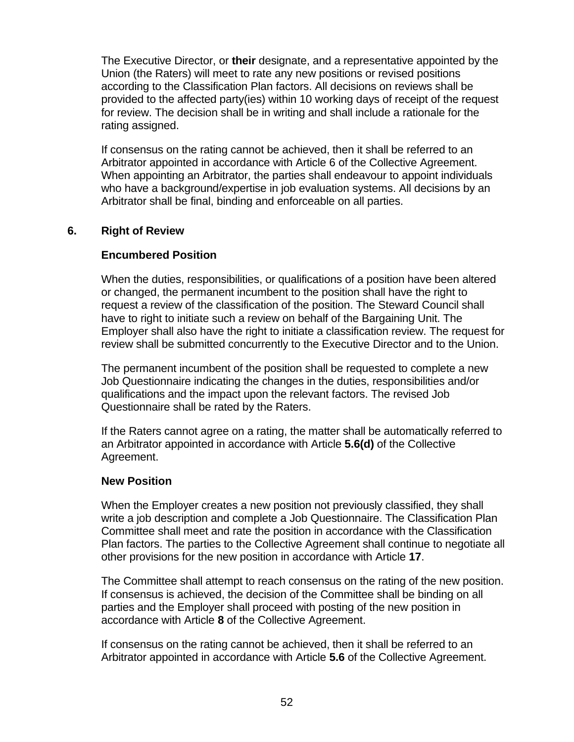The Executive Director, or **their** designate, and a representative appointed by the Union (the Raters) will meet to rate any new positions or revised positions according to the Classification Plan factors. All decisions on reviews shall be provided to the affected party(ies) within 10 working days of receipt of the request for review. The decision shall be in writing and shall include a rationale for the rating assigned.

If consensus on the rating cannot be achieved, then it shall be referred to an Arbitrator appointed in accordance with Article 6 of the Collective Agreement. When appointing an Arbitrator, the parties shall endeavour to appoint individuals who have a background/expertise in job evaluation systems. All decisions by an Arbitrator shall be final, binding and enforceable on all parties.

## 6. Right of Review

### Encumbered Position

When the duties, responsibilities, or qualifications of a position have been altered or changed, the permanent incumbent to the position shall have the right to request a review of the classification of the position. The Steward Council shall have to right to initiate such a review on behalf of the Bargaining Unit. The Employer shall also have the right to initiate a classification review. The request for review shall be submitted concurrently to the Executive Director and to the Union.

The permanent incumbent of the position shall be requested to complete a new Job Questionnaire indicating the changes in the duties, responsibilities and/or qualifications and the impact upon the relevant factors. The revised Job Questionnaire shall be rated by the Raters.

If the Raters cannot agree on a rating, the matter shall be automatically referred to an Arbitrator appointed in accordance with Article **5.6(d)** of the Collective Agreement.

### New Position

When the Employer creates a new position not previously classified, they shall write a job description and complete a Job Questionnaire. The Classification Plan Committee shall meet and rate the position in accordance with the Classification Plan factors. The parties to the Collective Agreement shall continue to negotiate all other provisions for the new position in accordance with Article **17**.

The Committee shall attempt to reach consensus on the rating of the new position. If consensus is achieved, the decision of the Committee shall be binding on all parties and the Employer shall proceed with posting of the new position in accordance with Article **8** of the Collective Agreement.

If consensus on the rating cannot be achieved, then it shall be referred to an Arbitrator appointed in accordance with Article **5.6** of the Collective Agreement.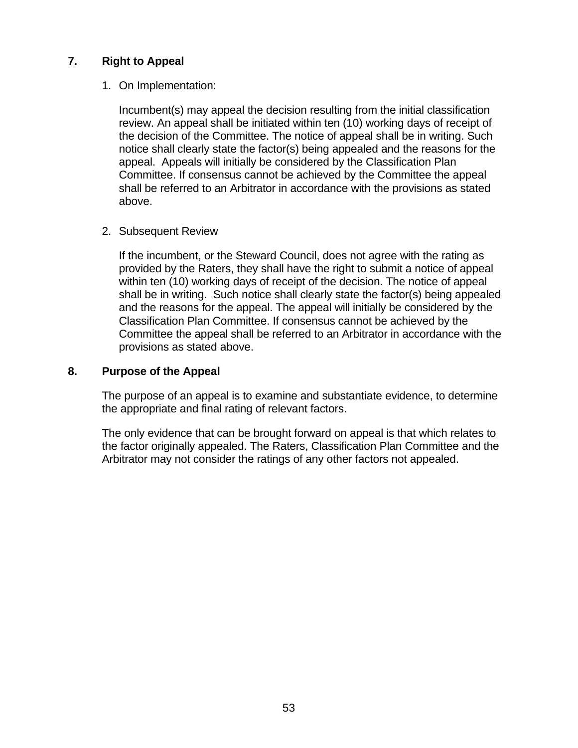## 7. Right to Appeal

1. On Implementation:

   Incumbent(s) may appeal the decision resulting from the initial classification review. An appeal shall be initiated within ten (10) working days of receipt of the decision of the Committee. The notice of appeal shall be in writing. Such notice shall clearly state the factor(s) being appealed and the reasons for the appeal. Appeals will initially be considered by the Classification Plan Committee. If consensus cannot be achieved by the Committee the appeal shall be referred to an Arbitrator in accordance with the provisions as stated above.

2. Subsequent Review

   If the incumbent, or the Steward Council, does not agree with the rating as provided by the Raters, they shall have the right to submit a notice of appeal within ten (10) working days of receipt of the decision. The notice of appeal shall be in writing. Such notice shall clearly state the factor(s) being appealed and the reasons for the appeal. The appeal will initially be considered by the Classification Plan Committee. If consensus cannot be achieved by the Committee the appeal shall be referred to an Arbitrator in accordance with the provisions as stated above.

## 8. Purpose of the Appeal

The purpose of an appeal is to examine and substantiate evidence, to determine the appropriate and final rating of relevant factors.

The only evidence that can be brought forward on appeal is that which relates to the factor originally appealed. The Raters, Classification Plan Committee and the Arbitrator may not consider the ratings of any other factors not appealed.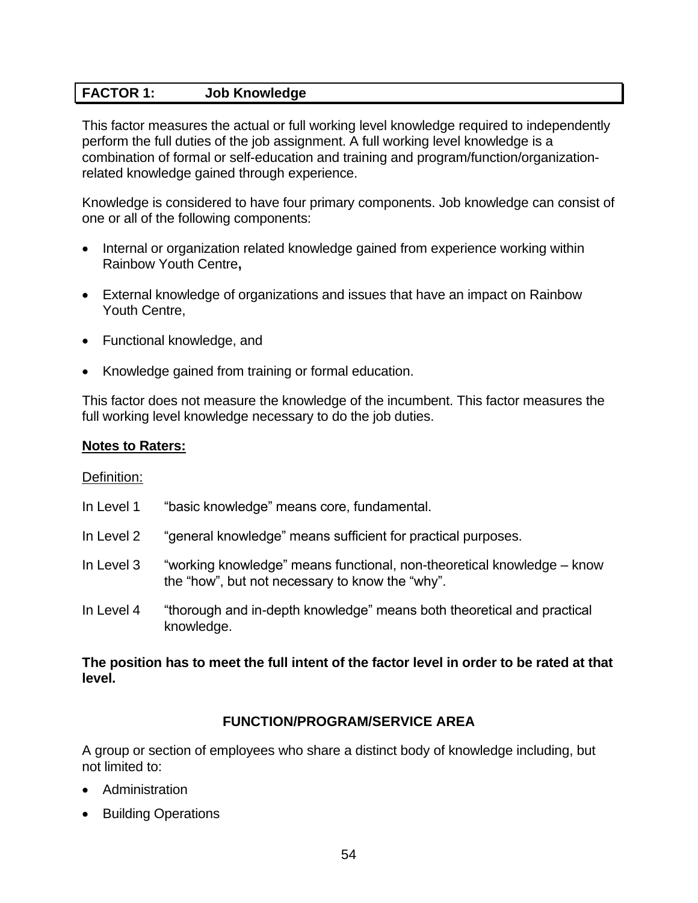## FACTOR 1: Job Knowledge

This factor measures the actual or full working level knowledge required to independently perform the full duties of the job assignment. A full working level knowledge is a combination of formal or self-education and training and program/function/organization-related knowledge gained through experience.

Knowledge is considered to have four primary components. Job knowledge can consist of one or all of the following components:

- Internal or organization related knowledge gained from experience working within Rainbow Youth Centre**,**
- External knowledge of organizations and issues that have an impact on Rainbow Youth Centre,
- Functional knowledge, and
- Knowledge gained from training or formal education.

This factor does not measure the knowledge of the incumbent. This factor measures the full working level knowledge necessary to do the job duties.

**Notes to Raters:**

Definition:

In Level 1 "basic knowledge" means core, fundamental.

In Level 2 "general knowledge" means sufficient for practical purposes.

In Level 3 "working knowledge" means functional, non-theoretical knowledge – know the "how", but not necessary to know the "why".

In Level 4 "thorough and in-depth knowledge" means both theoretical and practical knowledge.

**The position has to meet the full intent of the factor level in order to be rated at that level.**

### FUNCTION/PROGRAM/SERVICE AREA

A group or section of employees who share a distinct body of knowledge including, but not limited to:

- Administration
- Building Operations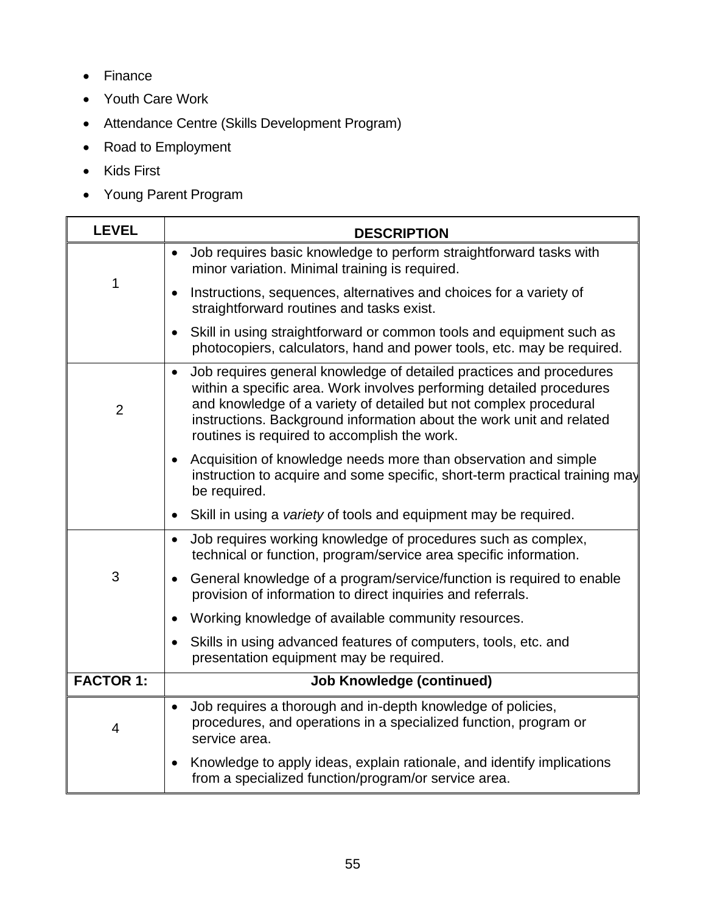- Finance
- Youth Care Work
- Attendance Centre (Skills Development Program)
- Road to Employment
- Kids First
- Young Parent Program

| LEVEL | DESCRIPTION |
|---|---|
| 1 | • Job requires basic knowledge to perform straightforward tasks with minor variation. Minimal training is required.<br>• Instructions, sequences, alternatives and choices for a variety of straightforward routines and tasks exist.<br>• Skill in using straightforward or common tools and equipment such as photocopiers, calculators, hand and power tools, etc. may be required. |
| 2 | • Job requires general knowledge of detailed practices and procedures within a specific area. Work involves performing detailed procedures and knowledge of a variety of detailed but not complex procedural instructions. Background information about the work unit and related routines is required to accomplish the work.<br>• Acquisition of knowledge needs more than observation and simple instruction to acquire and some specific, short-term practical training may be required.<br>• Skill in using a *variety* of tools and equipment may be required. |
| 3 | • Job requires working knowledge of procedures such as complex, technical or function, program/service area specific information.<br>• General knowledge of a program/service/function is required to enable provision of information to direct inquiries and referrals.<br>• Working knowledge of available community resources.<br>• Skills in using advanced features of computers, tools, etc. and presentation equipment may be required. |
| **FACTOR 1:** | **Job Knowledge (continued)** |
| 4 | • Job requires a thorough and in-depth knowledge of policies, procedures, and operations in a specialized function, program or service area.<br>• Knowledge to apply ideas, explain rationale, and identify implications from a specialized function/program/or service area. |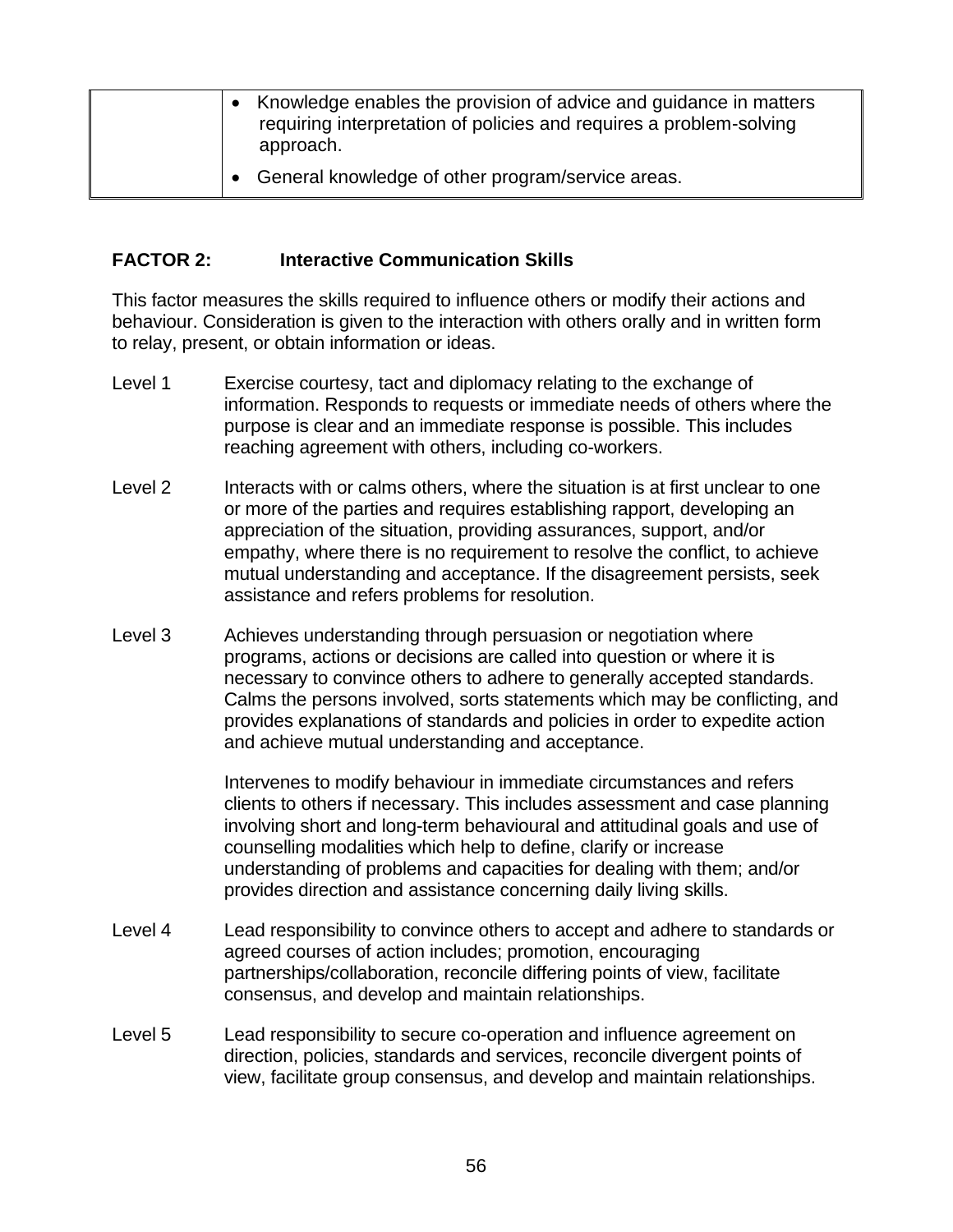| | |
|---|---|
| | • Knowledge enables the provision of advice and guidance in matters requiring interpretation of policies and requires a problem-solving approach.<br>• General knowledge of other program/service areas. |

**FACTOR 2: Interactive Communication Skills**

This factor measures the skills required to influence others or modify their actions and behaviour. Consideration is given to the interaction with others orally and in written form to relay, present, or obtain information or ideas.

Level 1 Exercise courtesy, tact and diplomacy relating to the exchange of information. Responds to requests or immediate needs of others where the purpose is clear and an immediate response is possible. This includes reaching agreement with others, including co-workers.

Level 2 Interacts with or calms others, where the situation is at first unclear to one or more of the parties and requires establishing rapport, developing an appreciation of the situation, providing assurances, support, and/or empathy, where there is no requirement to resolve the conflict, to achieve mutual understanding and acceptance. If the disagreement persists, seek assistance and refers problems for resolution.

Level 3 Achieves understanding through persuasion or negotiation where programs, actions or decisions are called into question or where it is necessary to convince others to adhere to generally accepted standards. Calms the persons involved, sorts statements which may be conflicting, and provides explanations of standards and policies in order to expedite action and achieve mutual understanding and acceptance.

Intervenes to modify behaviour in immediate circumstances and refers clients to others if necessary. This includes assessment and case planning involving short and long-term behavioural and attitudinal goals and use of counselling modalities which help to define, clarify or increase understanding of problems and capacities for dealing with them; and/or provides direction and assistance concerning daily living skills.

Level 4 Lead responsibility to convince others to accept and adhere to standards or agreed courses of action includes; promotion, encouraging partnerships/collaboration, reconcile differing points of view, facilitate consensus, and develop and maintain relationships.

Level 5 Lead responsibility to secure co-operation and influence agreement on direction, policies, standards and services, reconcile divergent points of view, facilitate group consensus, and develop and maintain relationships.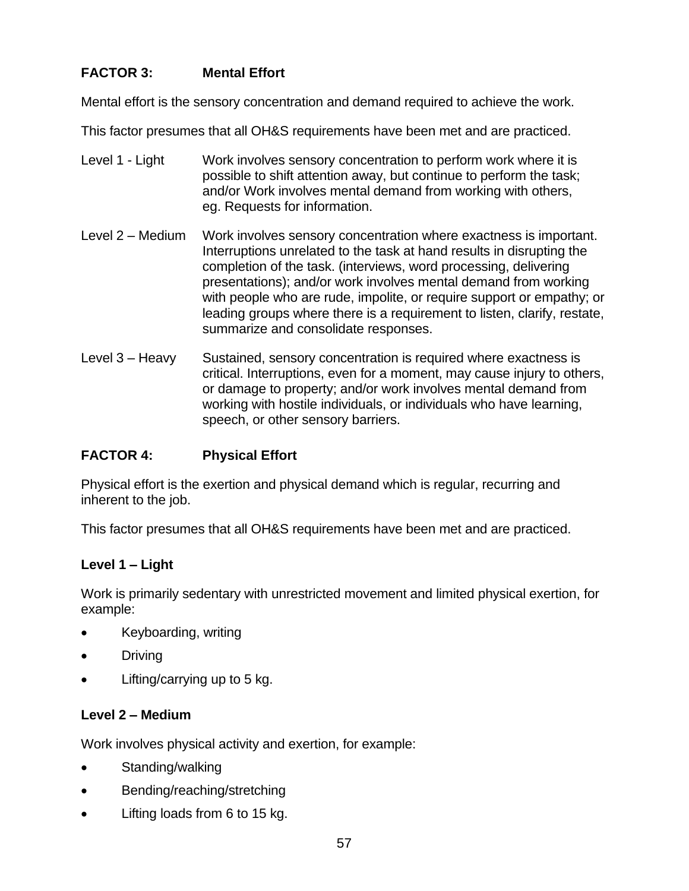### FACTOR 3: Mental Effort

Mental effort is the sensory concentration and demand required to achieve the work.

This factor presumes that all OH&S requirements have been met and are practiced.

Level 1 - Light — Work involves sensory concentration to perform work where it is possible to shift attention away, but continue to perform the task; and/or Work involves mental demand from working with others, eg. Requests for information.

Level 2 – Medium — Work involves sensory concentration where exactness is important. Interruptions unrelated to the task at hand results in disrupting the completion of the task. (interviews, word processing, delivering presentations); and/or work involves mental demand from working with people who are rude, impolite, or require support or empathy; or leading groups where there is a requirement to listen, clarify, restate, summarize and consolidate responses.

Level 3 – Heavy — Sustained, sensory concentration is required where exactness is critical. Interruptions, even for a moment, may cause injury to others, or damage to property; and/or work involves mental demand from working with hostile individuals, or individuals who have learning, speech, or other sensory barriers.

### FACTOR 4: Physical Effort

Physical effort is the exertion and physical demand which is regular, recurring and inherent to the job.

This factor presumes that all OH&S requirements have been met and are practiced.

**Level 1 – Light**

Work is primarily sedentary with unrestricted movement and limited physical exertion, for example:

- Keyboarding, writing
- Driving
- Lifting/carrying up to 5 kg.

**Level 2 – Medium**

Work involves physical activity and exertion, for example:

- Standing/walking
- Bending/reaching/stretching
- Lifting loads from 6 to 15 kg.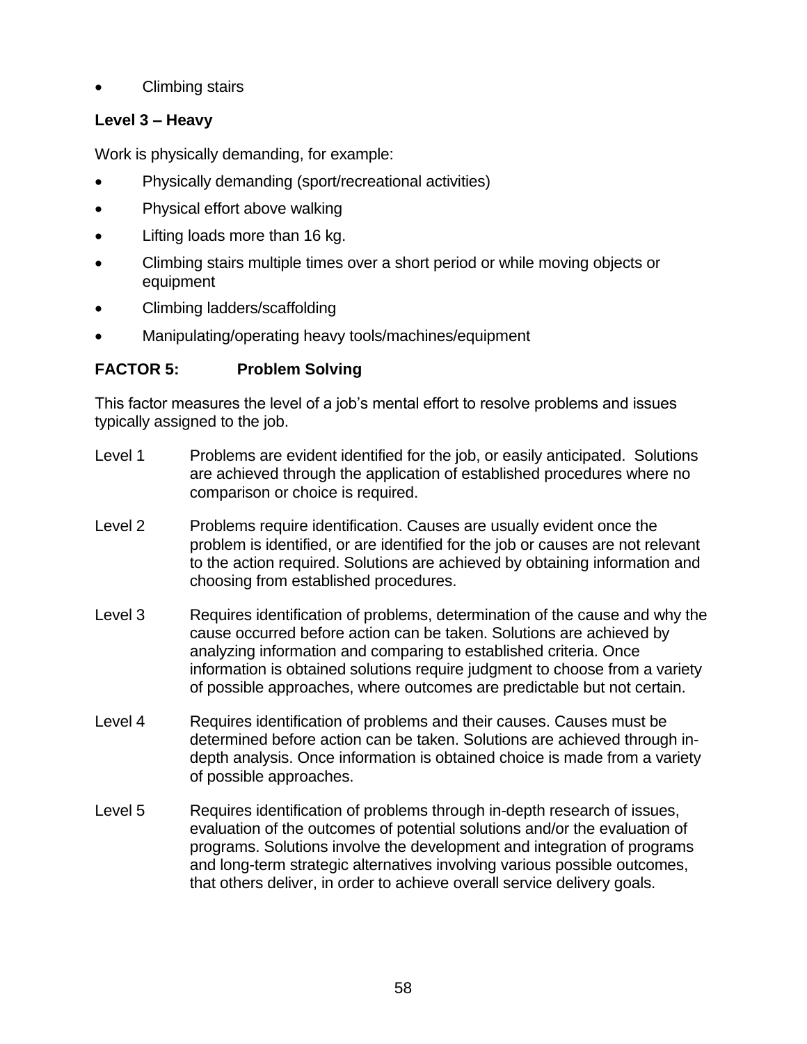- Climbing stairs

### Level 3 – Heavy

Work is physically demanding, for example:

- Physically demanding (sport/recreational activities)
- Physical effort above walking
- Lifting loads more than 16 kg.
- Climbing stairs multiple times over a short period or while moving objects or equipment
- Climbing ladders/scaffolding
- Manipulating/operating heavy tools/machines/equipment

## FACTOR 5: Problem Solving

This factor measures the level of a job's mental effort to resolve problems and issues typically assigned to the job.

Level 1 Problems are evident identified for the job, or easily anticipated. Solutions are achieved through the application of established procedures where no comparison or choice is required.

Level 2 Problems require identification. Causes are usually evident once the problem is identified, or are identified for the job or causes are not relevant to the action required. Solutions are achieved by obtaining information and choosing from established procedures.

Level 3 Requires identification of problems, determination of the cause and why the cause occurred before action can be taken. Solutions are achieved by analyzing information and comparing to established criteria. Once information is obtained solutions require judgment to choose from a variety of possible approaches, where outcomes are predictable but not certain.

Level 4 Requires identification of problems and their causes. Causes must be determined before action can be taken. Solutions are achieved through in-depth analysis. Once information is obtained choice is made from a variety of possible approaches.

Level 5 Requires identification of problems through in-depth research of issues, evaluation of the outcomes of potential solutions and/or the evaluation of programs. Solutions involve the development and integration of programs and long-term strategic alternatives involving various possible outcomes, that others deliver, in order to achieve overall service delivery goals.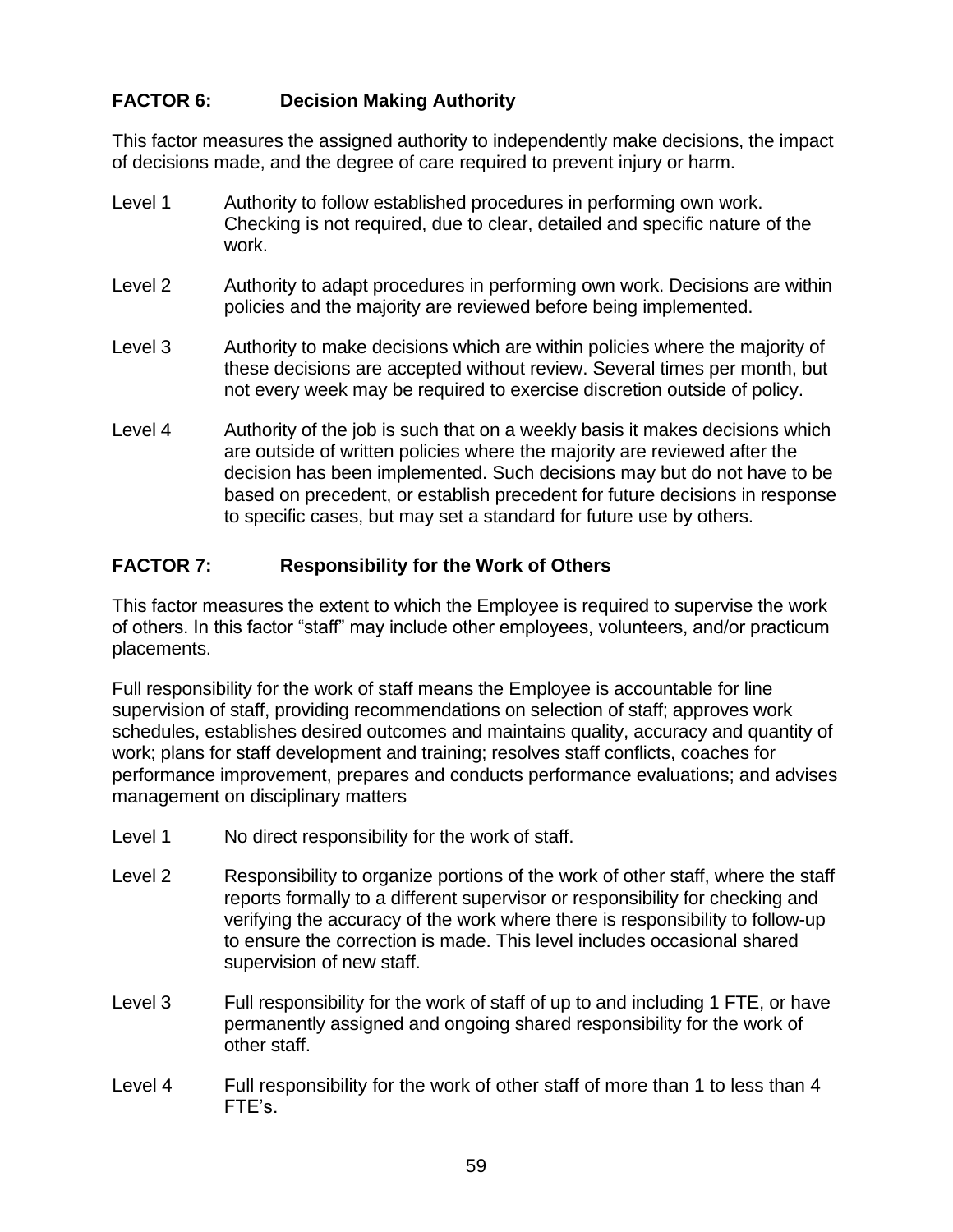## FACTOR 6: Decision Making Authority

This factor measures the assigned authority to independently make decisions, the impact of decisions made, and the degree of care required to prevent injury or harm.

Level 1 Authority to follow established procedures in performing own work. Checking is not required, due to clear, detailed and specific nature of the work.

Level 2 Authority to adapt procedures in performing own work. Decisions are within policies and the majority are reviewed before being implemented.

Level 3 Authority to make decisions which are within policies where the majority of these decisions are accepted without review. Several times per month, but not every week may be required to exercise discretion outside of policy.

Level 4 Authority of the job is such that on a weekly basis it makes decisions which are outside of written policies where the majority are reviewed after the decision has been implemented. Such decisions may but do not have to be based on precedent, or establish precedent for future decisions in response to specific cases, but may set a standard for future use by others.

## FACTOR 7: Responsibility for the Work of Others

This factor measures the extent to which the Employee is required to supervise the work of others. In this factor "staff" may include other employees, volunteers, and/or practicum placements.

Full responsibility for the work of staff means the Employee is accountable for line supervision of staff, providing recommendations on selection of staff; approves work schedules, establishes desired outcomes and maintains quality, accuracy and quantity of work; plans for staff development and training; resolves staff conflicts, coaches for performance improvement, prepares and conducts performance evaluations; and advises management on disciplinary matters

Level 1 No direct responsibility for the work of staff.

Level 2 Responsibility to organize portions of the work of other staff, where the staff reports formally to a different supervisor or responsibility for checking and verifying the accuracy of the work where there is responsibility to follow-up to ensure the correction is made. This level includes occasional shared supervision of new staff.

Level 3 Full responsibility for the work of staff of up to and including 1 FTE, or have permanently assigned and ongoing shared responsibility for the work of other staff.

Level 4 Full responsibility for the work of other staff of more than 1 to less than 4 FTE's.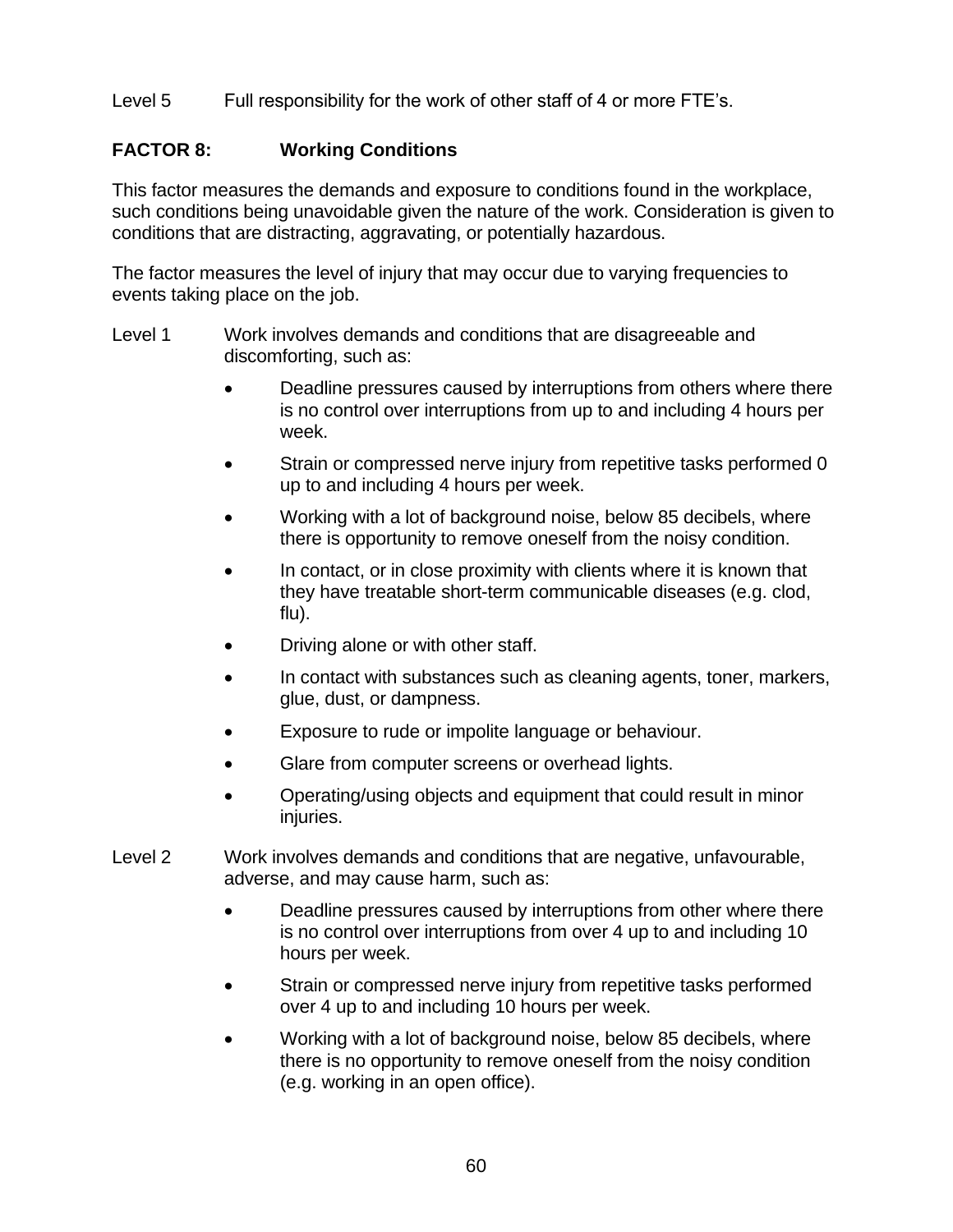Level 5 Full responsibility for the work of other staff of 4 or more FTE's.

**FACTOR 8: Working Conditions**

This factor measures the demands and exposure to conditions found in the workplace, such conditions being unavoidable given the nature of the work. Consideration is given to conditions that are distracting, aggravating, or potentially hazardous.

The factor measures the level of injury that may occur due to varying frequencies to events taking place on the job.

Level 1 Work involves demands and conditions that are disagreeable and discomforting, such as:

- Deadline pressures caused by interruptions from others where there is no control over interruptions from up to and including 4 hours per week.
- Strain or compressed nerve injury from repetitive tasks performed 0 up to and including 4 hours per week.
- Working with a lot of background noise, below 85 decibels, where there is opportunity to remove oneself from the noisy condition.
- In contact, or in close proximity with clients where it is known that they have treatable short-term communicable diseases (e.g. clod, flu).
- Driving alone or with other staff.
- In contact with substances such as cleaning agents, toner, markers, glue, dust, or dampness.
- Exposure to rude or impolite language or behaviour.
- Glare from computer screens or overhead lights.
- Operating/using objects and equipment that could result in minor injuries.

Level 2 Work involves demands and conditions that are negative, unfavourable, adverse, and may cause harm, such as:

- Deadline pressures caused by interruptions from other where there is no control over interruptions from over 4 up to and including 10 hours per week.
- Strain or compressed nerve injury from repetitive tasks performed over 4 up to and including 10 hours per week.
- Working with a lot of background noise, below 85 decibels, where there is no opportunity to remove oneself from the noisy condition (e.g. working in an open office).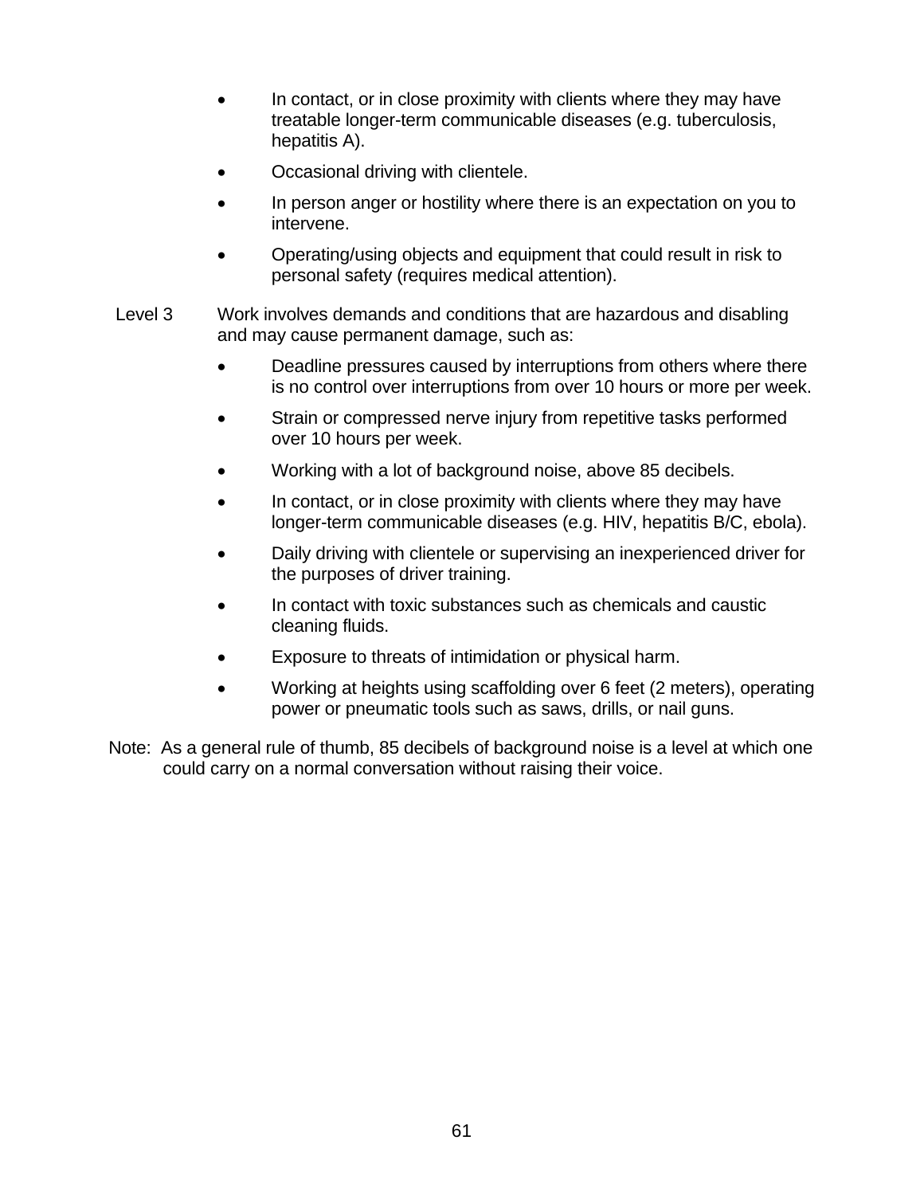- In contact, or in close proximity with clients where they may have treatable longer-term communicable diseases (e.g. tuberculosis, hepatitis A).
- Occasional driving with clientele.
- In person anger or hostility where there is an expectation on you to intervene.
- Operating/using objects and equipment that could result in risk to personal safety (requires medical attention).

Level 3 Work involves demands and conditions that are hazardous and disabling and may cause permanent damage, such as:

- Deadline pressures caused by interruptions from others where there is no control over interruptions from over 10 hours or more per week.
- Strain or compressed nerve injury from repetitive tasks performed over 10 hours per week.
- Working with a lot of background noise, above 85 decibels.
- In contact, or in close proximity with clients where they may have longer-term communicable diseases (e.g. HIV, hepatitis B/C, ebola).
- Daily driving with clientele or supervising an inexperienced driver for the purposes of driver training.
- In contact with toxic substances such as chemicals and caustic cleaning fluids.
- Exposure to threats of intimidation or physical harm.
- Working at heights using scaffolding over 6 feet (2 meters), operating power or pneumatic tools such as saws, drills, or nail guns.

Note: As a general rule of thumb, 85 decibels of background noise is a level at which one could carry on a normal conversation without raising their voice.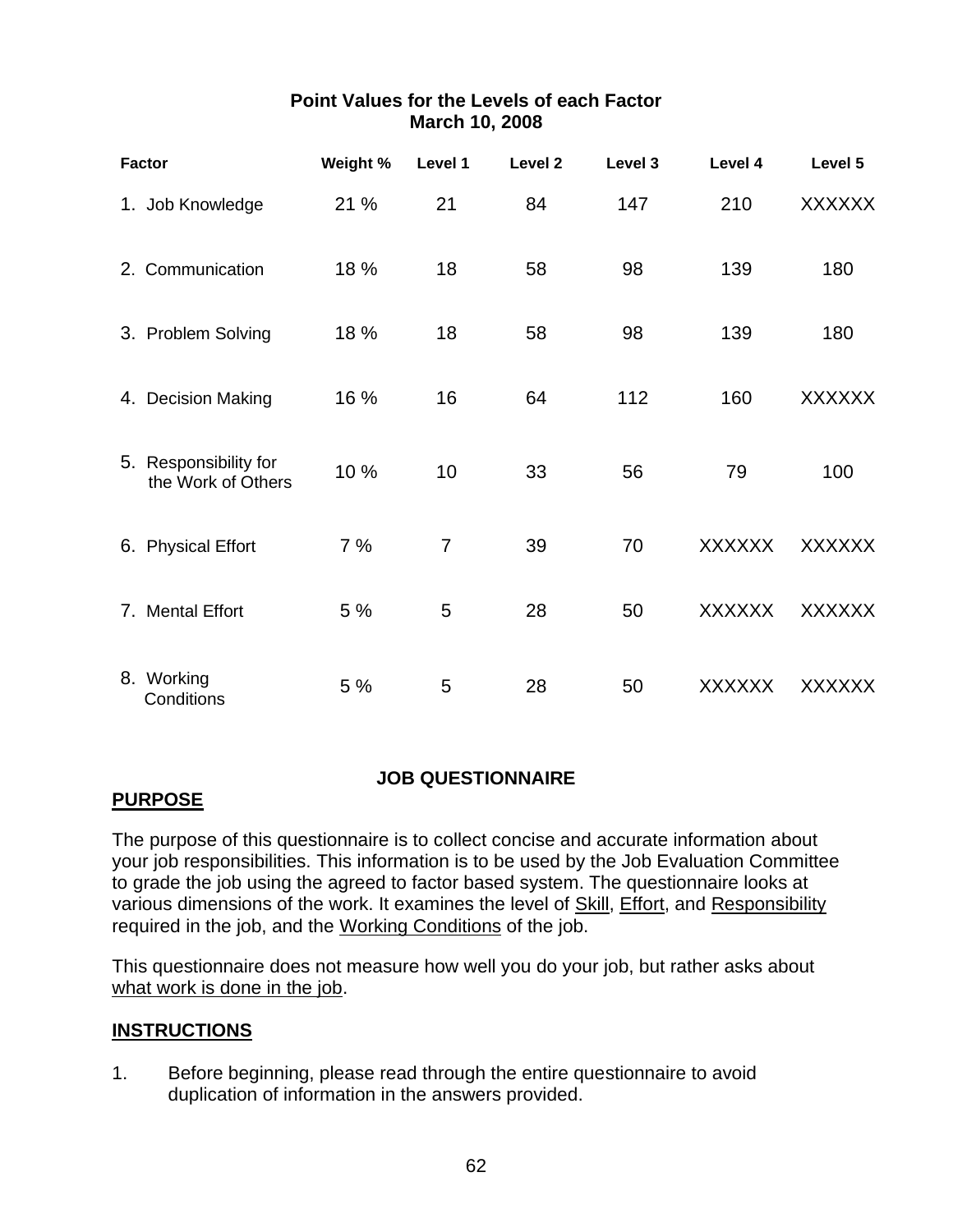**Point Values for the Levels of each Factor**
**March 10, 2008**

| Factor | Weight % | Level 1 | Level 2 | Level 3 | Level 4 | Level 5 |
|---|---|---|---|---|---|---|
| 1. Job Knowledge | 21 % | 21 | 84 | 147 | 210 | XXXXXX |
| 2. Communication | 18 % | 18 | 58 | 98 | 139 | 180 |
| 3. Problem Solving | 18 % | 18 | 58 | 98 | 139 | 180 |
| 4. Decision Making | 16 % | 16 | 64 | 112 | 160 | XXXXXX |
| 5. Responsibility for the Work of Others | 10 % | 10 | 33 | 56 | 79 | 100 |
| 6. Physical Effort | 7 % | 7 | 39 | 70 | XXXXXX | XXXXXX |
| 7. Mental Effort | 5 % | 5 | 28 | 50 | XXXXXX | XXXXXX |
| 8. Working Conditions | 5 % | 5 | 28 | 50 | XXXXXX | XXXXXX |

## JOB QUESTIONNAIRE

### PURPOSE

The purpose of this questionnaire is to collect concise and accurate information about your job responsibilities. This information is to be used by the Job Evaluation Committee to grade the job using the agreed to factor based system. The questionnaire looks at various dimensions of the work. It examines the level of Skill, Effort, and Responsibility required in the job, and the Working Conditions of the job.

This questionnaire does not measure how well you do your job, but rather asks about what work is done in the job.

### INSTRUCTIONS

1. Before beginning, please read through the entire questionnaire to avoid duplication of information in the answers provided.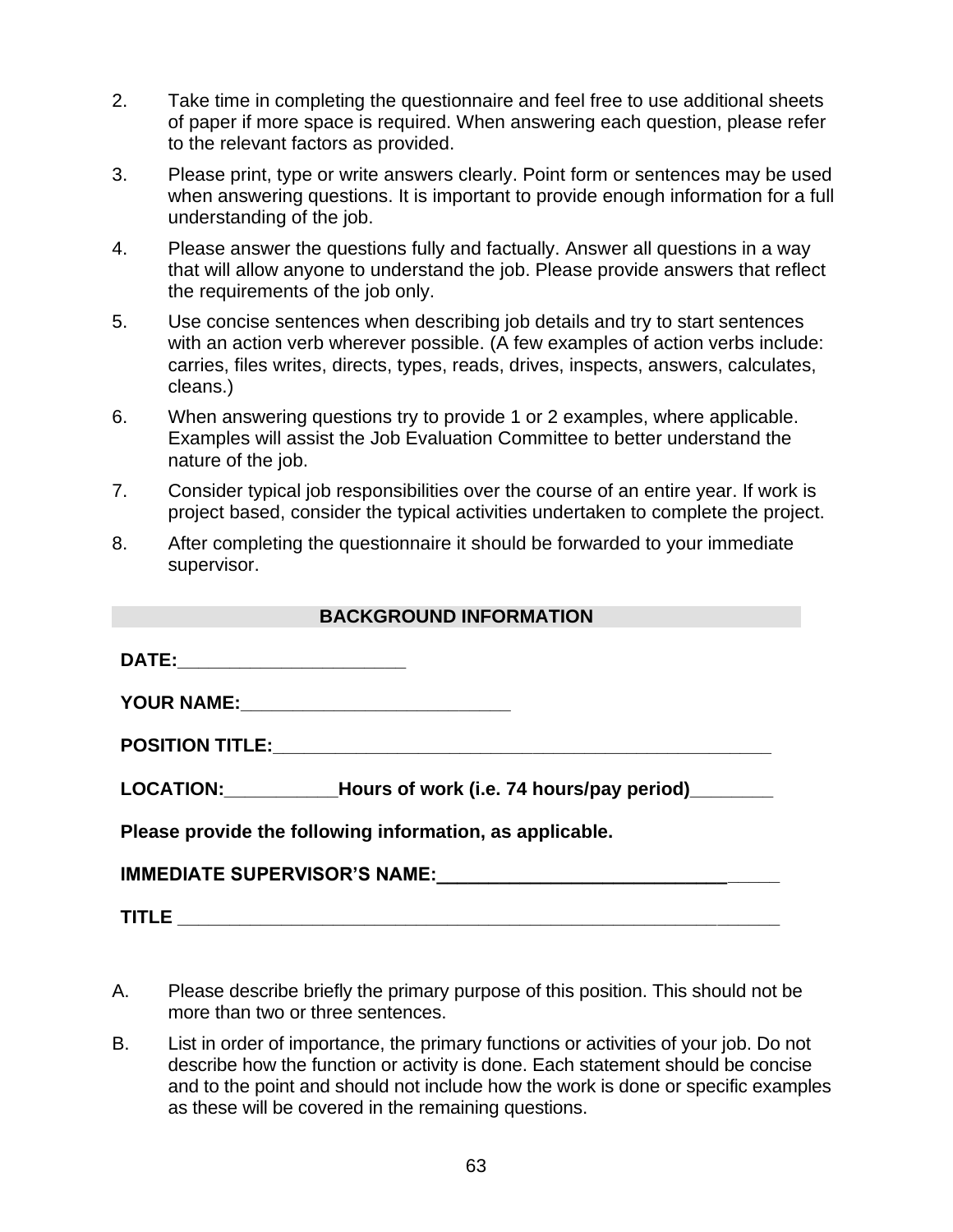2. Take time in completing the questionnaire and feel free to use additional sheets of paper if more space is required. When answering each question, please refer to the relevant factors as provided.

3. Please print, type or write answers clearly. Point form or sentences may be used when answering questions. It is important to provide enough information for a full understanding of the job.

4. Please answer the questions fully and factually. Answer all questions in a way that will allow anyone to understand the job. Please provide answers that reflect the requirements of the job only.

5. Use concise sentences when describing job details and try to start sentences with an action verb wherever possible. (A few examples of action verbs include: carries, files writes, directs, types, reads, drives, inspects, answers, calculates, cleans.)

6. When answering questions try to provide 1 or 2 examples, where applicable. Examples will assist the Job Evaluation Committee to better understand the nature of the job.

7. Consider typical job responsibilities over the course of an entire year. If work is project based, consider the typical activities undertaken to complete the project.

8. After completing the questionnaire it should be forwarded to your immediate supervisor.

## BACKGROUND INFORMATION

**DATE:**______________________

**YOUR NAME:**__________________________

**POSITION TITLE:**________________________________________________

**LOCATION:**___________**Hours of work (i.e. 74 hours/pay period)**________

**Please provide the following information, as applicable.**

**IMMEDIATE SUPERVISOR'S NAME:**_________________________________

**TITLE** ______________________________________________________

A. Please describe briefly the primary purpose of this position. This should not be more than two or three sentences.

B. List in order of importance, the primary functions or activities of your job. Do not describe how the function or activity is done. Each statement should be concise and to the point and should not include how the work is done or specific examples as these will be covered in the remaining questions.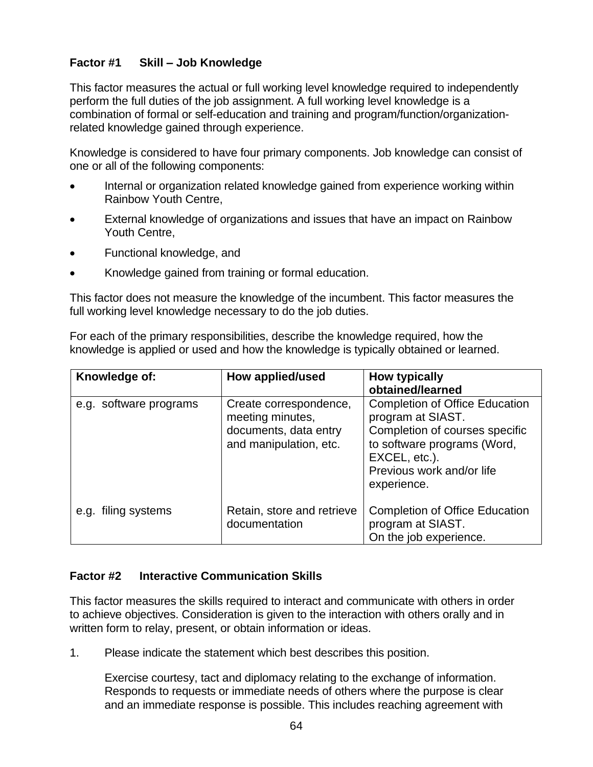### Factor #1 Skill – Job Knowledge

This factor measures the actual or full working level knowledge required to independently perform the full duties of the job assignment. A full working level knowledge is a combination of formal or self-education and training and program/function/organization-related knowledge gained through experience.

Knowledge is considered to have four primary components. Job knowledge can consist of one or all of the following components:

- Internal or organization related knowledge gained from experience working within Rainbow Youth Centre,
- External knowledge of organizations and issues that have an impact on Rainbow Youth Centre,
- Functional knowledge, and
- Knowledge gained from training or formal education.

This factor does not measure the knowledge of the incumbent. This factor measures the full working level knowledge necessary to do the job duties.

For each of the primary responsibilities, describe the knowledge required, how the knowledge is applied or used and how the knowledge is typically obtained or learned.

| Knowledge of: | How applied/used | How typically obtained/learned |
|---|---|---|
| e.g. software programs | Create correspondence, meeting minutes, documents, data entry and manipulation, etc. | Completion of Office Education program at SIAST. Completion of courses specific to software programs (Word, EXCEL, etc.). Previous work and/or life experience. |
| e.g. filing systems | Retain, store and retrieve documentation | Completion of Office Education program at SIAST. On the job experience. |

### Factor #2 Interactive Communication Skills

This factor measures the skills required to interact and communicate with others in order to achieve objectives. Consideration is given to the interaction with others orally and in written form to relay, present, or obtain information or ideas.

1. Please indicate the statement which best describes this position.

   Exercise courtesy, tact and diplomacy relating to the exchange of information. Responds to requests or immediate needs of others where the purpose is clear and an immediate response is possible. This includes reaching agreement with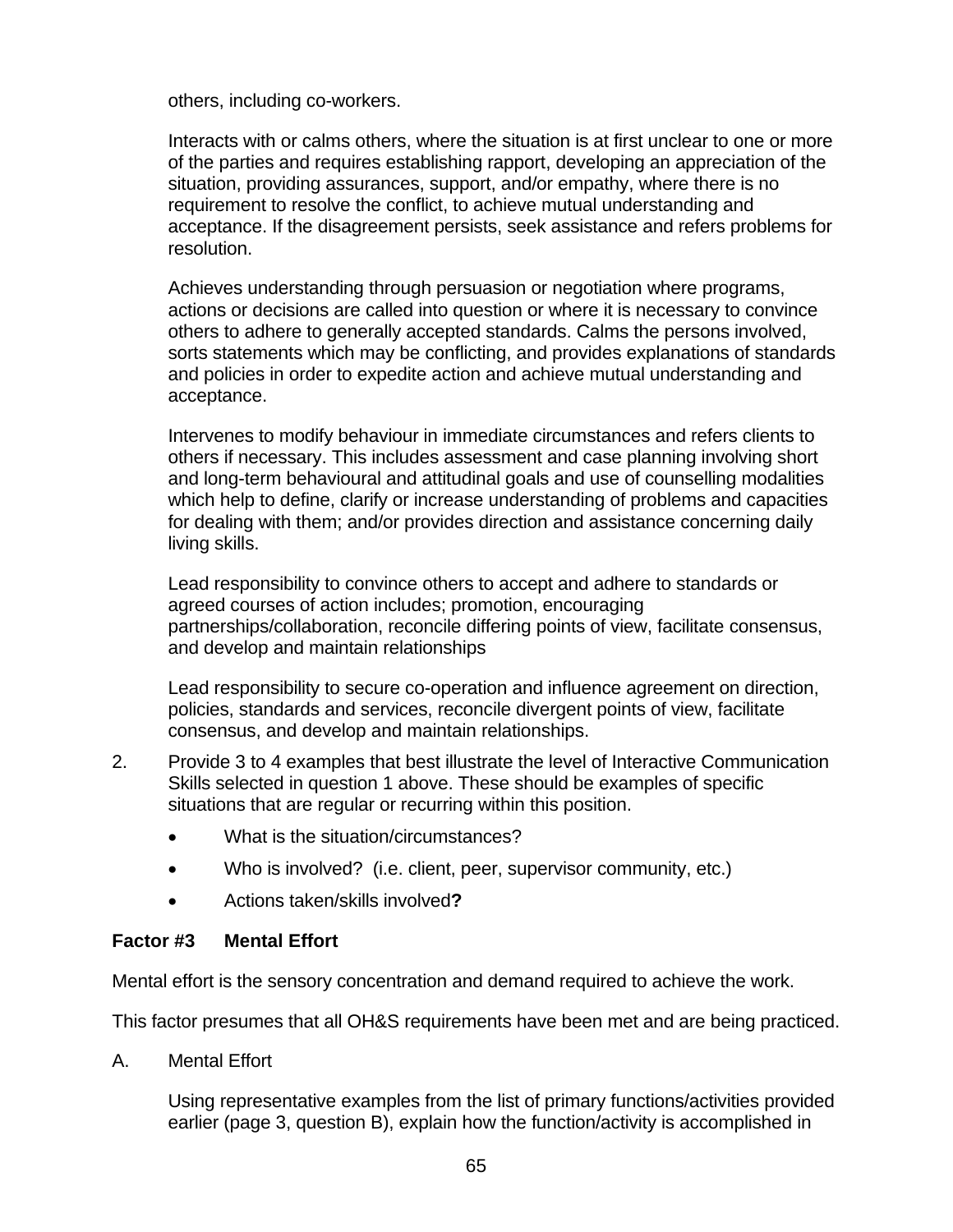others, including co-workers.

Interacts with or calms others, where the situation is at first unclear to one or more of the parties and requires establishing rapport, developing an appreciation of the situation, providing assurances, support, and/or empathy, where there is no requirement to resolve the conflict, to achieve mutual understanding and acceptance. If the disagreement persists, seek assistance and refers problems for resolution.

Achieves understanding through persuasion or negotiation where programs, actions or decisions are called into question or where it is necessary to convince others to adhere to generally accepted standards. Calms the persons involved, sorts statements which may be conflicting, and provides explanations of standards and policies in order to expedite action and achieve mutual understanding and acceptance.

Intervenes to modify behaviour in immediate circumstances and refers clients to others if necessary. This includes assessment and case planning involving short and long-term behavioural and attitudinal goals and use of counselling modalities which help to define, clarify or increase understanding of problems and capacities for dealing with them; and/or provides direction and assistance concerning daily living skills.

Lead responsibility to convince others to accept and adhere to standards or agreed courses of action includes; promotion, encouraging partnerships/collaboration, reconcile differing points of view, facilitate consensus, and develop and maintain relationships

Lead responsibility to secure co-operation and influence agreement on direction, policies, standards and services, reconcile divergent points of view, facilitate consensus, and develop and maintain relationships.

2. Provide 3 to 4 examples that best illustrate the level of Interactive Communication Skills selected in question 1 above. These should be examples of specific situations that are regular or recurring within this position.

   - What is the situation/circumstances?
   - Who is involved? (i.e. client, peer, supervisor community, etc.)
   - Actions taken/skills involved**?**

**Factor #3 Mental Effort**

Mental effort is the sensory concentration and demand required to achieve the work.

This factor presumes that all OH&S requirements have been met and are being practiced.

A. Mental Effort

Using representative examples from the list of primary functions/activities provided earlier (page 3, question B), explain how the function/activity is accomplished in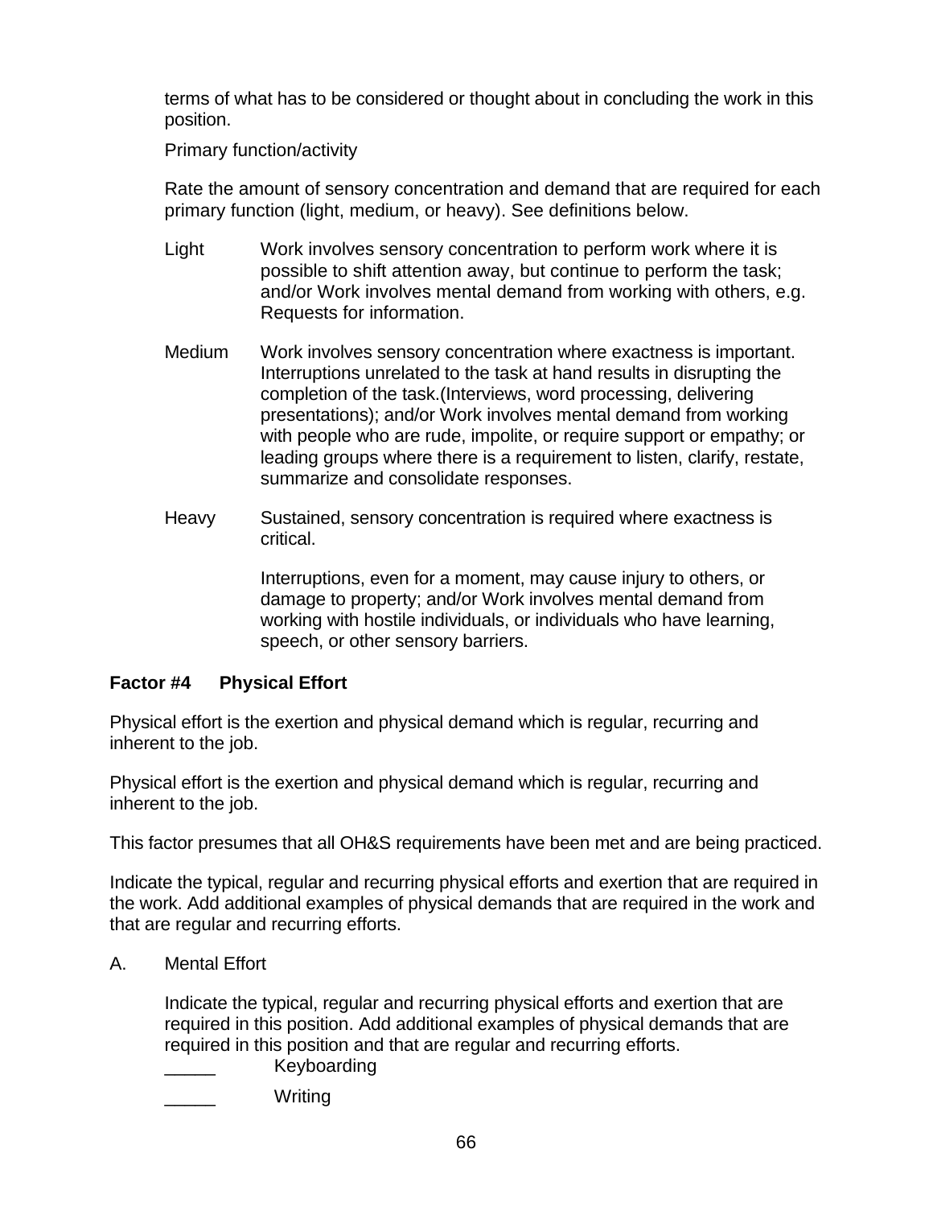terms of what has to be considered or thought about in concluding the work in this position.

Primary function/activity

Rate the amount of sensory concentration and demand that are required for each primary function (light, medium, or heavy). See definitions below.

Light — Work involves sensory concentration to perform work where it is possible to shift attention away, but continue to perform the task; and/or Work involves mental demand from working with others, e.g. Requests for information.

Medium — Work involves sensory concentration where exactness is important. Interruptions unrelated to the task at hand results in disrupting the completion of the task.(Interviews, word processing, delivering presentations); and/or Work involves mental demand from working with people who are rude, impolite, or require support or empathy; or leading groups where there is a requirement to listen, clarify, restate, summarize and consolidate responses.

Heavy — Sustained, sensory concentration is required where exactness is critical.

Interruptions, even for a moment, may cause injury to others, or damage to property; and/or Work involves mental demand from working with hostile individuals, or individuals who have learning, speech, or other sensory barriers.

### Factor #4 Physical Effort

Physical effort is the exertion and physical demand which is regular, recurring and inherent to the job.

Physical effort is the exertion and physical demand which is regular, recurring and inherent to the job.

This factor presumes that all OH&S requirements have been met and are being practiced.

Indicate the typical, regular and recurring physical efforts and exertion that are required in the work. Add additional examples of physical demands that are required in the work and that are regular and recurring efforts.

A. Mental Effort

Indicate the typical, regular and recurring physical efforts and exertion that are required in this position. Add additional examples of physical demands that are required in this position and that are regular and recurring efforts.

_____ Keyboarding

_____ Writing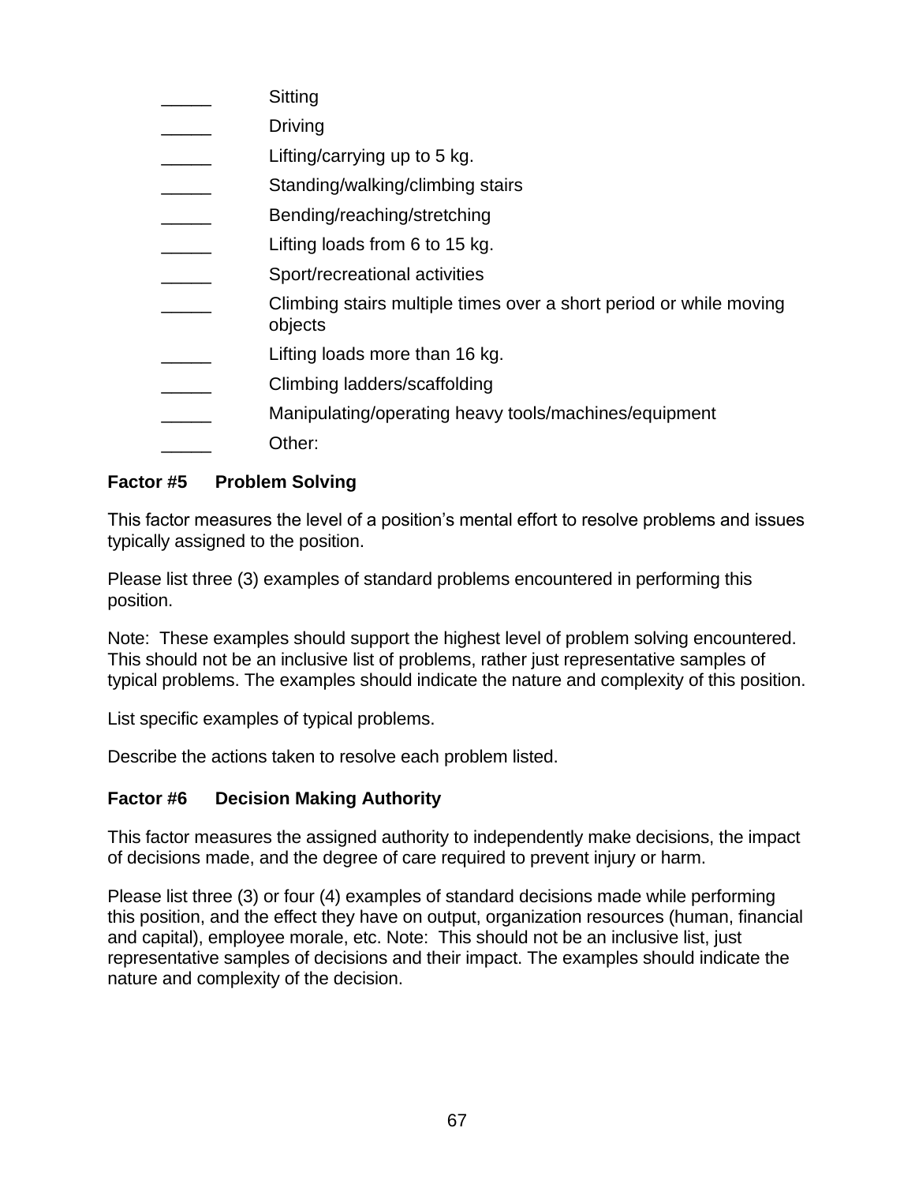_____ Sitting

_____ Driving

_____ Lifting/carrying up to 5 kg.

_____ Standing/walking/climbing stairs

_____ Bending/reaching/stretching

_____ Lifting loads from 6 to 15 kg.

_____ Sport/recreational activities

_____ Climbing stairs multiple times over a short period or while moving objects

_____ Lifting loads more than 16 kg.

_____ Climbing ladders/scaffolding

_____ Manipulating/operating heavy tools/machines/equipment

_____ Other:

**Factor #5 Problem Solving**

This factor measures the level of a position's mental effort to resolve problems and issues typically assigned to the position.

Please list three (3) examples of standard problems encountered in performing this position.

Note: These examples should support the highest level of problem solving encountered. This should not be an inclusive list of problems, rather just representative samples of typical problems. The examples should indicate the nature and complexity of this position.

List specific examples of typical problems.

Describe the actions taken to resolve each problem listed.

**Factor #6 Decision Making Authority**

This factor measures the assigned authority to independently make decisions, the impact of decisions made, and the degree of care required to prevent injury or harm.

Please list three (3) or four (4) examples of standard decisions made while performing this position, and the effect they have on output, organization resources (human, financial and capital), employee morale, etc. Note: This should not be an inclusive list, just representative samples of decisions and their impact. The examples should indicate the nature and complexity of the decision.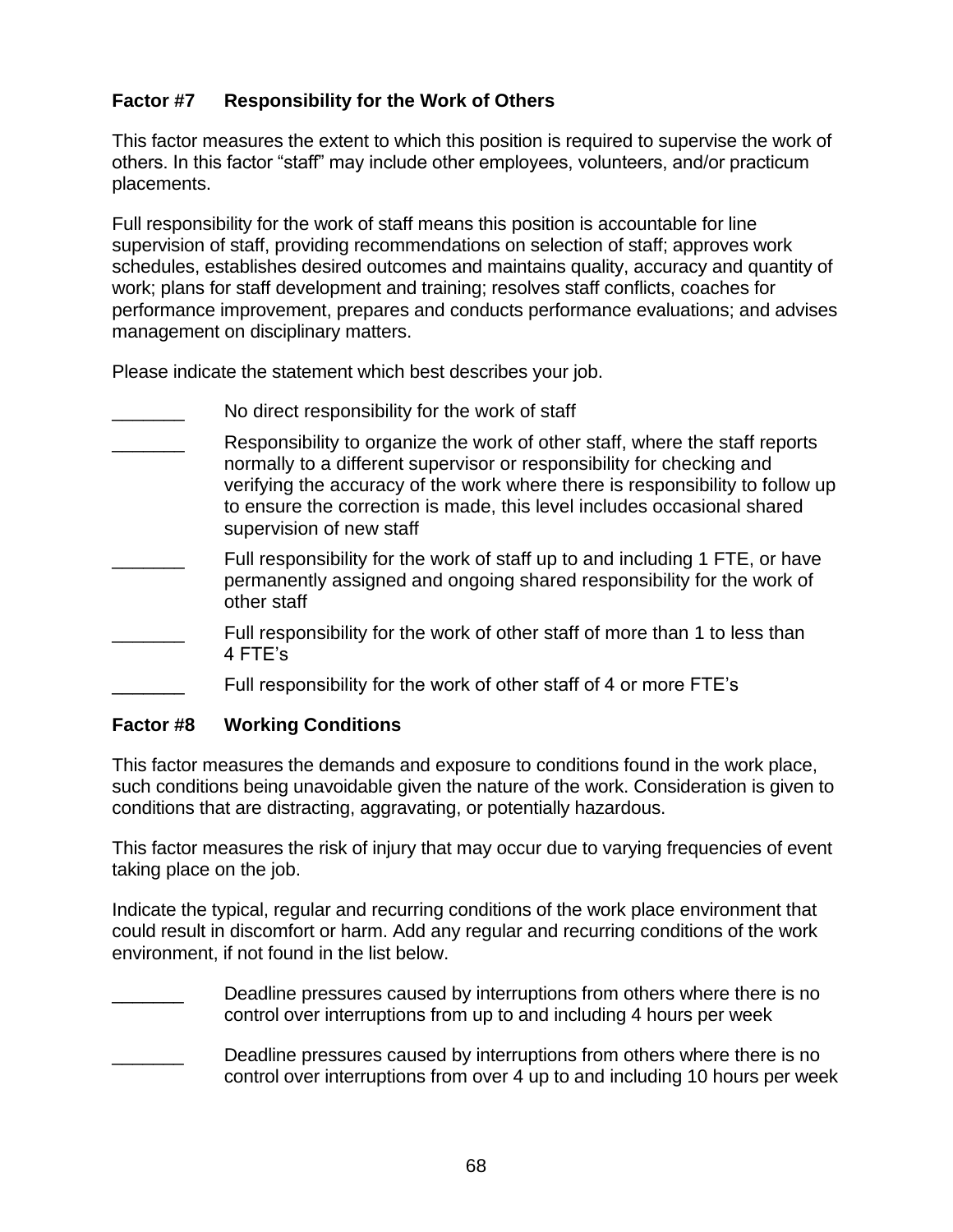### Factor #7 Responsibility for the Work of Others

This factor measures the extent to which this position is required to supervise the work of others. In this factor "staff" may include other employees, volunteers, and/or practicum placements.

Full responsibility for the work of staff means this position is accountable for line supervision of staff, providing recommendations on selection of staff; approves work schedules, establishes desired outcomes and maintains quality, accuracy and quantity of work; plans for staff development and training; resolves staff conflicts, coaches for performance improvement, prepares and conducts performance evaluations; and advises management on disciplinary matters.

Please indicate the statement which best describes your job.

_______ No direct responsibility for the work of staff

_______ Responsibility to organize the work of other staff, where the staff reports normally to a different supervisor or responsibility for checking and verifying the accuracy of the work where there is responsibility to follow up to ensure the correction is made, this level includes occasional shared supervision of new staff

_______ Full responsibility for the work of staff up to and including 1 FTE, or have permanently assigned and ongoing shared responsibility for the work of other staff

_______ Full responsibility for the work of other staff of more than 1 to less than 4 FTE's

_______ Full responsibility for the work of other staff of 4 or more FTE's

### Factor #8 Working Conditions

This factor measures the demands and exposure to conditions found in the work place, such conditions being unavoidable given the nature of the work. Consideration is given to conditions that are distracting, aggravating, or potentially hazardous.

This factor measures the risk of injury that may occur due to varying frequencies of event taking place on the job.

Indicate the typical, regular and recurring conditions of the work place environment that could result in discomfort or harm. Add any regular and recurring conditions of the work environment, if not found in the list below.

_______ Deadline pressures caused by interruptions from others where there is no control over interruptions from up to and including 4 hours per week

_______ Deadline pressures caused by interruptions from others where there is no control over interruptions from over 4 up to and including 10 hours per week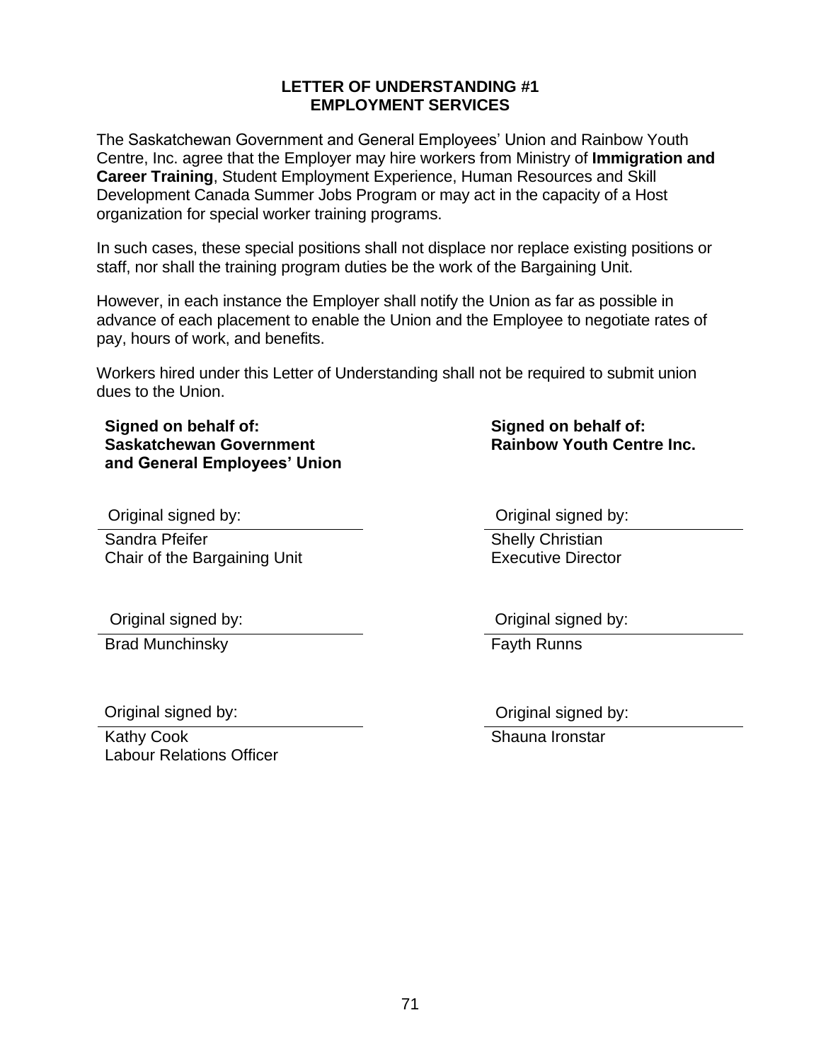# LETTER OF UNDERSTANDING #1
## EMPLOYMENT SERVICES

The Saskatchewan Government and General Employees' Union and Rainbow Youth Centre, Inc. agree that the Employer may hire workers from Ministry of **Immigration and Career Training**, Student Employment Experience, Human Resources and Skill Development Canada Summer Jobs Program or may act in the capacity of a Host organization for special worker training programs.

In such cases, these special positions shall not displace nor replace existing positions or staff, nor shall the training program duties be the work of the Bargaining Unit.

However, in each instance the Employer shall notify the Union as far as possible in advance of each placement to enable the Union and the Employee to negotiate rates of pay, hours of work, and benefits.

Workers hired under this Letter of Understanding shall not be required to submit union dues to the Union.

| **Signed on behalf of: Saskatchewan Government and General Employees' Union** | **Signed on behalf of: Rainbow Youth Centre Inc.** |
|---|---|
| Original signed by: | Original signed by: |
| Sandra Pfeifer<br>Chair of the Bargaining Unit | Shelly Christian<br>Executive Director |
| Original signed by: | Original signed by: |
| Brad Munchinsky | Fayth Runns |
| Original signed by: | Original signed by: |
| Kathy Cook<br>Labour Relations Officer | Shauna Ironstar |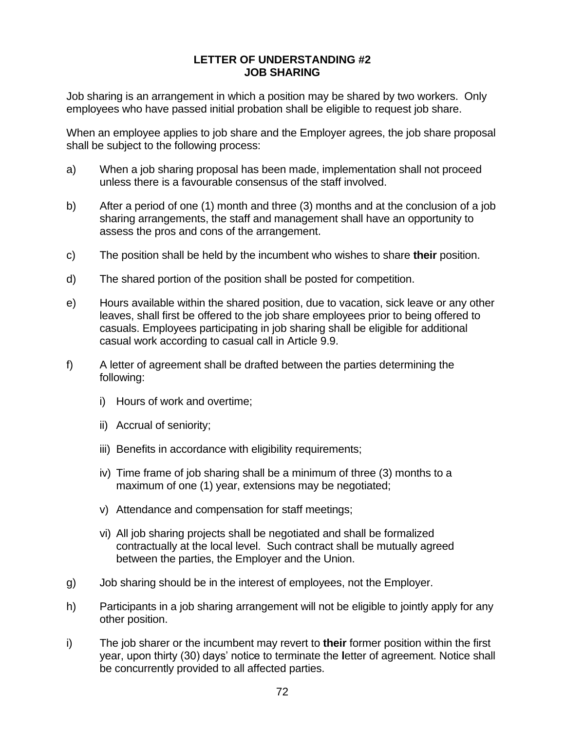# LETTER OF UNDERSTANDING #2
## JOB SHARING

Job sharing is an arrangement in which a position may be shared by two workers. Only employees who have passed initial probation shall be eligible to request job share.

When an employee applies to job share and the Employer agrees, the job share proposal shall be subject to the following process:

a) When a job sharing proposal has been made, implementation shall not proceed unless there is a favourable consensus of the staff involved.

b) After a period of one (1) month and three (3) months and at the conclusion of a job sharing arrangements, the staff and management shall have an opportunity to assess the pros and cons of the arrangement.

c) The position shall be held by the incumbent who wishes to share **their** position.

d) The shared portion of the position shall be posted for competition.

e) Hours available within the shared position, due to vacation, sick leave or any other leaves, shall first be offered to the job share employees prior to being offered to casuals. Employees participating in job sharing shall be eligible for additional casual work according to casual call in Article 9.9.

f) A letter of agreement shall be drafted between the parties determining the following:

   i) Hours of work and overtime;

   ii) Accrual of seniority;

   iii) Benefits in accordance with eligibility requirements;

   iv) Time frame of job sharing shall be a minimum of three (3) months to a maximum of one (1) year, extensions may be negotiated;

   v) Attendance and compensation for staff meetings;

   vi) All job sharing projects shall be negotiated and shall be formalized contractually at the local level. Such contract shall be mutually agreed between the parties, the Employer and the Union.

g) Job sharing should be in the interest of employees, not the Employer.

h) Participants in a job sharing arrangement will not be eligible to jointly apply for any other position.

i) The job sharer or the incumbent may revert to **their** former position within the first year, upon thirty (30) days' notice to terminate the **l**etter of agreement. Notice shall be concurrently provided to all affected parties.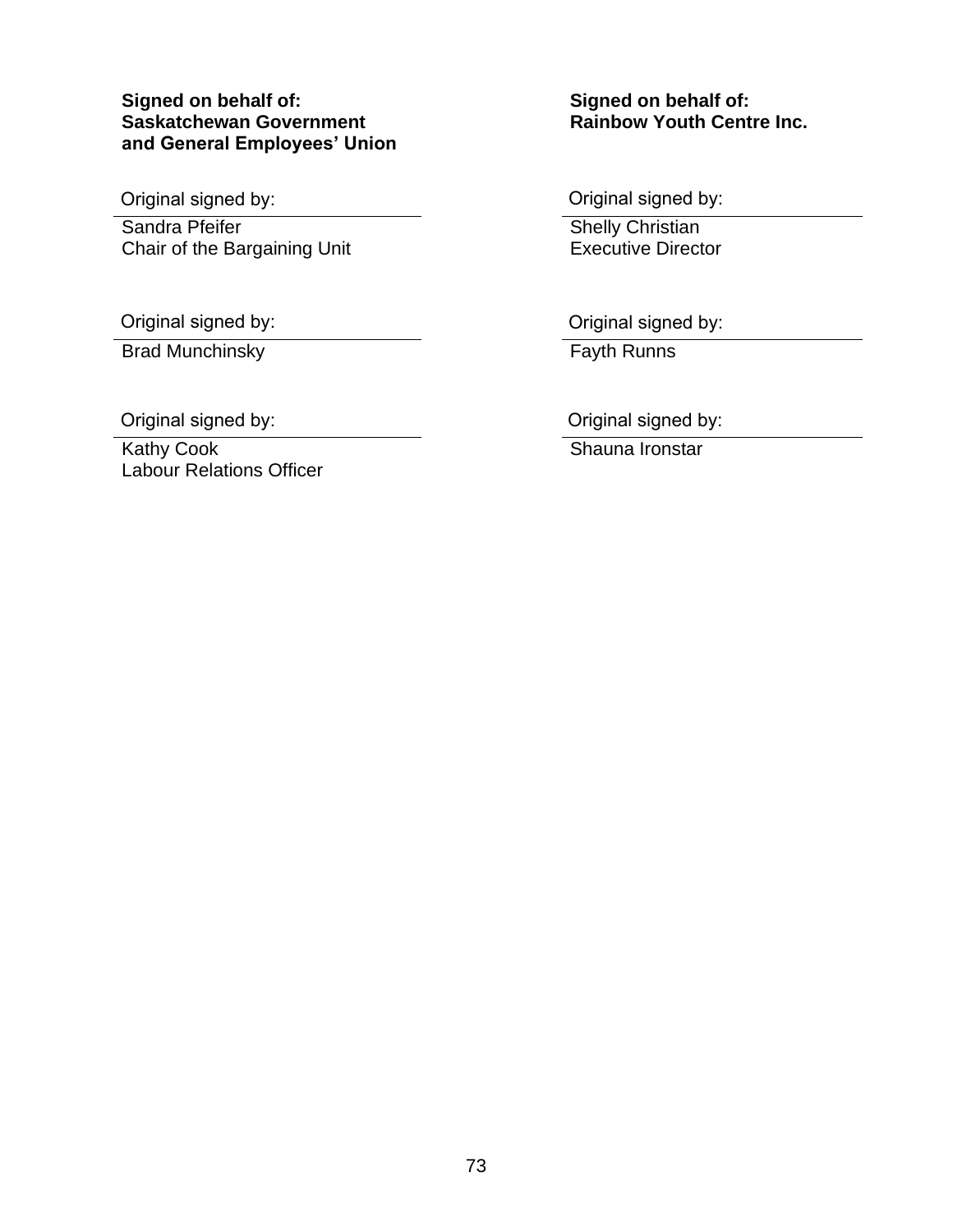**Signed on behalf of:**
**Saskatchewan Government and General Employees' Union**

Original signed by:

Sandra Pfeifer
Chair of the Bargaining Unit

Original signed by:

Brad Munchinsky

Original signed by:

Kathy Cook
Labour Relations Officer

**Signed on behalf of:**
**Rainbow Youth Centre Inc.**

Original signed by:

Shelly Christian
Executive Director

Original signed by:

Fayth Runns

Original signed by:

Shauna Ironstar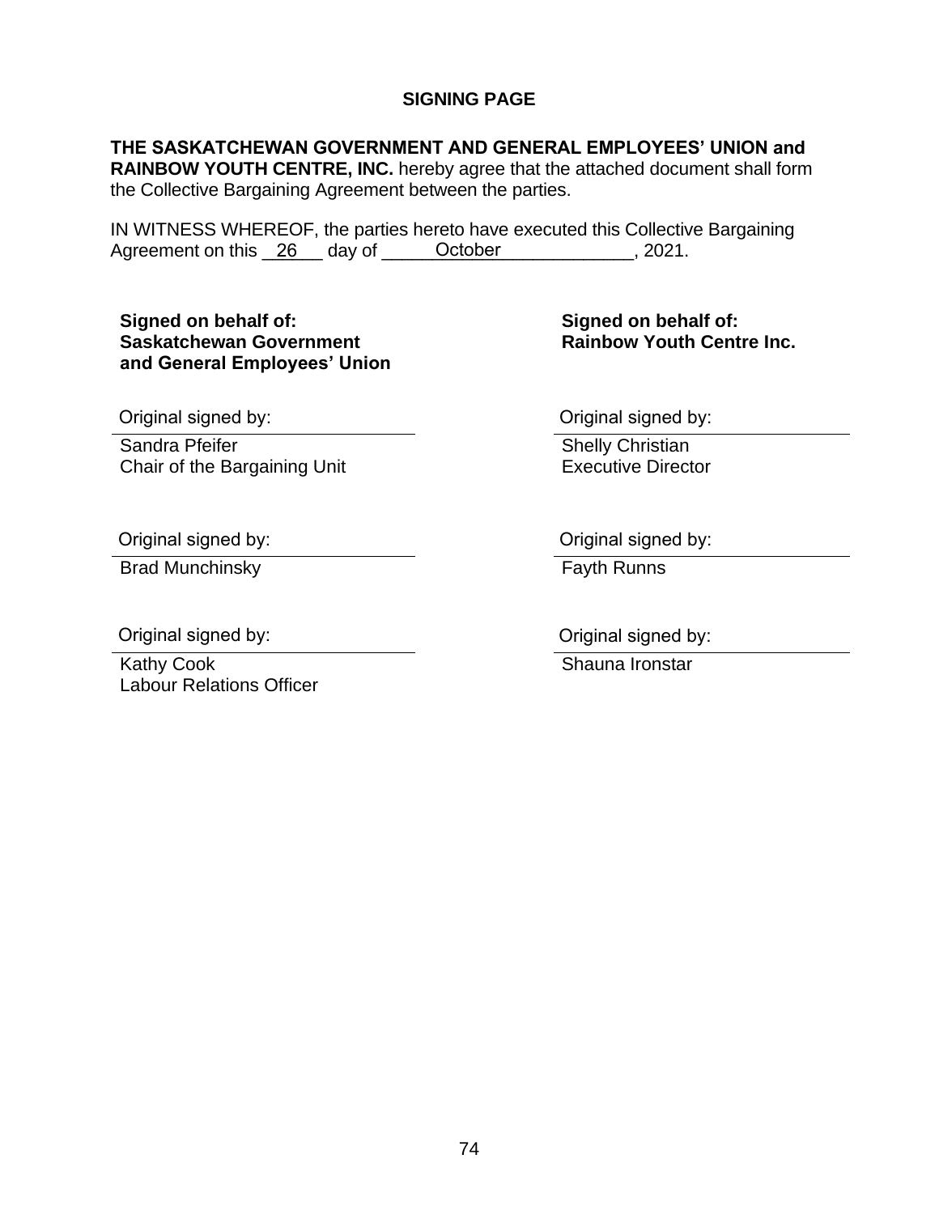## SIGNING PAGE

**THE SASKATCHEWAN GOVERNMENT AND GENERAL EMPLOYEES' UNION and RAINBOW YOUTH CENTRE, INC.** hereby agree that the attached document shall form the Collective Bargaining Agreement between the parties.

IN WITNESS WHEREOF, the parties hereto have executed this Collective Bargaining Agreement on this 26 day of October, 2021.

**Signed on behalf of:**
**Saskatchewan Government and General Employees' Union**

Original signed by:
Sandra Pfeifer
Chair of the Bargaining Unit

Original signed by:
Brad Munchinsky

Original signed by:
Kathy Cook
Labour Relations Officer

**Signed on behalf of:**
**Rainbow Youth Centre Inc.**

Original signed by:
Shelly Christian
Executive Director

Original signed by:
Fayth Runns

Original signed by:
Shauna Ironstar